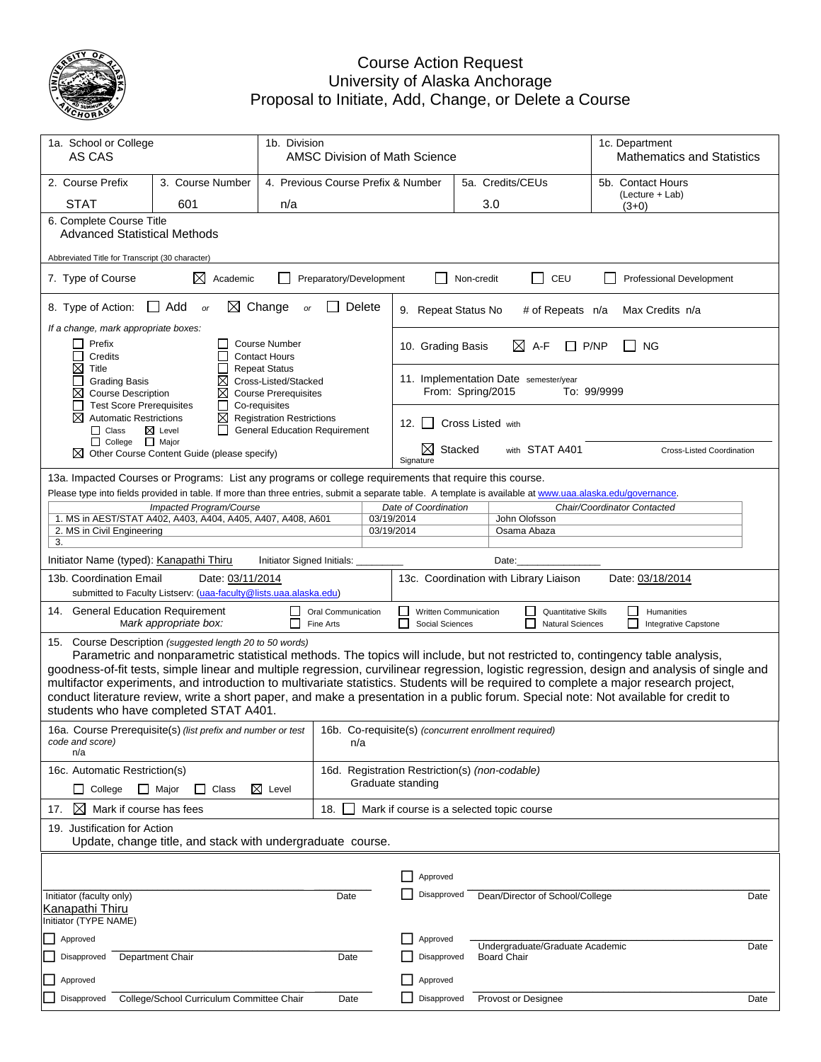# Course Action Request
## University of Alaska Anchorage
## Proposal to Initiate, Add, Change, or Delete a Course

| 1a. School or College | 1b. Division | 1c. Department |
|---|---|---|
| AS CAS | AMSC Division of Math Science | Mathematics and Statistics |

| 2. Course Prefix | 3. Course Number | 4. Previous Course Prefix & Number | 5a. Credits/CEUs | 5b. Contact Hours (Lecture + Lab) |
|---|---|---|---|---|
| STAT | 601 | n/a | 3.0 | (3+0) |

6. Complete Course Title
Advanced Statistical Methods

Abbreviated Title for Transcript (30 character)

7. Type of Course: ☒ Academic ☐ Preparatory/Development ☐ Non-credit ☐ CEU ☐ Professional Development

8. Type of Action: ☐ Add *or* ☒ Change *or* ☐ Delete

*If a change, mark appropriate boxes:*

- ☐ Prefix
- ☐ Credits
- ☒ Title
- ☐ Grading Basis
- ☒ Course Description
- ☐ Test Score Prerequisites
- ☒ Automatic Restrictions
  - ☐ Class ☒ Level
  - ☐ College ☐ Major
- ☒ Other Course Content Guide (please specify)
- ☐ Course Number
- ☐ Contact Hours
- ☐ Repeat Status
- ☒ Cross-Listed/Stacked
- ☒ Course Prerequisites
- ☐ Co-requisites
- ☒ Registration Restrictions
- ☐ General Education Requirement

9. Repeat Status No # of Repeats n/a Max Credits n/a

10. Grading Basis ☒ A-F ☐ P/NP ☐ NG

11. Implementation Date semester/year
From: Spring/2015 To: 99/9999

12. ☐ Cross Listed with

☒ Stacked with STAT A401 Cross-Listed Coordination

Signature

13a. Impacted Courses or Programs: List any programs or college requirements that require this course.

Please type into fields provided in table. If more than three entries, submit a separate table. A template is available at www.uaa.alaska.edu/governance.

| *Impacted Program/Course* | *Date of Coordination* | *Chair/Coordinator Contacted* |
|---|---|---|
| 1. MS in AEST/STAT A402, A403, A404, A405, A407, A408, A601 | 03/19/2014 | John Olofsson |
| 2. MS in Civil Engineering | 03/19/2014 | Osama Abaza |
| 3. | | |

Initiator Name (typed): Kanapathi Thiru Initiator Signed Initials: ________ Date:______________

13b. Coordination Email Date: 03/11/2014
submitted to Faculty Listserv: (uaa-faculty@lists.uaa.alaska.edu)

13c. Coordination with Library Liaison Date: 03/18/2014

14. General Education Requirement
*Mark appropriate box:*
☐ Oral Communication ☐ Written Communication ☐ Quantitative Skills ☐ Humanities
☐ Fine Arts ☐ Social Sciences ☐ Natural Sciences ☐ Integrative Capstone

15. Course Description *(suggested length 20 to 50 words)*
Parametric and nonparametric statistical methods. The topics will include, but not restricted to, contingency table analysis, goodness-of-fit tests, simple linear and multiple regression, curvilinear regression, logistic regression, design and analysis of single and multifactor experiments, and introduction to multivariate statistics. Students will be required to complete a major research project, conduct literature review, write a short paper, and make a presentation in a public forum. Special note: Not available for credit to students who have completed STAT A401.

16a. Course Prerequisite(s) *(list prefix and number or test code and score)*
n/a

16b. Co-requisite(s) *(concurrent enrollment required)*
n/a

16c. Automatic Restriction(s)
☐ College ☐ Major ☐ Class ☒ Level

16d. Registration Restriction(s) *(non-codable)*
Graduate standing

17. ☒ Mark if course has fees

18. ☐ Mark if course is a selected topic course

19. Justification for Action
Update, change title, and stack with undergraduate course.

| | | | |
|---|---|---|---|
| Initiator (faculty only) | Date | ☐ Approved ☐ Disapproved Dean/Director of School/College | Date |
| Kanapathi Thiru<br>Initiator (TYPE NAME) | | | |
| ☐ Approved ☐ Disapproved Department Chair | Date | ☐ Approved ☐ Disapproved Undergraduate/Graduate Academic Board Chair | Date |
| ☐ Approved ☐ Disapproved College/School Curriculum Committee Chair | Date | ☐ Approved ☐ Disapproved Provost or Designee | Date |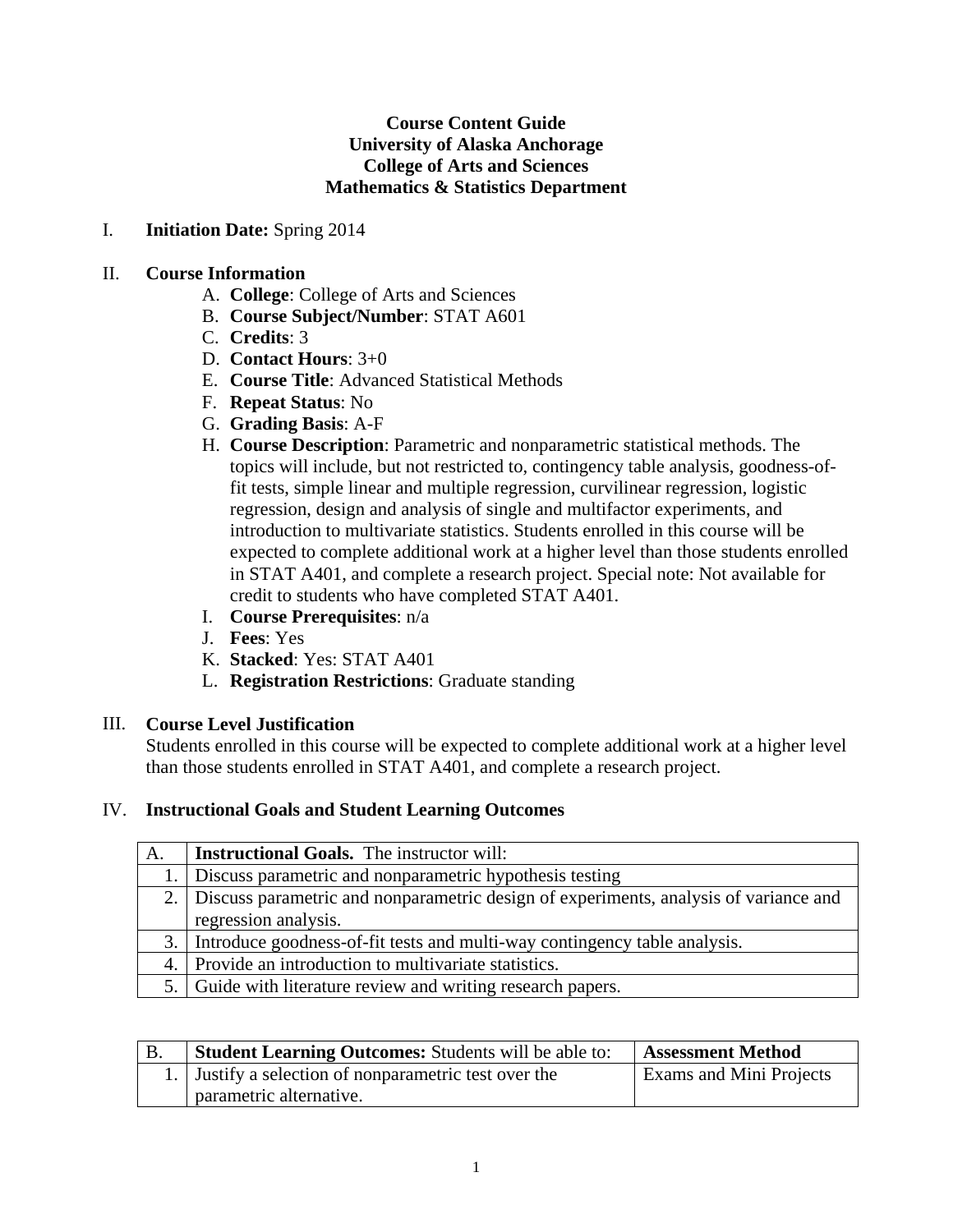**Course Content Guide**
**University of Alaska Anchorage**
**College of Arts and Sciences**
**Mathematics & Statistics Department**

I. **Initiation Date:** Spring 2014

II. **Course Information**

A. **College**: College of Arts and Sciences
B. **Course Subject/Number**: STAT A601
C. **Credits**: 3
D. **Contact Hours**: 3+0
E. **Course Title**: Advanced Statistical Methods
F. **Repeat Status**: No
G. **Grading Basis**: A-F
H. **Course Description**: Parametric and nonparametric statistical methods. The topics will include, but not restricted to, contingency table analysis, goodness-of-fit tests, simple linear and multiple regression, curvilinear regression, logistic regression, design and analysis of single and multifactor experiments, and introduction to multivariate statistics. Students enrolled in this course will be expected to complete additional work at a higher level than those students enrolled in STAT A401, and complete a research project. Special note: Not available for credit to students who have completed STAT A401.
I. **Course Prerequisites**: n/a
J. **Fees**: Yes
K. **Stacked**: Yes: STAT A401
L. **Registration Restrictions**: Graduate standing

III. **Course Level Justification**

Students enrolled in this course will be expected to complete additional work at a higher level than those students enrolled in STAT A401, and complete a research project.

IV. **Instructional Goals and Student Learning Outcomes**

| A. | **Instructional Goals.** The instructor will: |
|---|---|
| 1. | Discuss parametric and nonparametric hypothesis testing |
| 2. | Discuss parametric and nonparametric design of experiments, analysis of variance and regression analysis. |
| 3. | Introduce goodness-of-fit tests and multi-way contingency table analysis. |
| 4. | Provide an introduction to multivariate statistics. |
| 5. | Guide with literature review and writing research papers. |

| B. | **Student Learning Outcomes:** Students will be able to: | **Assessment Method** |
|---|---|---|
| 1. | Justify a selection of nonparametric test over the parametric alternative. | Exams and Mini Projects |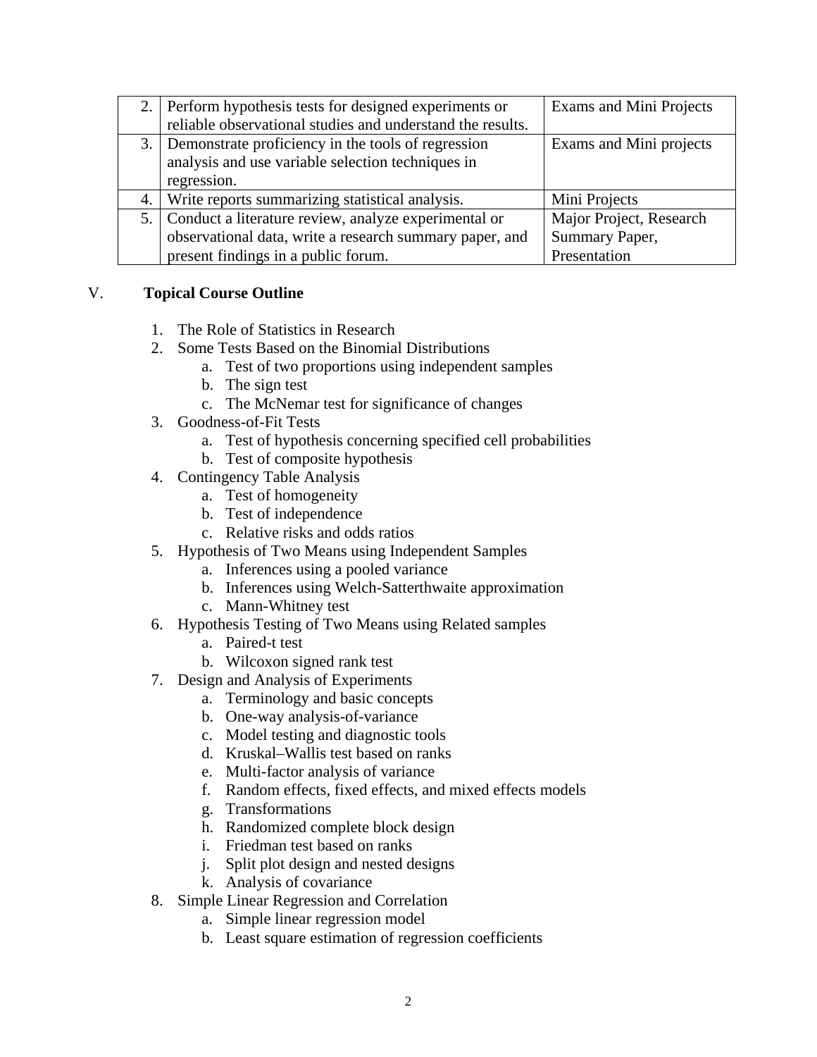| | | |
|---|---|---|
| 2. | Perform hypothesis tests for designed experiments or reliable observational studies and understand the results. | Exams and Mini Projects |
| 3. | Demonstrate proficiency in the tools of regression analysis and use variable selection techniques in regression. | Exams and Mini projects |
| 4. | Write reports summarizing statistical analysis. | Mini Projects |
| 5. | Conduct a literature review, analyze experimental or observational data, write a research summary paper, and present findings in a public forum. | Major Project, Research Summary Paper, Presentation |

## V. Topical Course Outline

1. The Role of Statistics in Research
2. Some Tests Based on the Binomial Distributions
    a. Test of two proportions using independent samples
    b. The sign test
    c. The McNemar test for significance of changes
3. Goodness-of-Fit Tests
    a. Test of hypothesis concerning specified cell probabilities
    b. Test of composite hypothesis
4. Contingency Table Analysis
    a. Test of homogeneity
    b. Test of independence
    c. Relative risks and odds ratios
5. Hypothesis of Two Means using Independent Samples
    a. Inferences using a pooled variance
    b. Inferences using Welch-Satterthwaite approximation
    c. Mann-Whitney test
6. Hypothesis Testing of Two Means using Related samples
    a. Paired-t test
    b. Wilcoxon signed rank test
7. Design and Analysis of Experiments
    a. Terminology and basic concepts
    b. One-way analysis-of-variance
    c. Model testing and diagnostic tools
    d. Kruskal–Wallis test based on ranks
    e. Multi-factor analysis of variance
    f. Random effects, fixed effects, and mixed effects models
    g. Transformations
    h. Randomized complete block design
    i. Friedman test based on ranks
    j. Split plot design and nested designs
    k. Analysis of covariance
8. Simple Linear Regression and Correlation
    a. Simple linear regression model
    b. Least square estimation of regression coefficients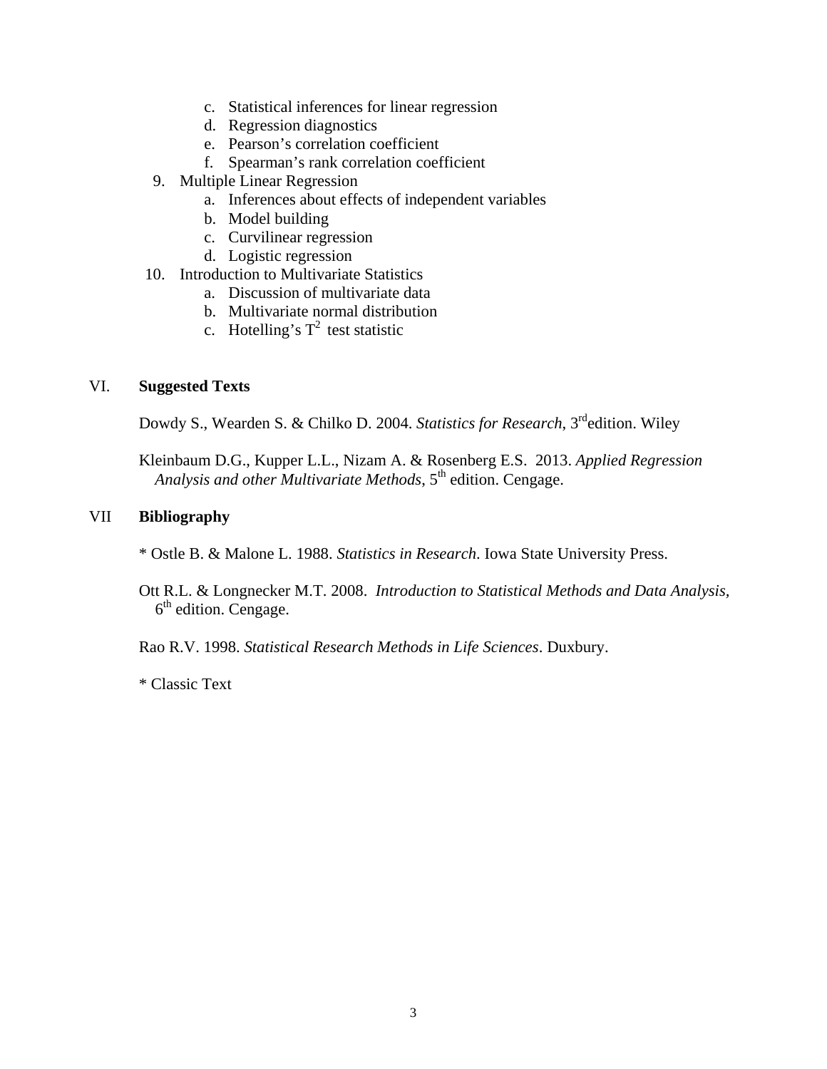c. Statistical inferences for linear regression
   d. Regression diagnostics
   e. Pearson's correlation coefficient
   f. Spearman's rank correlation coefficient

9. Multiple Linear Regression
   a. Inferences about effects of independent variables
   b. Model building
   c. Curvilinear regression
   d. Logistic regression

10. Introduction to Multivariate Statistics
    a. Discussion of multivariate data
    b. Multivariate normal distribution
    c. Hotelling's $T^2$ test statistic

## VI. **Suggested Texts**

Dowdy S., Wearden S. & Chilko D. 2004. *Statistics for Research*, 3rd edition. Wiley

Kleinbaum D.G., Kupper L.L., Nizam A. & Rosenberg E.S. 2013. *Applied Regression Analysis and other Multivariate Methods*, 5th edition. Cengage.

## VII **Bibliography**

* Ostle B. & Malone L. 1988. *Statistics in Research*. Iowa State University Press.

Ott R.L. & Longnecker M.T. 2008. *Introduction to Statistical Methods and Data Analysis*, 6th edition. Cengage.

Rao R.V. 1998. *Statistical Research Methods in Life Sciences*. Duxbury.

* Classic Text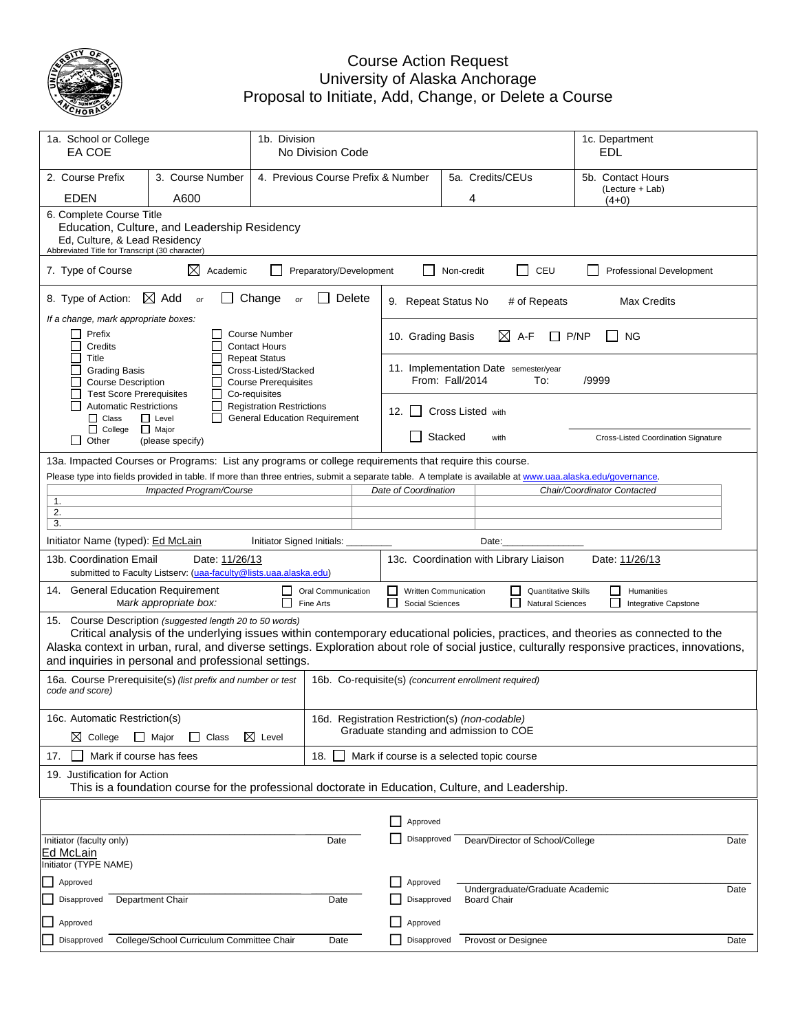# Course Action Request
## University of Alaska Anchorage
## Proposal to Initiate, Add, Change, or Delete a Course

| 1a. School or College | 1b. Division | 1c. Department |
|---|---|---|
| EA COE | No Division Code | EDL |

| 2. Course Prefix | 3. Course Number | 4. Previous Course Prefix & Number | 5a. Credits/CEUs | 5b. Contact Hours (Lecture + Lab) |
|---|---|---|---|---|
| EDEN | A600 | | 4 | (4+0) |

6. Complete Course Title
Education, Culture, and Leadership Residency
Ed, Culture, & Lead Residency
Abbreviated Title for Transcript (30 character)

7. Type of Course: ☒ Academic ☐ Preparatory/Development ☐ Non-credit ☐ CEU ☐ Professional Development

8. Type of Action: ☒ Add or ☐ Change or ☐ Delete

*If a change, mark appropriate boxes:*
☐ Prefix ☐ Course Number
☐ Credits ☐ Contact Hours
☐ Title ☐ Repeat Status
☐ Grading Basis ☐ Cross-Listed/Stacked
☐ Course Description ☐ Course Prerequisites
☐ Test Score Prerequisites ☐ Co-requisites
☐ Automatic Restrictions ☐ Registration Restrictions
☐ Class ☐ Level ☐ General Education Requirement
☐ College ☐ Major
☐ Other (please specify)

9. Repeat Status No  # of Repeats  Max Credits

10. Grading Basis ☒ A-F ☐ P/NP ☐ NG

11. Implementation Date semester/year
From: Fall/2014 To: /9999

12. ☐ Cross Listed with
☐ Stacked with
Cross-Listed Coordination Signature

13a. Impacted Courses or Programs: List any programs or college requirements that require this course.
Please type into fields provided in table. If more than three entries, submit a separate table. A template is available at www.uaa.alaska.edu/governance.

| | *Impacted Program/Course* | *Date of Coordination* | *Chair/Coordinator Contacted* |
|---|---|---|---|
| 1. | | | |
| 2. | | | |
| 3. | | | |

Initiator Name (typed): Ed McLain  Initiator Signed Initials: ________  Date:_______________

13b. Coordination Email Date: 11/26/13
submitted to Faculty Listserv: (uaa-faculty@lists.uaa.alaska.edu)

13c. Coordination with Library Liaison Date: 11/26/13

14. General Education Requirement
*Mark appropriate box:*
☐ Oral Communication ☐ Written Communication ☐ Quantitative Skills ☐ Humanities
☐ Fine Arts ☐ Social Sciences ☐ Natural Sciences ☐ Integrative Capstone

15. Course Description *(suggested length 20 to 50 words)*
Critical analysis of the underlying issues within contemporary educational policies, practices, and theories as connected to the Alaska context in urban, rural, and diverse settings. Exploration about role of social justice, culturally responsive practices, innovations, and inquiries in personal and professional settings.

16a. Course Prerequisite(s) *(list prefix and number or test code and score)*

16b. Co-requisite(s) *(concurrent enrollment required)*

16c. Automatic Restriction(s)
☒ College ☐ Major ☐ Class ☒ Level

16d. Registration Restriction(s) *(non-codable)*
Graduate standing and admission to COE

17. ☐ Mark if course has fees

18. ☐ Mark if course is a selected topic course

19. Justification for Action
This is a foundation course for the professional doctorate in Education, Culture, and Leadership.

| | | | |
|---|---|---|---|
| Initiator (faculty only) | Date | ☐ Approved ☐ Disapproved Dean/Director of School/College | Date |
| Ed McLain<br>Initiator (TYPE NAME) | | | |
| ☐ Approved ☐ Disapproved Department Chair | Date | ☐ Approved ☐ Disapproved Undergraduate/Graduate Academic Board Chair | Date |
| ☐ Approved ☐ Disapproved College/School Curriculum Committee Chair | Date | ☐ Approved ☐ Disapproved Provost or Designee | Date |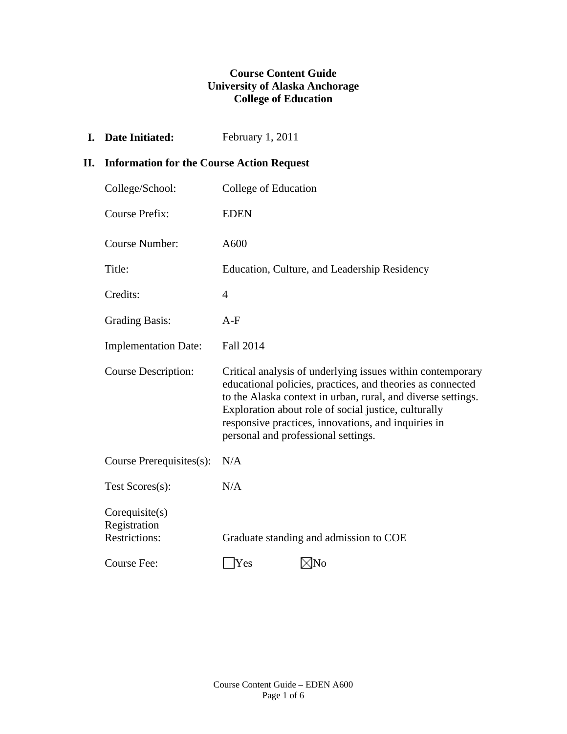**Course Content Guide**
**University of Alaska Anchorage**
**College of Education**

**I. Date Initiated:** February 1, 2011

**II. Information for the Course Action Request**

| | |
|---|---|
| College/School: | College of Education |
| Course Prefix: | EDEN |
| Course Number: | A600 |
| Title: | Education, Culture, and Leadership Residency |
| Credits: | 4 |
| Grading Basis: | A-F |
| Implementation Date: | Fall 2014 |
| Course Description: | Critical analysis of underlying issues within contemporary educational policies, practices, and theories as connected to the Alaska context in urban, rural, and diverse settings. Exploration about role of social justice, culturally responsive practices, innovations, and inquiries in personal and professional settings. |
| Course Prerequisites(s): | N/A |
| Test Scores(s): | N/A |
| Corequisite(s) Registration Restrictions: | Graduate standing and admission to COE |
| Course Fee: | ☐ Yes ☒ No |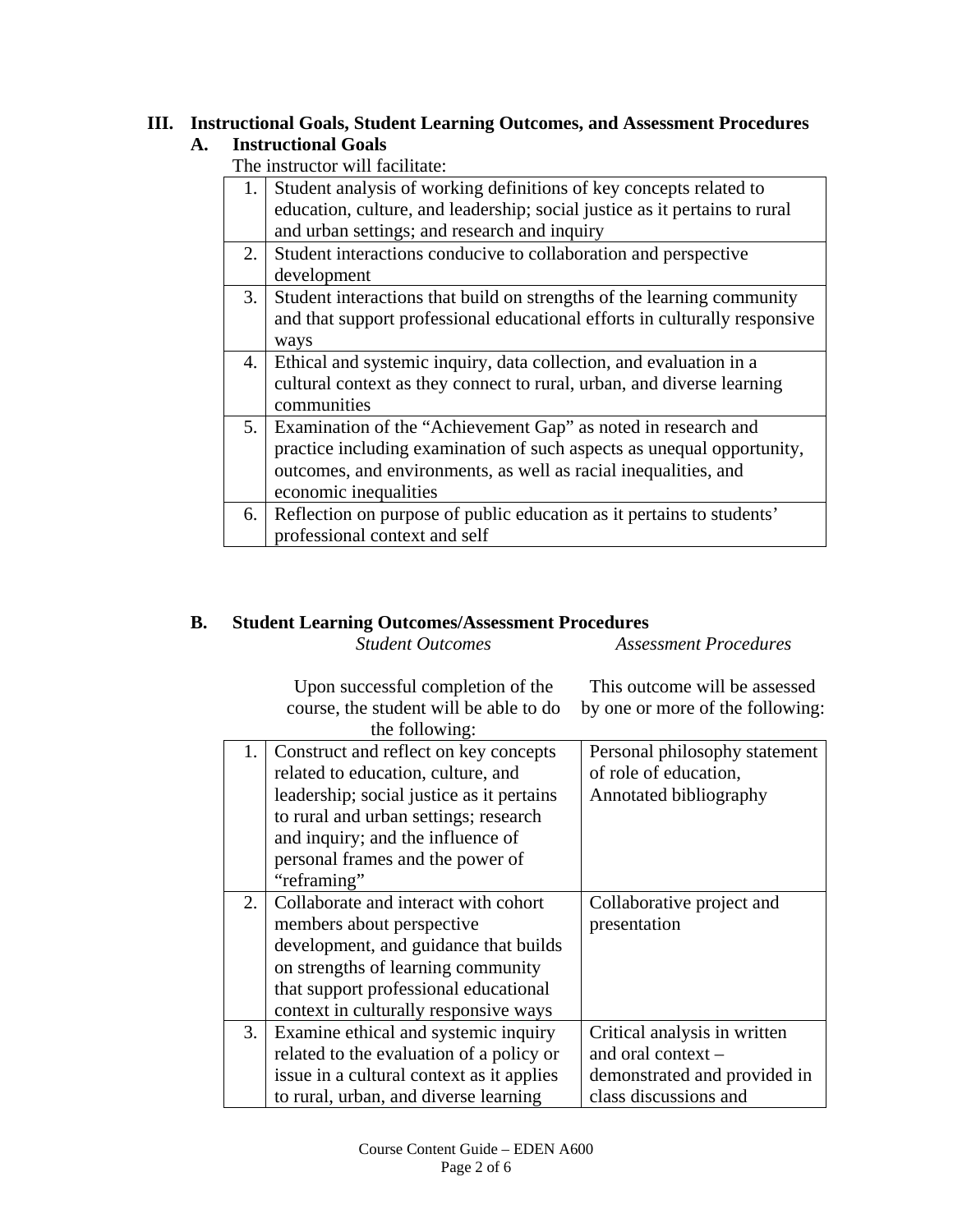## III. Instructional Goals, Student Learning Outcomes, and Assessment Procedures

### A. Instructional Goals

The instructor will facilitate:

| | |
|---|---|
| 1. | Student analysis of working definitions of key concepts related to education, culture, and leadership; social justice as it pertains to rural and urban settings; and research and inquiry |
| 2. | Student interactions conducive to collaboration and perspective development |
| 3. | Student interactions that build on strengths of the learning community and that support professional educational efforts in culturally responsive ways |
| 4. | Ethical and systemic inquiry, data collection, and evaluation in a cultural context as they connect to rural, urban, and diverse learning communities |
| 5. | Examination of the "Achievement Gap" as noted in research and practice including examination of such aspects as unequal opportunity, outcomes, and environments, as well as racial inequalities, and economic inequalities |
| 6. | Reflection on purpose of public education as it pertains to students' professional context and self |

### B. Student Learning Outcomes/Assessment Procedures

| | *Student Outcomes*<br><br>Upon successful completion of the course, the student will be able to do the following: | *Assessment Procedures*<br><br>This outcome will be assessed by one or more of the following: |
|---|---|---|
| 1. | Construct and reflect on key concepts related to education, culture, and leadership; social justice as it pertains to rural and urban settings; research and inquiry; and the influence of personal frames and the power of "reframing" | Personal philosophy statement of role of education, Annotated bibliography |
| 2. | Collaborate and interact with cohort members about perspective development, and guidance that builds on strengths of learning community that support professional educational context in culturally responsive ways | Collaborative project and presentation |
| 3. | Examine ethical and systemic inquiry related to the evaluation of a policy or issue in a cultural context as it applies to rural, urban, and diverse learning | Critical analysis in written and oral context – demonstrated and provided in class discussions and |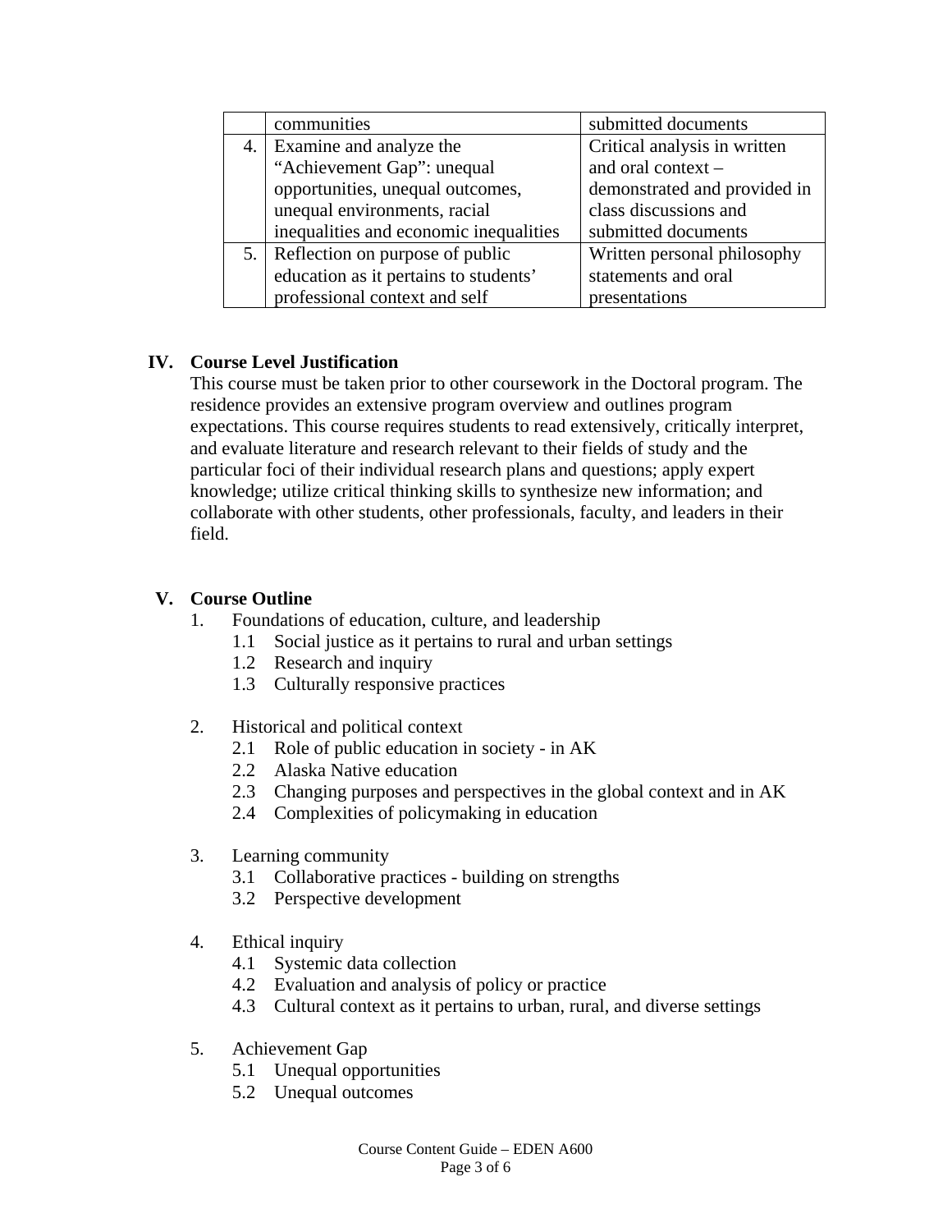| | | |
|---|---|---|
| | communities | submitted documents |
| 4. | Examine and analyze the "Achievement Gap": unequal opportunities, unequal outcomes, unequal environments, racial inequalities and economic inequalities | Critical analysis in written and oral context – demonstrated and provided in class discussions and submitted documents |
| 5. | Reflection on purpose of public education as it pertains to students' professional context and self | Written personal philosophy statements and oral presentations |

## IV. Course Level Justification

This course must be taken prior to other coursework in the Doctoral program. The residence provides an extensive program overview and outlines program expectations. This course requires students to read extensively, critically interpret, and evaluate literature and research relevant to their fields of study and the particular foci of their individual research plans and questions; apply expert knowledge; utilize critical thinking skills to synthesize new information; and collaborate with other students, other professionals, faculty, and leaders in their field.

## V. Course Outline

1. Foundations of education, culture, and leadership
   - 1.1 Social justice as it pertains to rural and urban settings
   - 1.2 Research and inquiry
   - 1.3 Culturally responsive practices

2. Historical and political context
   - 2.1 Role of public education in society - in AK
   - 2.2 Alaska Native education
   - 2.3 Changing purposes and perspectives in the global context and in AK
   - 2.4 Complexities of policymaking in education

3. Learning community
   - 3.1 Collaborative practices - building on strengths
   - 3.2 Perspective development

4. Ethical inquiry
   - 4.1 Systemic data collection
   - 4.2 Evaluation and analysis of policy or practice
   - 4.3 Cultural context as it pertains to urban, rural, and diverse settings

5. Achievement Gap
   - 5.1 Unequal opportunities
   - 5.2 Unequal outcomes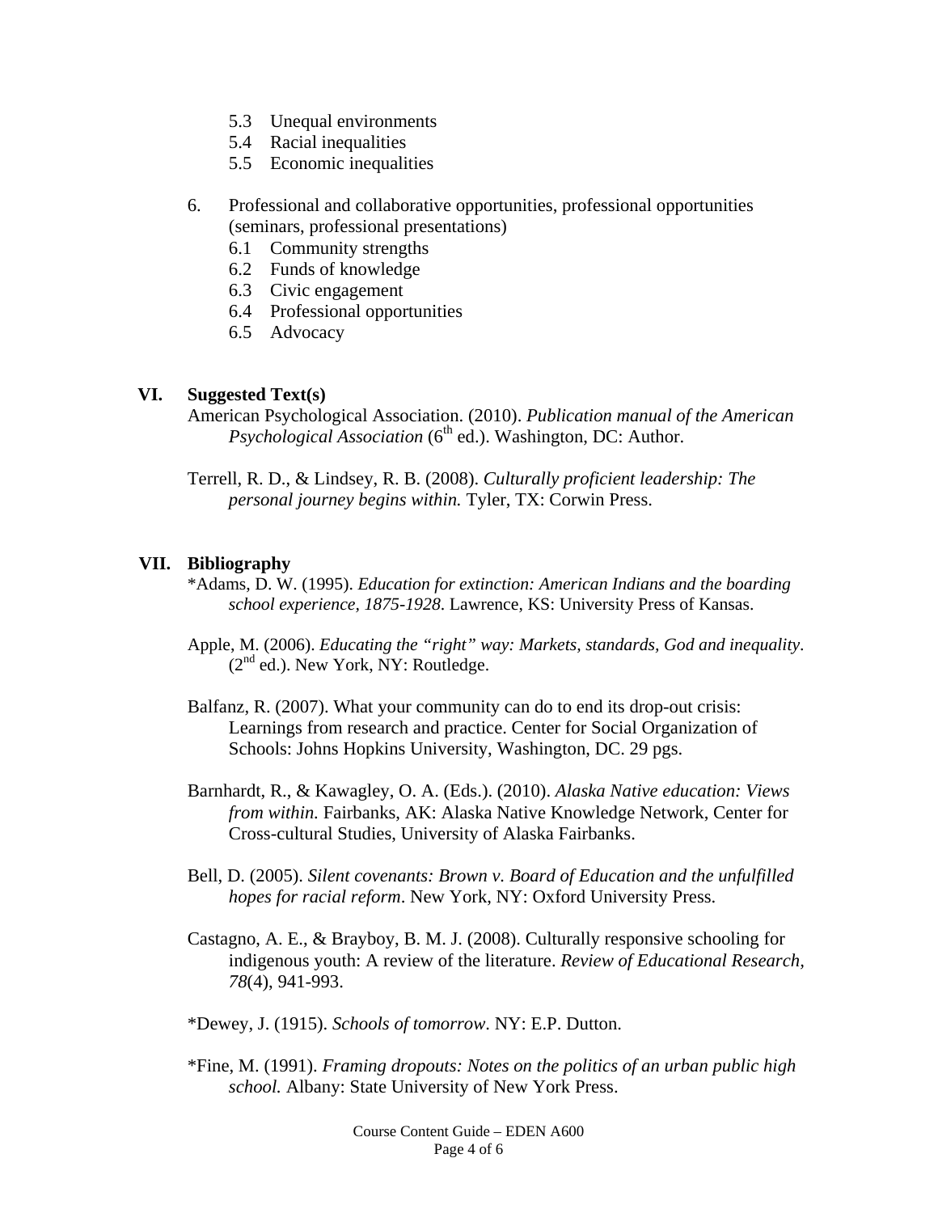- 5.3 Unequal environments
  - 5.4 Racial inequalities
  - 5.5 Economic inequalities

6. Professional and collaborative opportunities, professional opportunities (seminars, professional presentations)
   - 6.1 Community strengths
   - 6.2 Funds of knowledge
   - 6.3 Civic engagement
   - 6.4 Professional opportunities
   - 6.5 Advocacy

## VI. Suggested Text(s)

American Psychological Association. (2010). *Publication manual of the American Psychological Association* (6th ed.). Washington, DC: Author.

Terrell, R. D., & Lindsey, R. B. (2008). *Culturally proficient leadership: The personal journey begins within.* Tyler, TX: Corwin Press.

## VII. Bibliography

*Adams, D. W. (1995). *Education for extinction: American Indians and the boarding school experience, 1875-1928*. Lawrence, KS: University Press of Kansas.

Apple, M. (2006). *Educating the "right" way: Markets, standards, God and inequality*. (2nd ed.). New York, NY: Routledge.

Balfanz, R. (2007). What your community can do to end its drop-out crisis: Learnings from research and practice. Center for Social Organization of Schools: Johns Hopkins University, Washington, DC. 29 pgs.

Barnhardt, R., & Kawagley, O. A. (Eds.). (2010). *Alaska Native education: Views from within.* Fairbanks, AK: Alaska Native Knowledge Network, Center for Cross-cultural Studies, University of Alaska Fairbanks.

Bell, D. (2005). *Silent covenants: Brown v. Board of Education and the unfulfilled hopes for racial reform*. New York, NY: Oxford University Press.

Castagno, A. E., & Brayboy, B. M. J. (2008). Culturally responsive schooling for indigenous youth: A review of the literature. *Review of Educational Research, 78*(4), 941-993.

*Dewey, J. (1915). *Schools of tomorrow*. NY: E.P. Dutton.

*Fine, M. (1991). *Framing dropouts: Notes on the politics of an urban public high school.* Albany: State University of New York Press.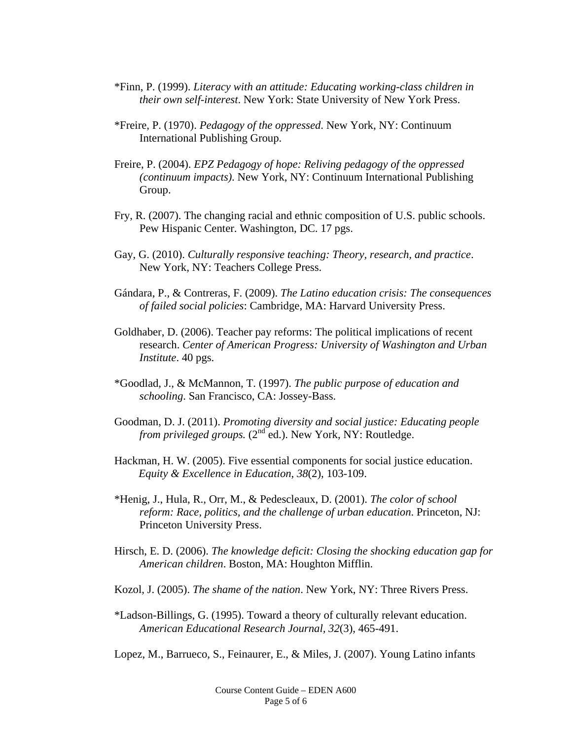*Finn, P. (1999). *Literacy with an attitude: Educating working-class children in their own self-interest*. New York: State University of New York Press.

*Freire, P. (1970). *Pedagogy of the oppressed*. New York, NY: Continuum International Publishing Group.

Freire, P. (2004). *EPZ Pedagogy of hope: Reliving pedagogy of the oppressed (continuum impacts)*. New York, NY: Continuum International Publishing Group.

Fry, R. (2007). The changing racial and ethnic composition of U.S. public schools. Pew Hispanic Center. Washington, DC. 17 pgs.

Gay, G. (2010). *Culturally responsive teaching: Theory, research, and practice*. New York, NY: Teachers College Press.

Gándara, P., & Contreras, F. (2009). *The Latino education crisis: The consequences of failed social policies*: Cambridge, MA: Harvard University Press.

Goldhaber, D. (2006). Teacher pay reforms: The political implications of recent research. *Center of American Progress: University of Washington and Urban Institute*. 40 pgs.

*Goodlad, J., & McMannon, T. (1997). *The public purpose of education and schooling*. San Francisco, CA: Jossey-Bass.

Goodman, D. J. (2011). *Promoting diversity and social justice: Educating people from privileged groups.* (2nd ed.). New York, NY: Routledge.

Hackman, H. W. (2005). Five essential components for social justice education. *Equity & Excellence in Education*, *38*(2), 103-109.

*Henig, J., Hula, R., Orr, M., & Pedescleaux, D. (2001). *The color of school reform: Race, politics, and the challenge of urban education*. Princeton, NJ: Princeton University Press.

Hirsch, E. D. (2006). *The knowledge deficit: Closing the shocking education gap for American children*. Boston, MA: Houghton Mifflin.

Kozol, J. (2005). *The shame of the nation*. New York, NY: Three Rivers Press.

*Ladson-Billings, G. (1995). Toward a theory of culturally relevant education. *American Educational Research Journal*, *32*(3), 465-491.

Lopez, M., Barrueco, S., Feinaurer, E., & Miles, J. (2007). Young Latino infants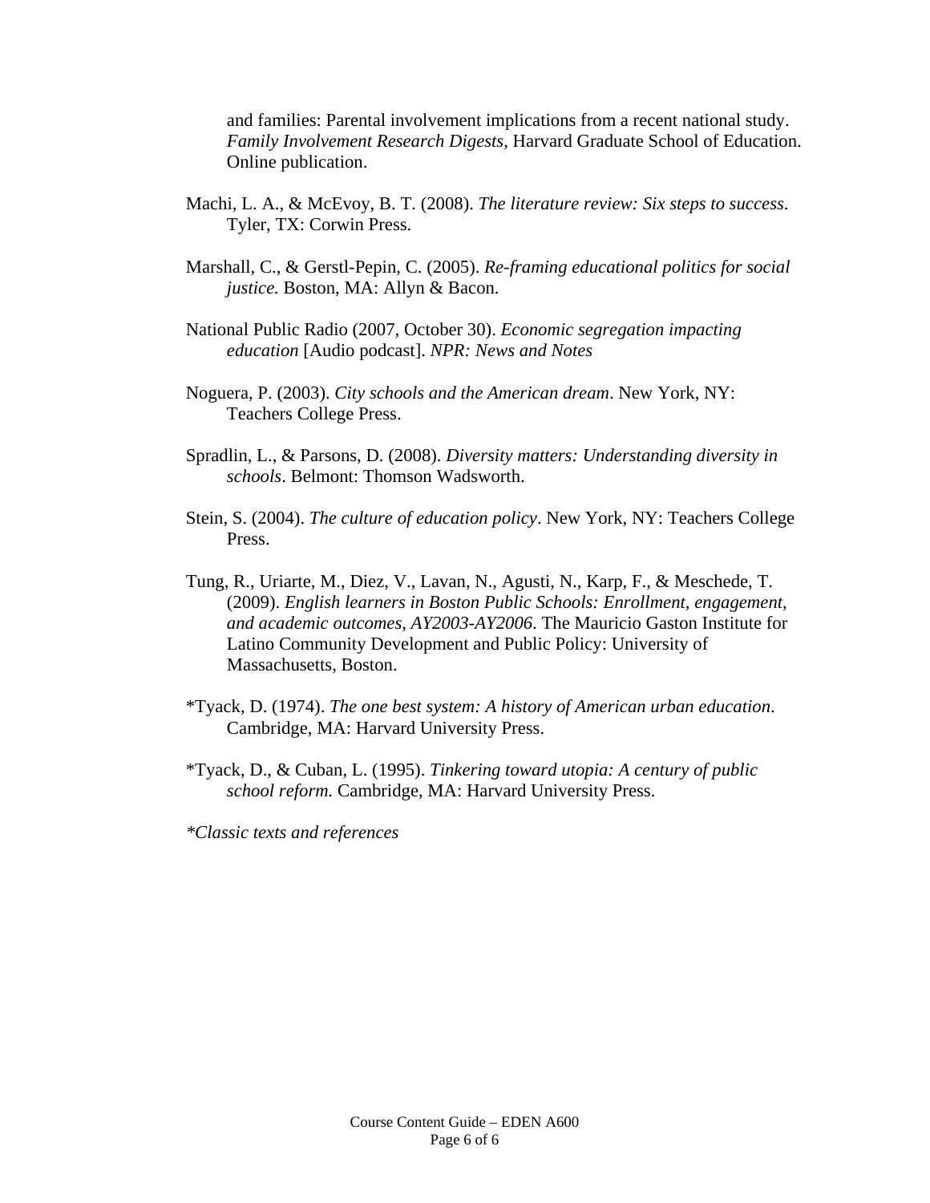and families: Parental involvement implications from a recent national study. *Family Involvement Research Digests*, Harvard Graduate School of Education. Online publication.

Machi, L. A., & McEvoy, B. T. (2008). *The literature review: Six steps to success*. Tyler, TX: Corwin Press.

Marshall, C., & Gerstl-Pepin, C. (2005). *Re-framing educational politics for social justice.* Boston, MA: Allyn & Bacon.

National Public Radio (2007, October 30). *Economic segregation impacting education* [Audio podcast]. *NPR: News and Notes*

Noguera, P. (2003). *City schools and the American dream*. New York, NY: Teachers College Press.

Spradlin, L., & Parsons, D. (2008). *Diversity matters: Understanding diversity in schools*. Belmont: Thomson Wadsworth.

Stein, S. (2004). *The culture of education policy*. New York, NY: Teachers College Press.

Tung, R., Uriarte, M., Diez, V., Lavan, N., Agusti, N., Karp, F., & Meschede, T. (2009). *English learners in Boston Public Schools: Enrollment, engagement, and academic outcomes, AY2003-AY2006*. The Mauricio Gaston Institute for Latino Community Development and Public Policy: University of Massachusetts, Boston.

*Tyack, D. (1974). *The one best system: A history of American urban education*. Cambridge, MA: Harvard University Press.

*Tyack, D., & Cuban, L. (1995). *Tinkering toward utopia: A century of public school reform.* Cambridge, MA: Harvard University Press.

*\*Classic texts and references*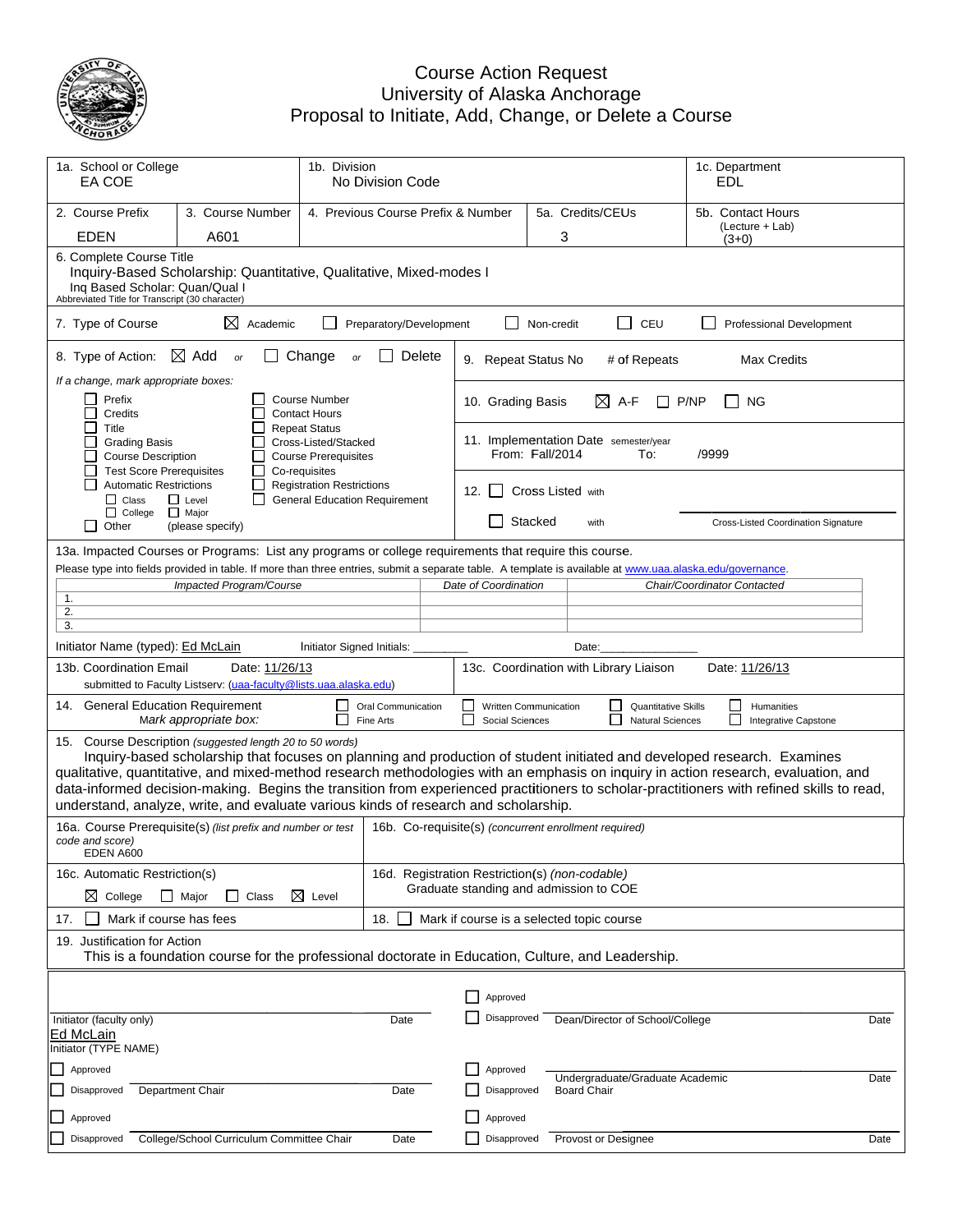# Course Action Request
## University of Alaska Anchorage
## Proposal to Initiate, Add, Change, or Delete a Course

| 1a. School or College | 1b. Division | 1c. Department |
|---|---|---|
| EA COE | No Division Code | EDL |

| 2. Course Prefix | 3. Course Number | 4. Previous Course Prefix & Number | 5a. Credits/CEUs | 5b. Contact Hours (Lecture + Lab) |
|---|---|---|---|---|
| EDEN | A601 | | 3 | (3+0) |

6. Complete Course Title
Inquiry-Based Scholarship: Quantitative, Qualitative, Mixed-modes I
Inq Based Scholar: Quan/Qual I
Abbreviated Title for Transcript (30 character)

7. Type of Course ☒ Academic ☐ Preparatory/Development ☐ Non-credit ☐ CEU ☐ Professional Development

8. Type of Action: ☒ Add or ☐ Change or ☐ Delete

*If a change, mark appropriate boxes:*

☐ Prefix ☐ Course Number
☐ Credits ☐ Contact Hours
☐ Title ☐ Repeat Status
☐ Grading Basis ☐ Cross-Listed/Stacked
☐ Course Description ☐ Course Prerequisites
☐ Test Score Prerequisites ☐ Co-requisites
☐ Automatic Restrictions ☐ Registration Restrictions
☐ Class ☐ Level ☐ General Education Requirement
☐ College ☐ Major
☐ Other (please specify)

9. Repeat Status No # of Repeats Max Credits

10. Grading Basis ☒ A-F ☐ P/NP ☐ NG

11. Implementation Date semester/year
From: Fall/2014 To: /9999

12. ☐ Cross Listed with
☐ Stacked with
Cross-Listed Coordination Signature

13a. Impacted Courses or Programs: List any programs or college requirements that require this course.
Please type into fields provided in table. If more than three entries, submit a separate table. A template is available at www.uaa.alaska.edu/governance.

| | *Impacted Program/Course* | *Date of Coordination* | *Chair/Coordinator Contacted* |
|---|---|---|---|
| 1. | | | |
| 2. | | | |
| 3. | | | |

Initiator Name (typed): Ed McLain Initiator Signed Initials: ________ Date:_______________

13b. Coordination Email Date: 11/26/13
submitted to Faculty Listserv: (uaa-faculty@lists.uaa.alaska.edu)

13c. Coordination with Library Liaison Date: 11/26/13

14. General Education Requirement
*Mark appropriate box:*
☐ Oral Communication ☐ Written Communication ☐ Quantitative Skills ☐ Humanities
☐ Fine Arts ☐ Social Sciences ☐ Natural Sciences ☐ Integrative Capstone

15. Course Description *(suggested length 20 to 50 words)*
Inquiry-based scholarship that focuses on planning and production of student initiated and developed research. Examines qualitative, quantitative, and mixed-method research methodologies with an emphasis on inquiry in action research, evaluation, and data-informed decision-making. Begins the transition from experienced practitioners to scholar-practitioners with refined skills to read, understand, analyze, write, and evaluate various kinds of research and scholarship.

16a. Course Prerequisite(s) *(list prefix and number or test code and score)*
EDEN A600

16b. Co-requisite(s) *(concurrent enrollment required)*

16c. Automatic Restriction(s)
☒ College ☐ Major ☐ Class ☒ Level

16d. Registration Restriction(s) *(non-codable)*
Graduate standing and admission to COE

17. ☐ Mark if course has fees

18. ☐ Mark if course is a selected topic course

19. Justification for Action
This is a foundation course for the professional doctorate in Education, Culture, and Leadership.

| | | | |
|---|---|---|---|
| Initiator (faculty only) | Date | ☐ Approved ☐ Disapproved Dean/Director of School/College | Date |
| Ed McLain<br>Initiator (TYPE NAME) | | | |
| ☐ Approved ☐ Disapproved Department Chair | Date | ☐ Approved ☐ Disapproved Undergraduate/Graduate Academic Board Chair | Date |
| ☐ Approved ☐ Disapproved College/School Curriculum Committee Chair | Date | ☐ Approved ☐ Disapproved Provost or Designee | Date |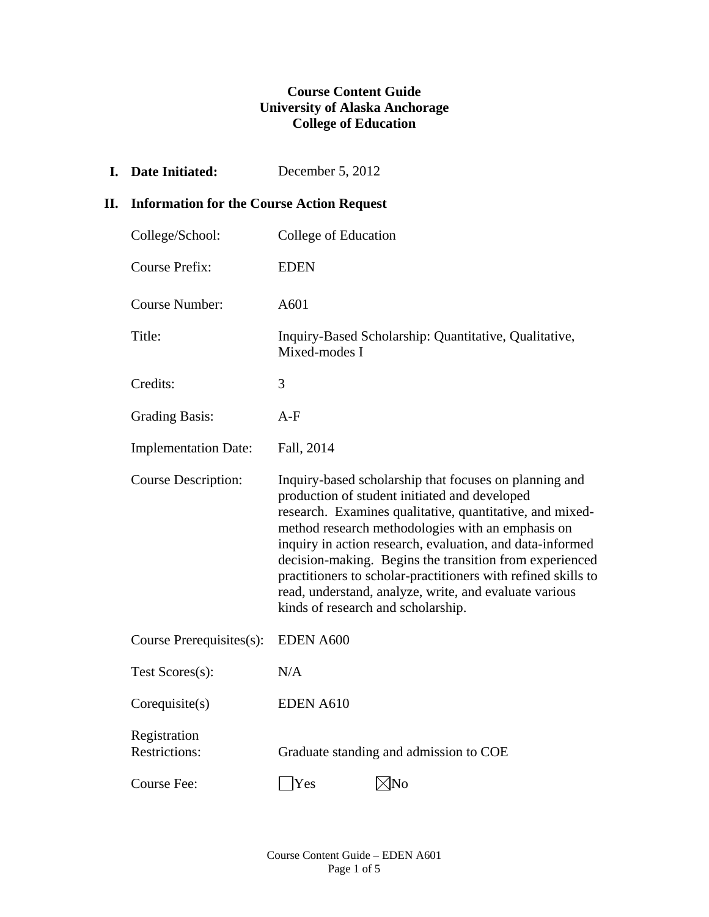**Course Content Guide**
**University of Alaska Anchorage**
**College of Education**

**I. Date Initiated:** December 5, 2012

**II. Information for the Course Action Request**

| | |
|---|---|
| College/School: | College of Education |
| Course Prefix: | EDEN |
| Course Number: | A601 |
| Title: | Inquiry-Based Scholarship: Quantitative, Qualitative, Mixed-modes I |
| Credits: | 3 |
| Grading Basis: | A-F |
| Implementation Date: | Fall, 2014 |
| Course Description: | Inquiry-based scholarship that focuses on planning and production of student initiated and developed research. Examines qualitative, quantitative, and mixed-method research methodologies with an emphasis on inquiry in action research, evaluation, and data-informed decision-making. Begins the transition from experienced practitioners to scholar-practitioners with refined skills to read, understand, analyze, write, and evaluate various kinds of research and scholarship. |
| Course Prerequisites(s): | EDEN A600 |
| Test Scores(s): | N/A |
| Corequisite(s) | EDEN A610 |
| Registration Restrictions: | Graduate standing and admission to COE |
| Course Fee: | ☐ Yes ☒ No |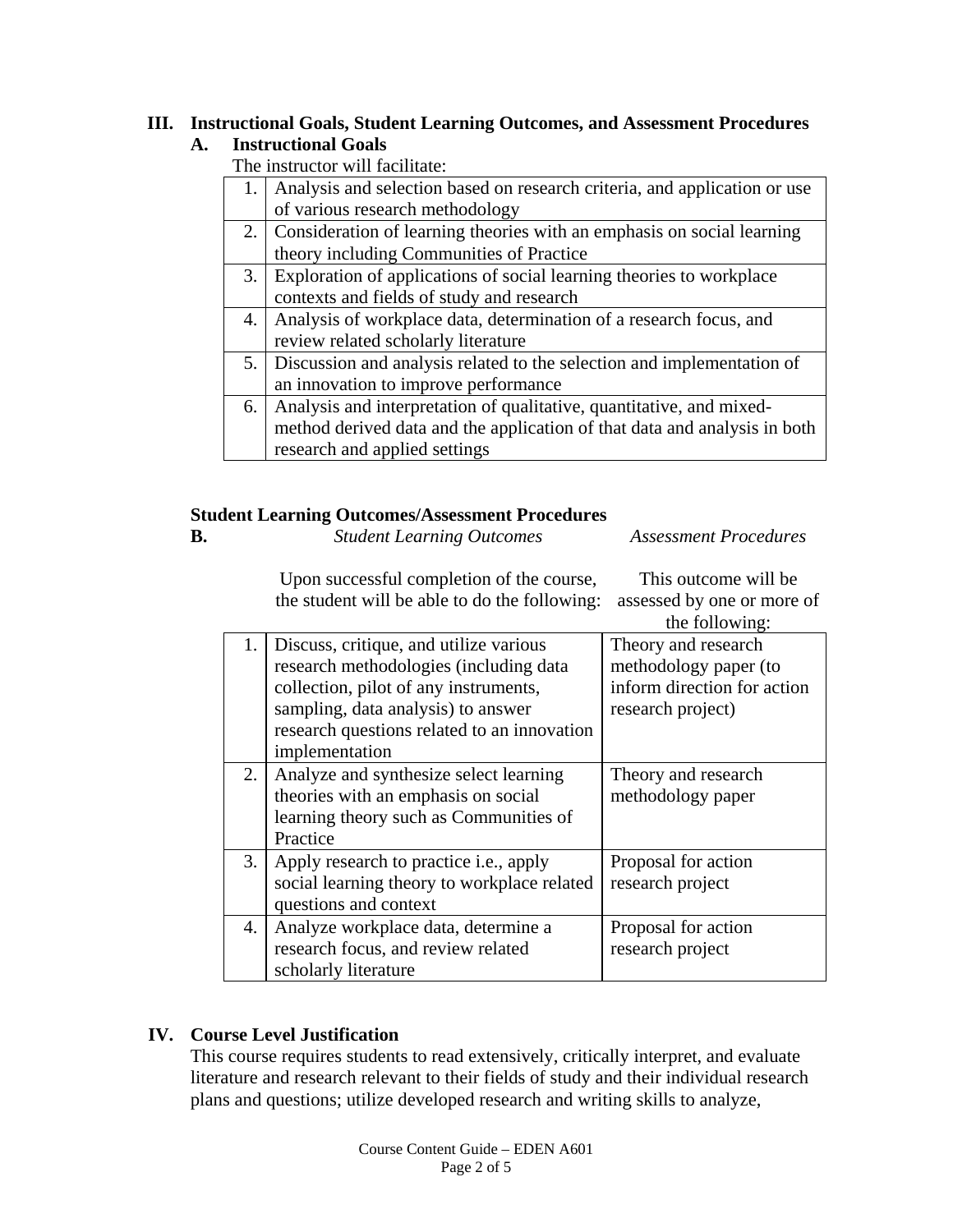## III. Instructional Goals, Student Learning Outcomes, and Assessment Procedures

### A. Instructional Goals

The instructor will facilitate:

| | |
|---|---|
| 1. | Analysis and selection based on research criteria, and application or use of various research methodology |
| 2. | Consideration of learning theories with an emphasis on social learning theory including Communities of Practice |
| 3. | Exploration of applications of social learning theories to workplace contexts and fields of study and research |
| 4. | Analysis of workplace data, determination of a research focus, and review related scholarly literature |
| 5. | Discussion and analysis related to the selection and implementation of an innovation to improve performance |
| 6. | Analysis and interpretation of qualitative, quantitative, and mixed-method derived data and the application of that data and analysis in both research and applied settings |

### Student Learning Outcomes/Assessment Procedures

**B.**

| | *Student Learning Outcomes*<br><br>Upon successful completion of the course, the student will be able to do the following: | *Assessment Procedures*<br><br>This outcome will be assessed by one or more of the following: |
|---|---|---|
| 1. | Discuss, critique, and utilize various research methodologies (including data collection, pilot of any instruments, sampling, data analysis) to answer research questions related to an innovation implementation | Theory and research methodology paper (to inform direction for action research project) |
| 2. | Analyze and synthesize select learning theories with an emphasis on social learning theory such as Communities of Practice | Theory and research methodology paper |
| 3. | Apply research to practice i.e., apply social learning theory to workplace related questions and context | Proposal for action research project |
| 4. | Analyze workplace data, determine a research focus, and review related scholarly literature | Proposal for action research project |

## IV. Course Level Justification

This course requires students to read extensively, critically interpret, and evaluate literature and research relevant to their fields of study and their individual research plans and questions; utilize developed research and writing skills to analyze,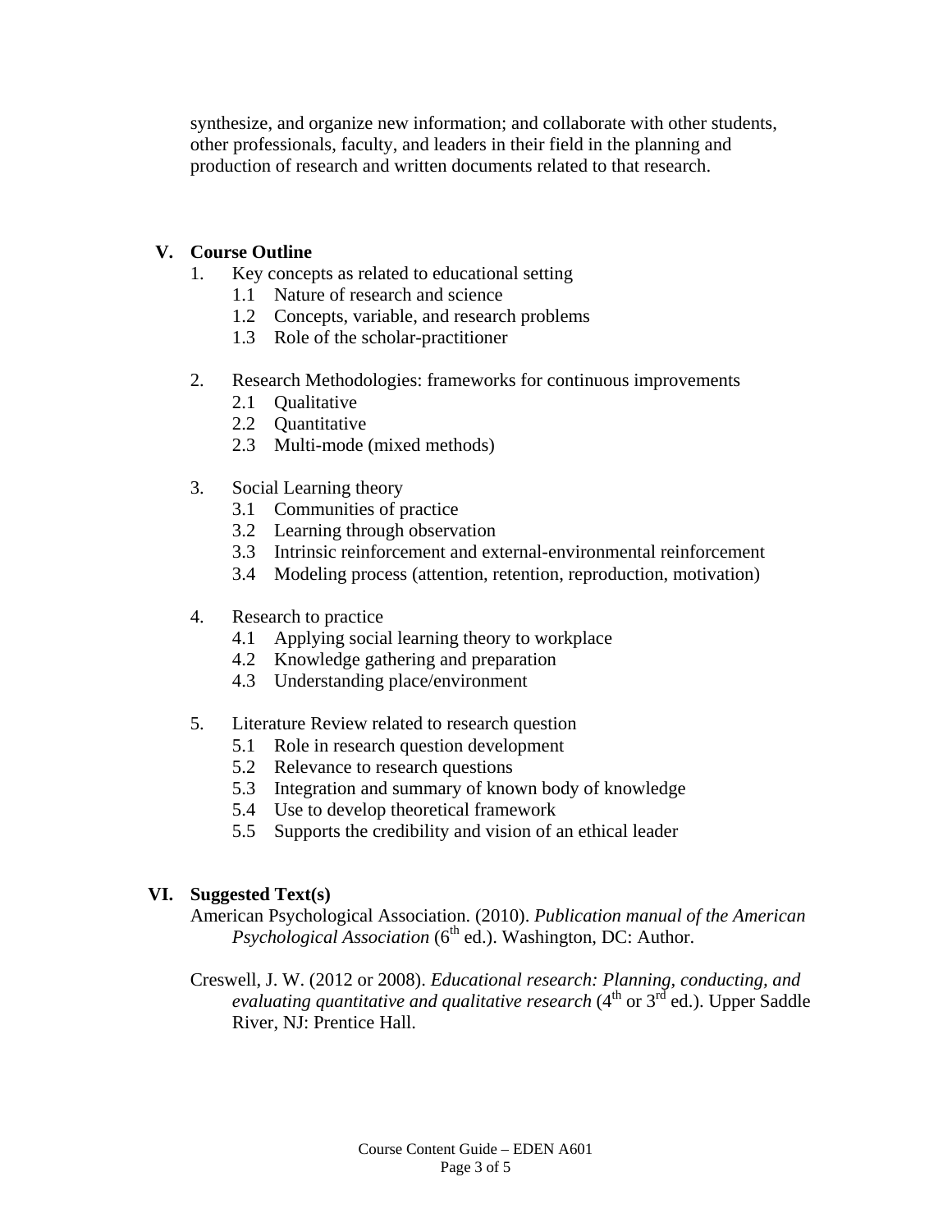synthesize, and organize new information; and collaborate with other students, other professionals, faculty, and leaders in their field in the planning and production of research and written documents related to that research.

## V. Course Outline

1. Key concepts as related to educational setting
   - 1.1 Nature of research and science
   - 1.2 Concepts, variable, and research problems
   - 1.3 Role of the scholar-practitioner

2. Research Methodologies: frameworks for continuous improvements
   - 2.1 Qualitative
   - 2.2 Quantitative
   - 2.3 Multi-mode (mixed methods)

3. Social Learning theory
   - 3.1 Communities of practice
   - 3.2 Learning through observation
   - 3.3 Intrinsic reinforcement and external-environmental reinforcement
   - 3.4 Modeling process (attention, retention, reproduction, motivation)

4. Research to practice
   - 4.1 Applying social learning theory to workplace
   - 4.2 Knowledge gathering and preparation
   - 4.3 Understanding place/environment

5. Literature Review related to research question
   - 5.1 Role in research question development
   - 5.2 Relevance to research questions
   - 5.3 Integration and summary of known body of knowledge
   - 5.4 Use to develop theoretical framework
   - 5.5 Supports the credibility and vision of an ethical leader

## VI. Suggested Text(s)

American Psychological Association. (2010). *Publication manual of the American Psychological Association* (6th ed.). Washington, DC: Author.

Creswell, J. W. (2012 or 2008). *Educational research: Planning, conducting, and evaluating quantitative and qualitative research* (4th or 3rd ed.). Upper Saddle River, NJ: Prentice Hall.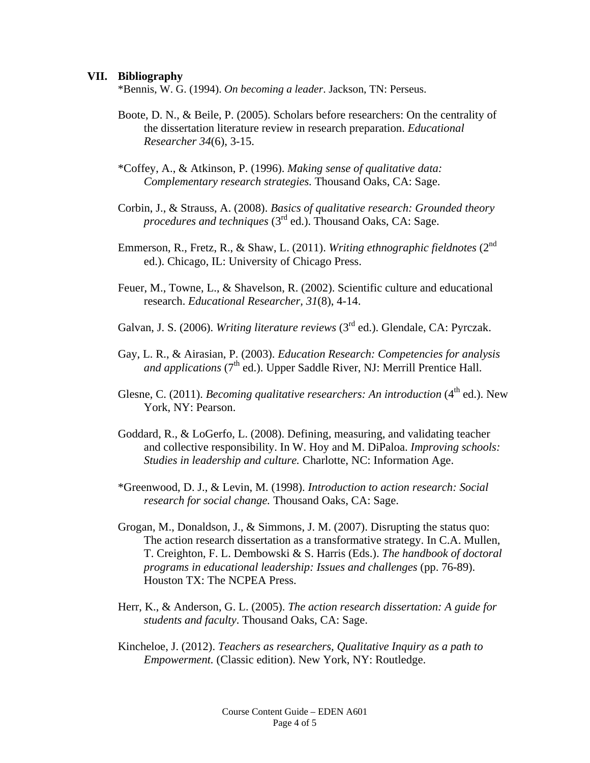## VII. Bibliography

*Bennis, W. G. (1994). *On becoming a leader*. Jackson, TN: Perseus.

Boote, D. N., & Beile, P. (2005). Scholars before researchers: On the centrality of the dissertation literature review in research preparation. *Educational Researcher 34*(6), 3-15.

*Coffey, A., & Atkinson, P. (1996). *Making sense of qualitative data: Complementary research strategies.* Thousand Oaks, CA: Sage.

Corbin, J., & Strauss, A. (2008). *Basics of qualitative research: Grounded theory procedures and techniques* (3rd ed.). Thousand Oaks, CA: Sage.

Emmerson, R., Fretz, R., & Shaw, L. (2011). *Writing ethnographic fieldnotes* (2nd ed.). Chicago, IL: University of Chicago Press.

Feuer, M., Towne, L., & Shavelson, R. (2002). Scientific culture and educational research. *Educational Researcher, 31*(8), 4-14.

Galvan, J. S. (2006). *Writing literature reviews* (3rd ed.). Glendale, CA: Pyrczak.

Gay, L. R., & Airasian, P. (2003). *Education Research: Competencies for analysis and applications* (7th ed.). Upper Saddle River, NJ: Merrill Prentice Hall.

Glesne, C. (2011). *Becoming qualitative researchers: An introduction* (4th ed.). New York, NY: Pearson.

Goddard, R., & LoGerfo, L. (2008). Defining, measuring, and validating teacher and collective responsibility. In W. Hoy and M. DiPaloa. *Improving schools: Studies in leadership and culture.* Charlotte, NC: Information Age.

*Greenwood, D. J., & Levin, M. (1998). *Introduction to action research: Social research for social change.* Thousand Oaks, CA: Sage.

Grogan, M., Donaldson, J., & Simmons, J. M. (2007). Disrupting the status quo: The action research dissertation as a transformative strategy. In C.A. Mullen, T. Creighton, F. L. Dembowski & S. Harris (Eds.). *The handbook of doctoral programs in educational leadership: Issues and challenges* (pp. 76-89). Houston TX: The NCPEA Press.

Herr, K., & Anderson, G. L. (2005). *The action research dissertation: A guide for students and faculty*. Thousand Oaks, CA: Sage.

Kincheloe, J. (2012). *Teachers as researchers, Qualitative Inquiry as a path to Empowerment.* (Classic edition). New York, NY: Routledge.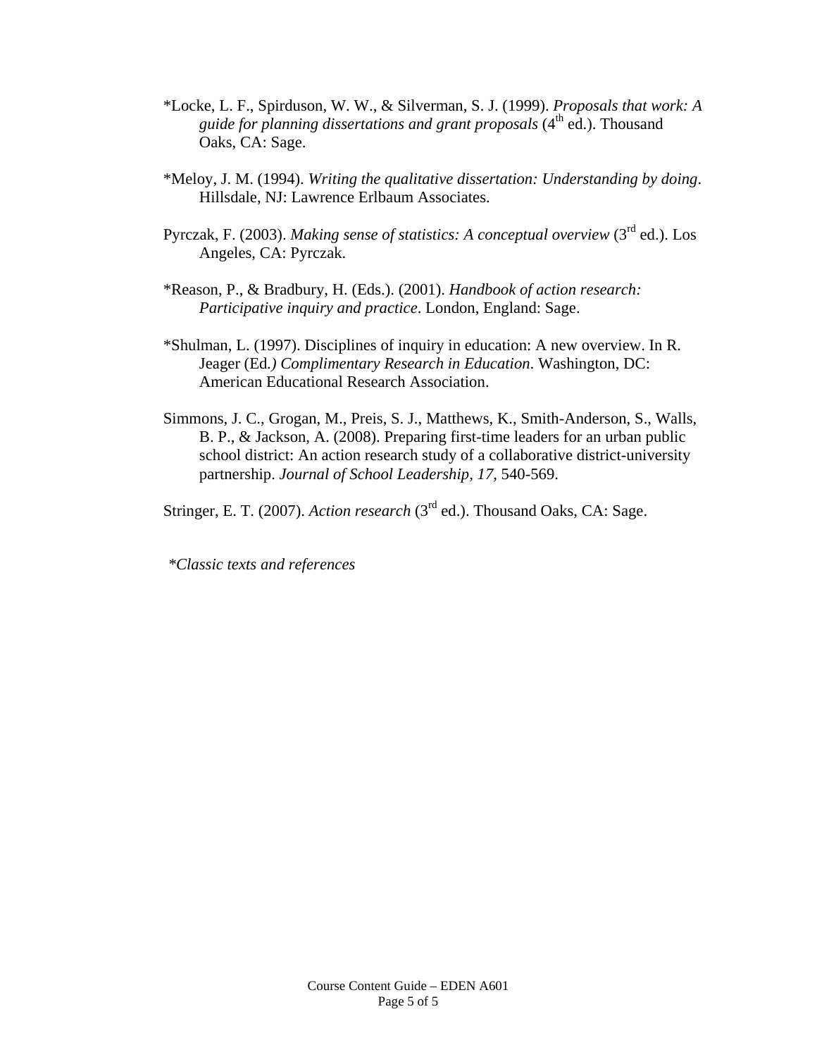*Locke, L. F., Spirduson, W. W., & Silverman, S. J. (1999). *Proposals that work: A guide for planning dissertations and grant proposals* (4th ed.). Thousand Oaks, CA: Sage.

*Meloy, J. M. (1994). *Writing the qualitative dissertation: Understanding by doing*. Hillsdale, NJ: Lawrence Erlbaum Associates.

Pyrczak, F. (2003). *Making sense of statistics: A conceptual overview* (3rd ed.). Los Angeles, CA: Pyrczak.

*Reason, P., & Bradbury, H. (Eds.). (2001). *Handbook of action research: Participative inquiry and practice*. London, England: Sage.

*Shulman, L. (1997). Disciplines of inquiry in education: A new overview. In R. Jeager (Ed.) *Complimentary Research in Education*. Washington, DC: American Educational Research Association.

Simmons, J. C., Grogan, M., Preis, S. J., Matthews, K., Smith-Anderson, S., Walls, B. P., & Jackson, A. (2008). Preparing first-time leaders for an urban public school district: An action research study of a collaborative district-university partnership. *Journal of School Leadership, 17*, 540-569.

Stringer, E. T. (2007). *Action research* (3rd ed.). Thousand Oaks, CA: Sage.

**Classic texts and references*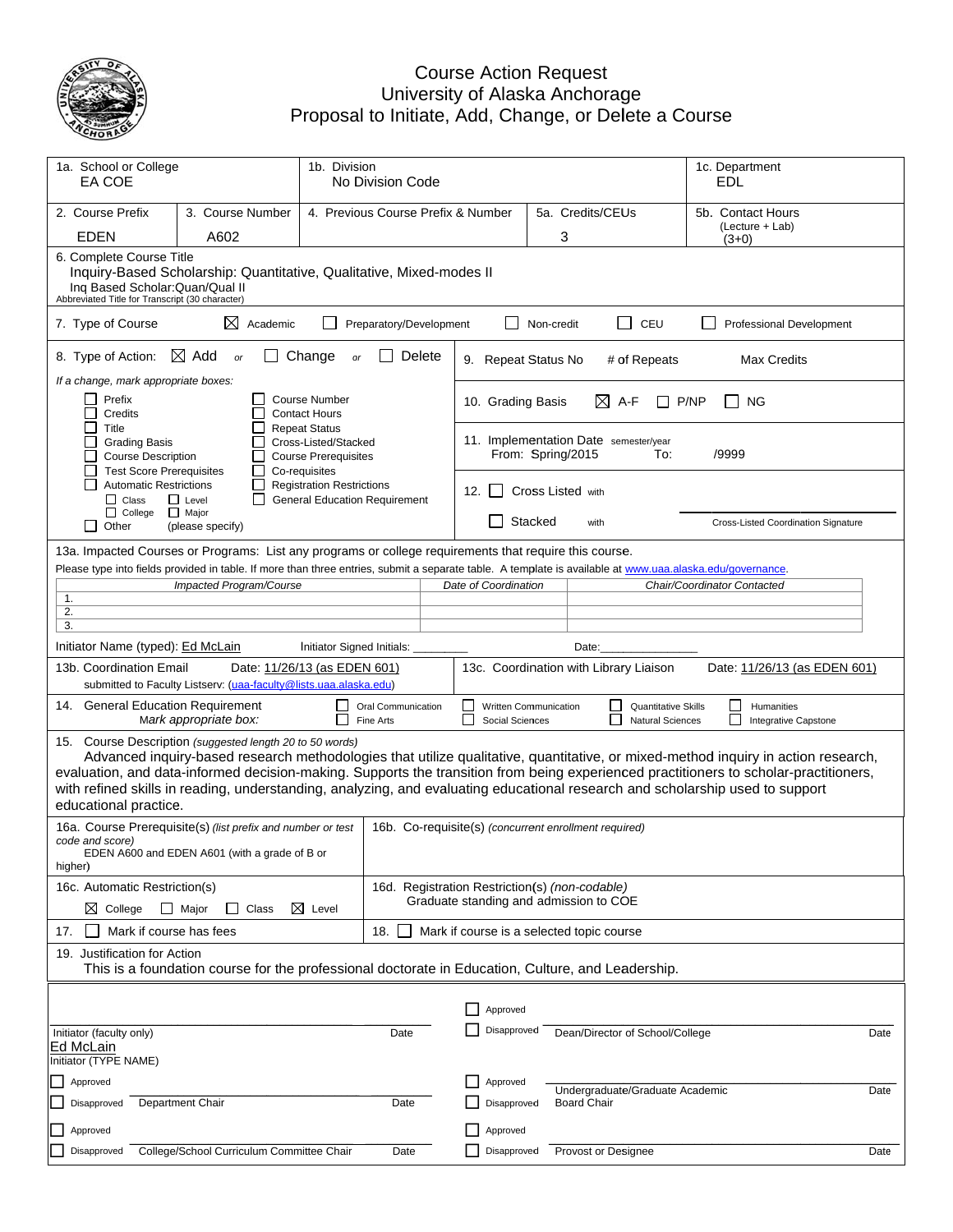# Course Action Request
## University of Alaska Anchorage
## Proposal to Initiate, Add, Change, or Delete a Course

| 1a. School or College | 1b. Division | 1c. Department |
|---|---|---|
| EA COE | No Division Code | EDL |

| 2. Course Prefix | 3. Course Number | 4. Previous Course Prefix & Number | 5a. Credits/CEUs | 5b. Contact Hours (Lecture + Lab) |
|---|---|---|---|---|
| EDEN | A602 | | 3 | (3+0) |

**6. Complete Course Title**
Inquiry-Based Scholarship: Quantitative, Qualitative, Mixed-modes II
Inq Based Scholar:Quan/Qual II
Abbreviated Title for Transcript (30 character)

**7. Type of Course** ☒ Academic ☐ Preparatory/Development ☐ Non-credit ☐ CEU ☐ Professional Development

**8. Type of Action:** ☒ Add *or* ☐ Change *or* ☐ Delete

*If a change, mark appropriate boxes:*
☐ Prefix ☐ Credits ☐ Title ☐ Grading Basis ☐ Course Description ☐ Test Score Prerequisites ☐ Automatic Restrictions (☐ Class ☐ Level ☐ College ☐ Major) ☐ Other (please specify)
☐ Course Number ☐ Contact Hours ☐ Repeat Status ☐ Cross-Listed/Stacked ☐ Course Prerequisites ☐ Co-requisites ☐ Registration Restrictions ☐ General Education Requirement

**9. Repeat Status** No  # of Repeats  Max Credits

**10. Grading Basis** ☒ A-F ☐ P/NP ☐ NG

**11. Implementation Date** semester/year
From: Spring/2015 To: /9999

**12.** ☐ Cross Listed with
☐ Stacked with
Cross-Listed Coordination Signature

**13a. Impacted Courses or Programs:** List any programs or college requirements that require this course.
Please type into fields provided in table. If more than three entries, submit a separate table. A template is available at www.uaa.alaska.edu/governance.

| | *Impacted Program/Course* | *Date of Coordination* | *Chair/Coordinator Contacted* |
|---|---|---|---|
| 1. | | | |
| 2. | | | |
| 3. | | | |

Initiator Name (typed): Ed McLain  Initiator Signed Initials: ________  Date:______________

**13b. Coordination Email** submitted to Faculty Listserv: (uaa-faculty@lists.uaa.alaska.edu) Date: 11/26/13 (as EDEN 601)

**13c. Coordination with Library Liaison** Date: 11/26/13 (as EDEN 601)

**14. General Education Requirement** *Mark appropriate box:*
☐ Oral Communication ☐ Written Communication ☐ Quantitative Skills ☐ Humanities ☐ Fine Arts ☐ Social Sciences ☐ Natural Sciences ☐ Integrative Capstone

**15. Course Description** *(suggested length 20 to 50 words)*
Advanced inquiry-based research methodologies that utilize qualitative, quantitative, or mixed-method inquiry in action research, evaluation, and data-informed decision-making. Supports the transition from being experienced practitioners to scholar-practitioners, with refined skills in reading, understanding, analyzing, and evaluating educational research and scholarship used to support educational practice.

**16a. Course Prerequisite(s)** *(list prefix and number or test code and score)*
EDEN A600 and EDEN A601 (with a grade of B or higher)

**16b. Co-requisite(s)** *(concurrent enrollment required)*

**16c. Automatic Restriction(s)**
☒ College ☐ Major ☐ Class ☒ Level

**16d. Registration Restriction(s)** *(non-codable)*
Graduate standing and admission to COE

**17.** ☐ Mark if course has fees

**18.** ☐ Mark if course is a selected topic course

**19. Justification for Action**
This is a foundation course for the professional doctorate in Education, Culture, and Leadership.

| | | | |
|---|---|---|---|
| Initiator (faculty only) | Date | ☐ Approved ☐ Disapproved — Dean/Director of School/College | Date |
| Ed McLain — Initiator (TYPE NAME) | | | |
| ☐ Approved ☐ Disapproved — Department Chair | Date | ☐ Approved ☐ Disapproved — Undergraduate/Graduate Academic Board Chair | Date |
| ☐ Approved ☐ Disapproved — College/School Curriculum Committee Chair | Date | ☐ Approved ☐ Disapproved — Provost or Designee | Date |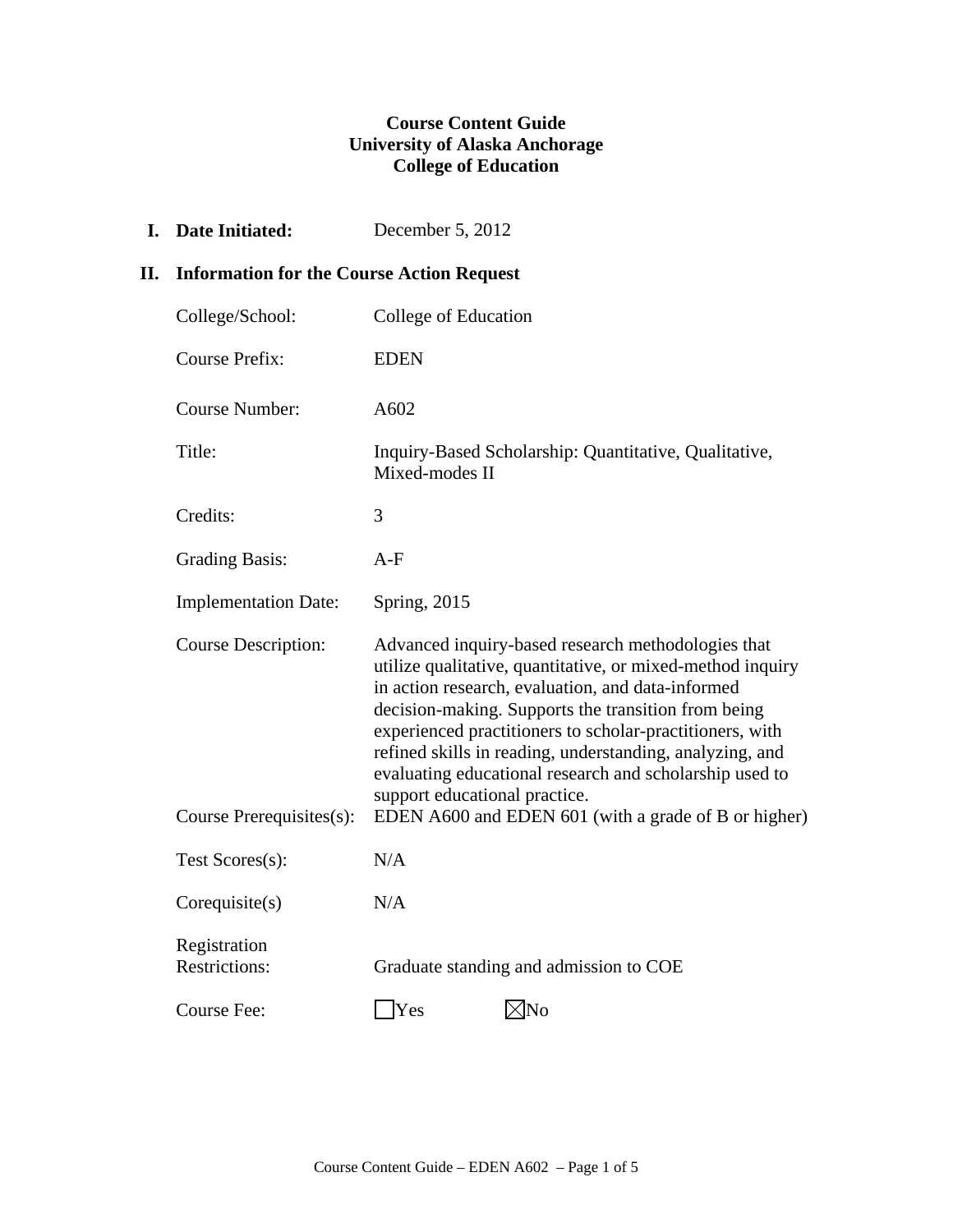**Course Content Guide**
**University of Alaska Anchorage**
**College of Education**

**I. Date Initiated:** December 5, 2012

**II. Information for the Course Action Request**

| | |
|---|---|
| College/School: | College of Education |
| Course Prefix: | EDEN |
| Course Number: | A602 |
| Title: | Inquiry-Based Scholarship: Quantitative, Qualitative, Mixed-modes II |
| Credits: | 3 |
| Grading Basis: | A-F |
| Implementation Date: | Spring, 2015 |
| Course Description: | Advanced inquiry-based research methodologies that utilize qualitative, quantitative, or mixed-method inquiry in action research, evaluation, and data-informed decision-making. Supports the transition from being experienced practitioners to scholar-practitioners, with refined skills in reading, understanding, analyzing, and evaluating educational research and scholarship used to support educational practice. |
| Course Prerequisites(s): | EDEN A600 and EDEN 601 (with a grade of B or higher) |
| Test Scores(s): | N/A |
| Corequisite(s) | N/A |
| Registration Restrictions: | Graduate standing and admission to COE |
| Course Fee: | ☐ Yes ☒ No |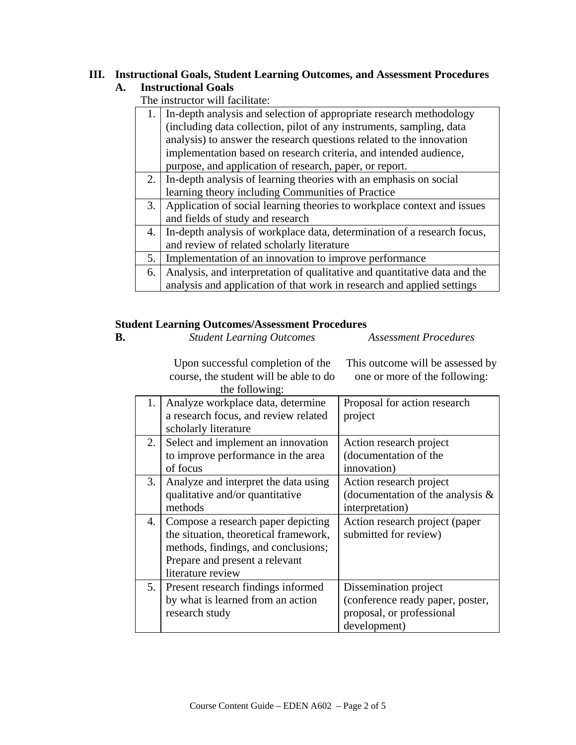## III. Instructional Goals, Student Learning Outcomes, and Assessment Procedures

### A. Instructional Goals

The instructor will facilitate:

| | |
|---|---|
| 1. | In-depth analysis and selection of appropriate research methodology (including data collection, pilot of any instruments, sampling, data analysis) to answer the research questions related to the innovation implementation based on research criteria, and intended audience, purpose, and application of research, paper, or report. |
| 2. | In-depth analysis of learning theories with an emphasis on social learning theory including Communities of Practice |
| 3. | Application of social learning theories to workplace context and issues and fields of study and research |
| 4. | In-depth analysis of workplace data, determination of a research focus, and review of related scholarly literature |
| 5. | Implementation of an innovation to improve performance |
| 6. | Analysis, and interpretation of qualitative and quantitative data and the analysis and application of that work in research and applied settings |

### Student Learning Outcomes/Assessment Procedures

**B.**

| | *Student Learning Outcomes*<br><br>Upon successful completion of the course, the student will be able to do the following: | *Assessment Procedures*<br><br>This outcome will be assessed by one or more of the following: |
|---|---|---|
| 1. | Analyze workplace data, determine a research focus, and review related scholarly literature | Proposal for action research project |
| 2. | Select and implement an innovation to improve performance in the area of focus | Action research project (documentation of the innovation) |
| 3. | Analyze and interpret the data using qualitative and/or quantitative methods | Action research project (documentation of the analysis & interpretation) |
| 4. | Compose a research paper depicting the situation, theoretical framework, methods, findings, and conclusions; Prepare and present a relevant literature review | Action research project (paper submitted for review) |
| 5. | Present research findings informed by what is learned from an action research study | Dissemination project (conference ready paper, poster, proposal, or professional development) |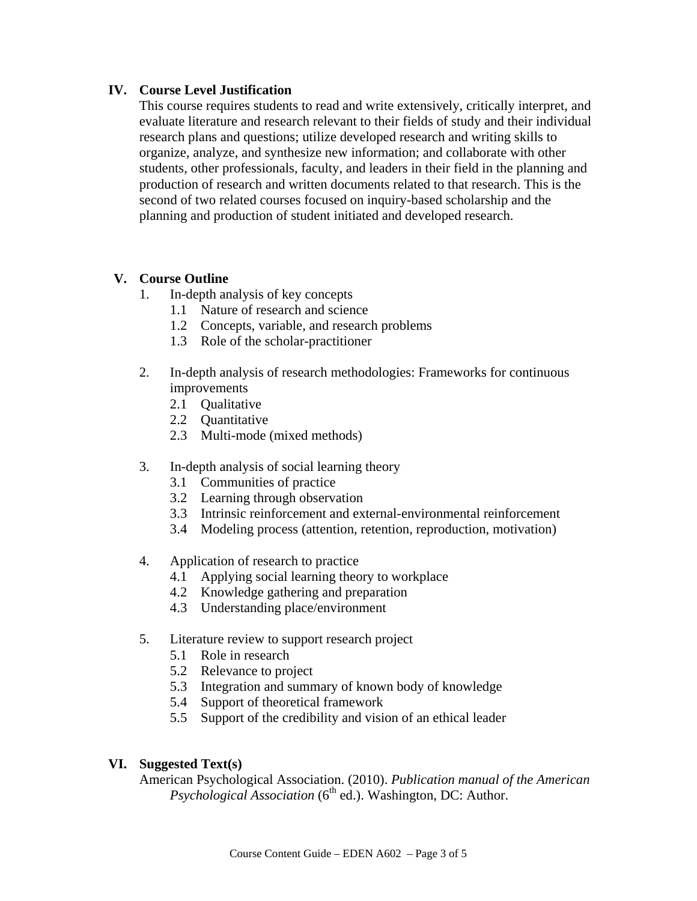## IV. Course Level Justification

This course requires students to read and write extensively, critically interpret, and evaluate literature and research relevant to their fields of study and their individual research plans and questions; utilize developed research and writing skills to organize, analyze, and synthesize new information; and collaborate with other students, other professionals, faculty, and leaders in their field in the planning and production of research and written documents related to that research. This is the second of two related courses focused on inquiry-based scholarship and the planning and production of student initiated and developed research.

## V. Course Outline

1. In-depth analysis of key concepts
   - 1.1 Nature of research and science
   - 1.2 Concepts, variable, and research problems
   - 1.3 Role of the scholar-practitioner

2. In-depth analysis of research methodologies: Frameworks for continuous improvements
   - 2.1 Qualitative
   - 2.2 Quantitative
   - 2.3 Multi-mode (mixed methods)

3. In-depth analysis of social learning theory
   - 3.1 Communities of practice
   - 3.2 Learning through observation
   - 3.3 Intrinsic reinforcement and external-environmental reinforcement
   - 3.4 Modeling process (attention, retention, reproduction, motivation)

4. Application of research to practice
   - 4.1 Applying social learning theory to workplace
   - 4.2 Knowledge gathering and preparation
   - 4.3 Understanding place/environment

5. Literature review to support research project
   - 5.1 Role in research
   - 5.2 Relevance to project
   - 5.3 Integration and summary of known body of knowledge
   - 5.4 Support of theoretical framework
   - 5.5 Support of the credibility and vision of an ethical leader

## VI. Suggested Text(s)

American Psychological Association. (2010). *Publication manual of the American Psychological Association* (6th ed.). Washington, DC: Author.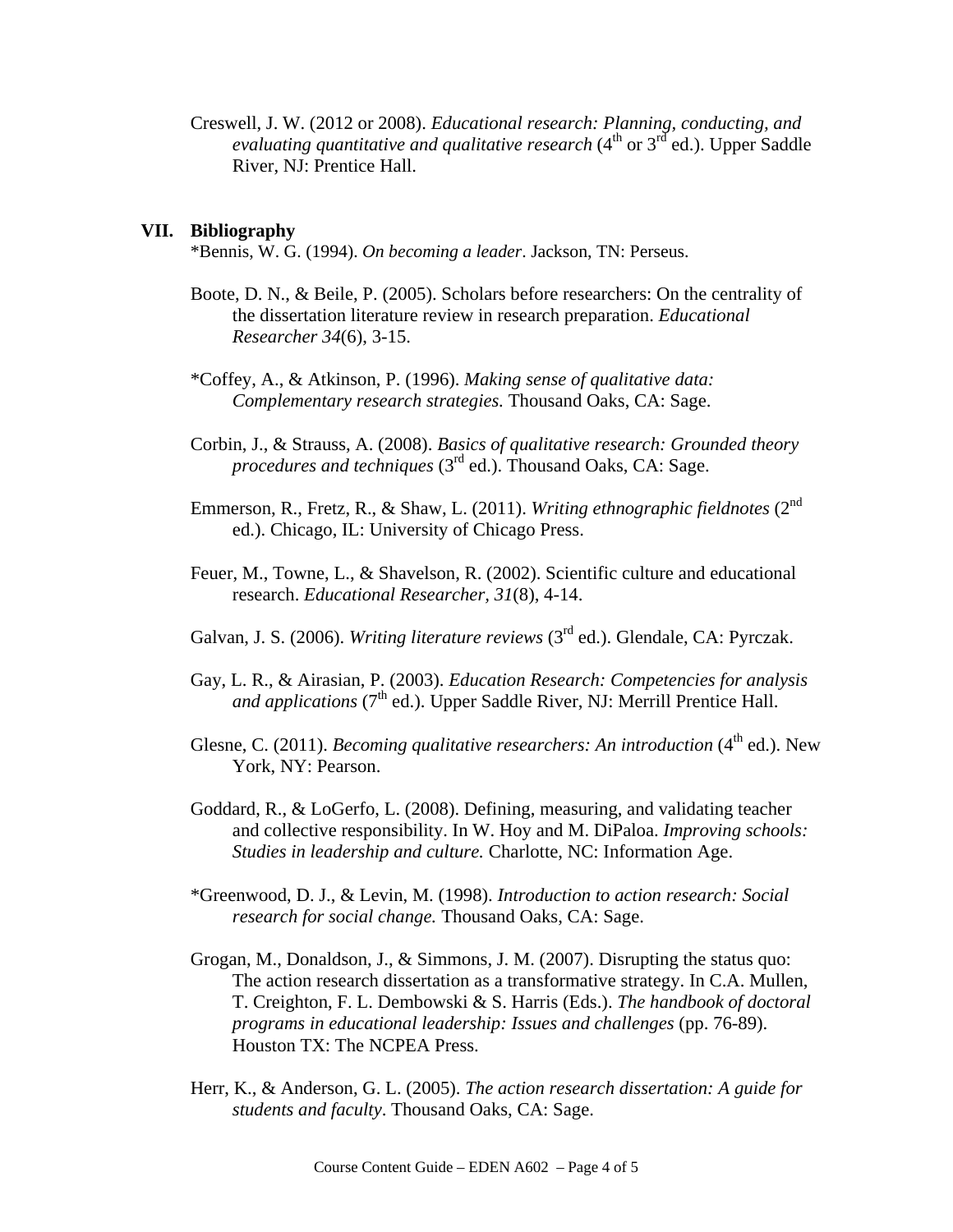Creswell, J. W. (2012 or 2008). *Educational research: Planning, conducting, and evaluating quantitative and qualitative research* (4th or 3rd ed.). Upper Saddle River, NJ: Prentice Hall.

## VII. Bibliography

*Bennis, W. G. (1994). *On becoming a leader*. Jackson, TN: Perseus.

Boote, D. N., & Beile, P. (2005). Scholars before researchers: On the centrality of the dissertation literature review in research preparation. *Educational Researcher 34*(6), 3-15.

*Coffey, A., & Atkinson, P. (1996). *Making sense of qualitative data: Complementary research strategies.* Thousand Oaks, CA: Sage.

Corbin, J., & Strauss, A. (2008). *Basics of qualitative research: Grounded theory procedures and techniques* (3rd ed.). Thousand Oaks, CA: Sage.

Emmerson, R., Fretz, R., & Shaw, L. (2011). *Writing ethnographic fieldnotes* (2nd ed.). Chicago, IL: University of Chicago Press.

Feuer, M., Towne, L., & Shavelson, R. (2002). Scientific culture and educational research. *Educational Researcher, 31*(8), 4-14.

Galvan, J. S. (2006). *Writing literature reviews* (3rd ed.). Glendale, CA: Pyrczak.

Gay, L. R., & Airasian, P. (2003). *Education Research: Competencies for analysis and applications* (7th ed.). Upper Saddle River, NJ: Merrill Prentice Hall.

Glesne, C. (2011). *Becoming qualitative researchers: An introduction* (4th ed.). New York, NY: Pearson.

Goddard, R., & LoGerfo, L. (2008). Defining, measuring, and validating teacher and collective responsibility. In W. Hoy and M. DiPaloa. *Improving schools: Studies in leadership and culture.* Charlotte, NC: Information Age.

*Greenwood, D. J., & Levin, M. (1998). *Introduction to action research: Social research for social change.* Thousand Oaks, CA: Sage.

Grogan, M., Donaldson, J., & Simmons, J. M. (2007). Disrupting the status quo: The action research dissertation as a transformative strategy. In C.A. Mullen, T. Creighton, F. L. Dembowski & S. Harris (Eds.). *The handbook of doctoral programs in educational leadership: Issues and challenges* (pp. 76-89). Houston TX: The NCPEA Press.

Herr, K., & Anderson, G. L. (2005). *The action research dissertation: A guide for students and faculty*. Thousand Oaks, CA: Sage.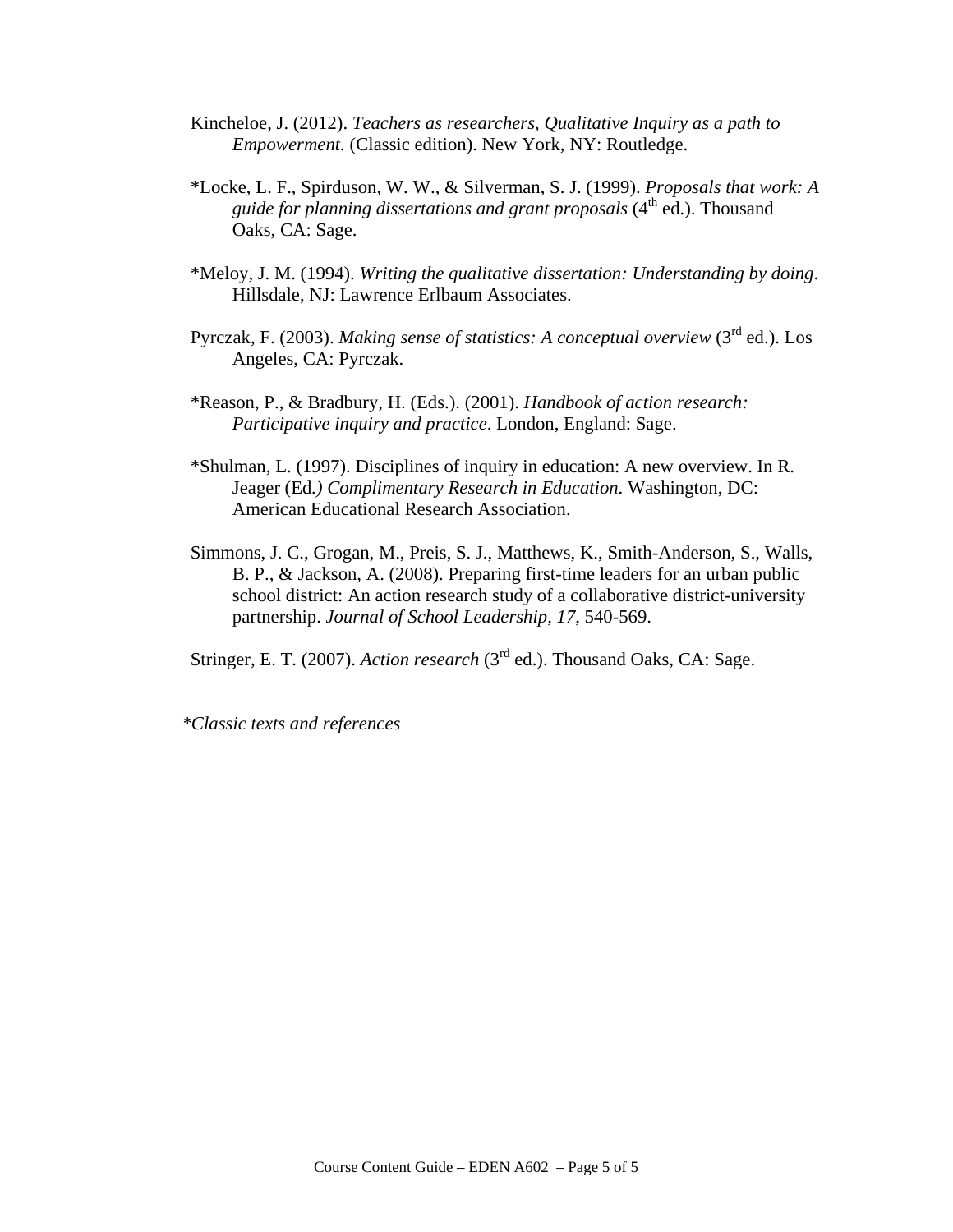Kincheloe, J. (2012). *Teachers as researchers, Qualitative Inquiry as a path to Empowerment.* (Classic edition). New York, NY: Routledge.

*Locke, L. F., Spirduson, W. W., & Silverman, S. J. (1999). *Proposals that work: A guide for planning dissertations and grant proposals* (4th ed.). Thousand Oaks, CA: Sage.

*Meloy, J. M. (1994). *Writing the qualitative dissertation: Understanding by doing*. Hillsdale, NJ: Lawrence Erlbaum Associates.

Pyrczak, F. (2003). *Making sense of statistics: A conceptual overview* (3rd ed.). Los Angeles, CA: Pyrczak.

*Reason, P., & Bradbury, H. (Eds.). (2001). *Handbook of action research: Participative inquiry and practice*. London, England: Sage.

*Shulman, L. (1997). Disciplines of inquiry in education: A new overview. In R. Jeager (Ed*.) Complimentary Research in Education*. Washington, DC: American Educational Research Association.

Simmons, J. C., Grogan, M., Preis, S. J., Matthews, K., Smith-Anderson, S., Walls, B. P., & Jackson, A. (2008). Preparing first-time leaders for an urban public school district: An action research study of a collaborative district-university partnership. *Journal of School Leadership, 17*, 540-569.

Stringer, E. T. (2007). *Action research* (3rd ed.). Thousand Oaks, CA: Sage.

**Classic texts and references*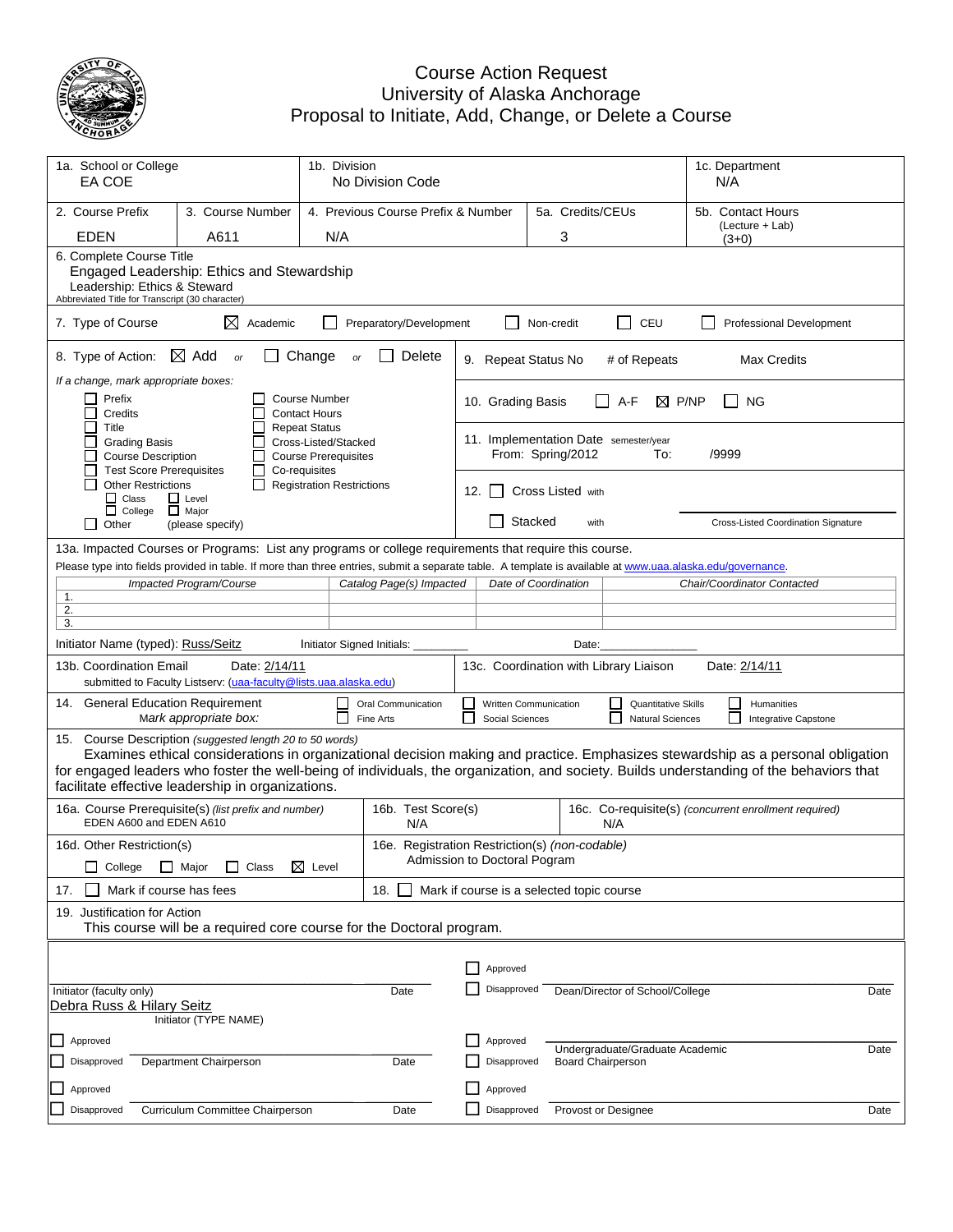# Course Action Request
## University of Alaska Anchorage
## Proposal to Initiate, Add, Change, or Delete a Course

| 1a. School or College | 1b. Division | 1c. Department |
|---|---|---|
| EA COE | No Division Code | N/A |

| 2. Course Prefix | 3. Course Number | 4. Previous Course Prefix & Number | 5a. Credits/CEUs | 5b. Contact Hours (Lecture + Lab) |
|---|---|---|---|---|
| EDEN | A611 | N/A | 3 | (3+0) |

**6. Complete Course Title**
Engaged Leadership: Ethics and Stewardship
Leadership: Ethics & Steward
Abbreviated Title for Transcript (30 character)

**7. Type of Course** ☒ Academic ☐ Preparatory/Development ☐ Non-credit ☐ CEU ☐ Professional Development

**8. Type of Action:** ☒ Add or ☐ Change or ☐ Delete

*If a change, mark appropriate boxes:*
☐ Prefix ☐ Course Number
☐ Credits ☐ Contact Hours
☐ Title ☐ Repeat Status
☐ Grading Basis ☐ Cross-Listed/Stacked
☐ Course Description ☐ Course Prerequisites
☐ Test Score Prerequisites ☐ Co-requisites
☐ Other Restrictions ☐ Registration Restrictions
 ☐ Class ☐ Level
 ☐ College ☐ Major
☐ Other (please specify)

**9. Repeat Status** No # of Repeats Max Credits

**10. Grading Basis** ☐ A-F ☒ P/NP ☐ NG

**11. Implementation Date** semester/year
From: Spring/2012 To: /9999

**12.** ☐ Cross Listed with
☐ Stacked with
Cross-Listed Coordination Signature

**13a. Impacted Courses or Programs:** List any programs or college requirements that require this course.
Please type into fields provided in table. If more than three entries, submit a separate table. A template is available at www.uaa.alaska.edu/governance.

| | Impacted Program/Course | Catalog Page(s) Impacted | Date of Coordination | Chair/Coordinator Contacted |
|---|---|---|---|---|
| 1. | | | | |
| 2. | | | | |
| 3. | | | | |

Initiator Name (typed): Russ/Seitz Initiator Signed Initials: ________ Date:______________

**13b. Coordination Email** Date: 2/14/11
submitted to Faculty Listserv: (uaa-faculty@lists.uaa.alaska.edu)

**13c. Coordination with Library Liaison** Date: 2/14/11

**14. General Education Requirement**
*Mark appropriate box:*
☐ Oral Communication ☐ Written Communication ☐ Quantitative Skills ☐ Humanities
☐ Fine Arts ☐ Social Sciences ☐ Natural Sciences ☐ Integrative Capstone

**15. Course Description** *(suggested length 20 to 50 words)*
Examines ethical considerations in organizational decision making and practice. Emphasizes stewardship as a personal obligation for engaged leaders who foster the well-being of individuals, the organization, and society. Builds understanding of the behaviors that facilitate effective leadership in organizations.

| 16a. Course Prerequisite(s) *(list prefix and number)* | 16b. Test Score(s) | 16c. Co-requisite(s) *(concurrent enrollment required)* |
|---|---|---|
| EDEN A600 and EDEN A610 | N/A | N/A |

**16d. Other Restriction(s)**
☐ College ☐ Major ☐ Class ☒ Level

**16e. Registration Restriction(s)** *(non-codable)*
Admission to Doctoral Pogram

**17.** ☐ Mark if course has fees

**18.** ☐ Mark if course is a selected topic course

**19. Justification for Action**
This course will be a required core course for the Doctoral program.

Initiator (faculty only) _______________ Date
Debra Russ & Hilary Seitz
Initiator (TYPE NAME)

☐ Approved
☐ Disapproved Dean/Director of School/College _______________ Date

☐ Approved
☐ Disapproved Department Chairperson _______________ Date

☐ Approved
☐ Disapproved Undergraduate/Graduate Academic Board Chairperson _______________ Date

☐ Approved
☐ Disapproved Curriculum Committee Chairperson _______________ Date

☐ Approved
☐ Disapproved Provost or Designee _______________ Date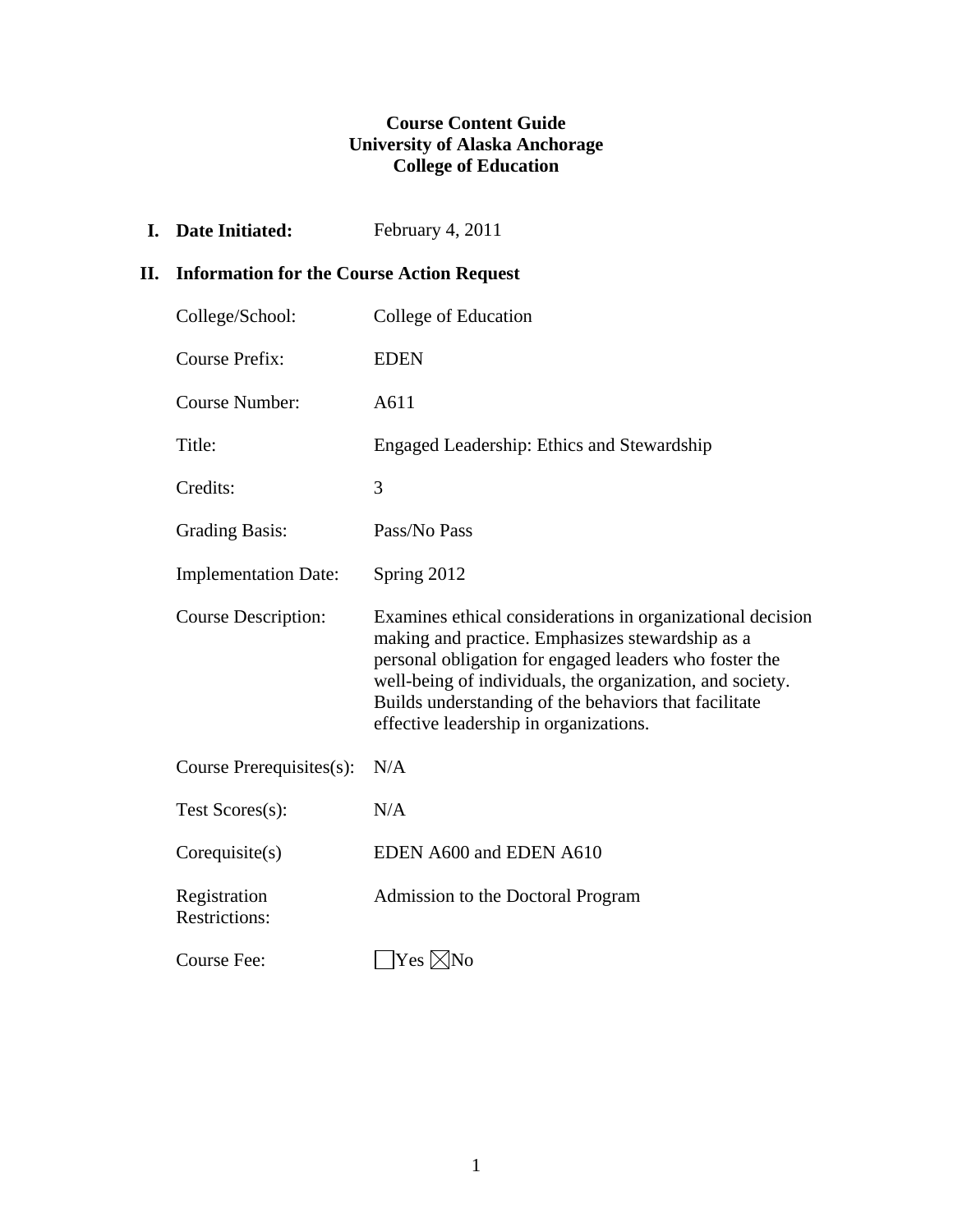**Course Content Guide**
**University of Alaska Anchorage**
**College of Education**

**I. Date Initiated:** February 4, 2011

**II. Information for the Course Action Request**

| | |
|---|---|
| College/School: | College of Education |
| Course Prefix: | EDEN |
| Course Number: | A611 |
| Title: | Engaged Leadership: Ethics and Stewardship |
| Credits: | 3 |
| Grading Basis: | Pass/No Pass |
| Implementation Date: | Spring 2012 |
| Course Description: | Examines ethical considerations in organizational decision making and practice. Emphasizes stewardship as a personal obligation for engaged leaders who foster the well-being of individuals, the organization, and society. Builds understanding of the behaviors that facilitate effective leadership in organizations. |
| Course Prerequisites(s): | N/A |
| Test Scores(s): | N/A |
| Corequisite(s) | EDEN A600 and EDEN A610 |
| Registration Restrictions: | Admission to the Doctoral Program |
| Course Fee: | ☐ Yes ☒ No |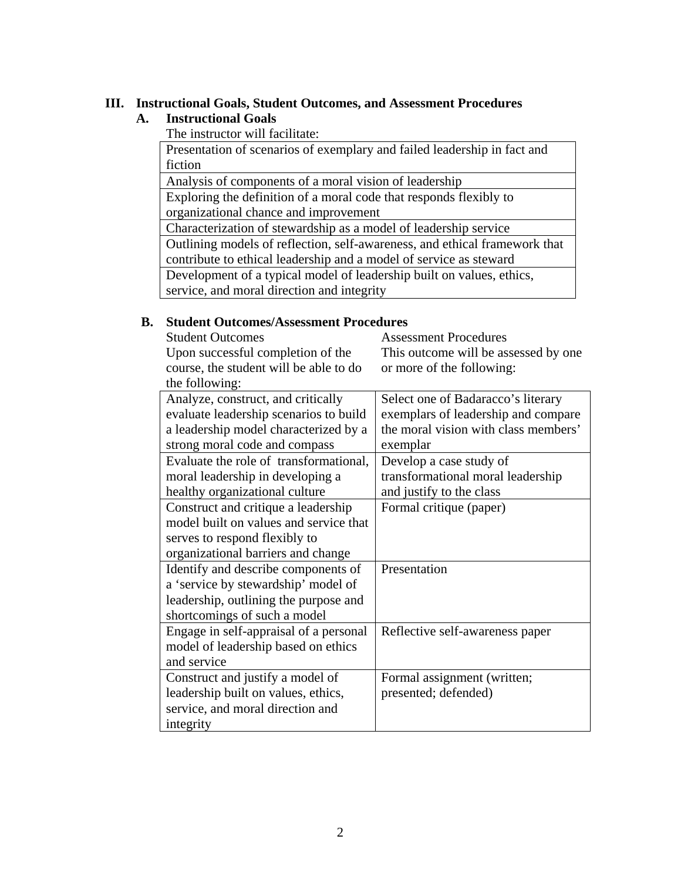## III. Instructional Goals, Student Outcomes, and Assessment Procedures

### A. Instructional Goals

The instructor will facilitate:

| |
|---|
| Presentation of scenarios of exemplary and failed leadership in fact and fiction |
| Analysis of components of a moral vision of leadership |
| Exploring the definition of a moral code that responds flexibly to organizational chance and improvement |
| Characterization of stewardship as a model of leadership service |
| Outlining models of reflection, self-awareness, and ethical framework that contribute to ethical leadership and a model of service as steward |
| Development of a typical model of leadership built on values, ethics, service, and moral direction and integrity |

### B. Student Outcomes/Assessment Procedures

| Student Outcomes<br>Upon successful completion of the course, the student will be able to do the following: | Assessment Procedures<br>This outcome will be assessed by one or more of the following: |
|---|---|
| Analyze, construct, and critically evaluate leadership scenarios to build a leadership model characterized by a strong moral code and compass | Select one of Badaracco's literary exemplars of leadership and compare the moral vision with class members' exemplar |
| Evaluate the role of transformational, moral leadership in developing a healthy organizational culture | Develop a case study of transformational moral leadership and justify to the class |
| Construct and critique a leadership model built on values and service that serves to respond flexibly to organizational barriers and change | Formal critique (paper) |
| Identify and describe components of a 'service by stewardship' model of leadership, outlining the purpose and shortcomings of such a model | Presentation |
| Engage in self-appraisal of a personal model of leadership based on ethics and service | Reflective self-awareness paper |
| Construct and justify a model of leadership built on values, ethics, service, and moral direction and integrity | Formal assignment (written; presented; defended) |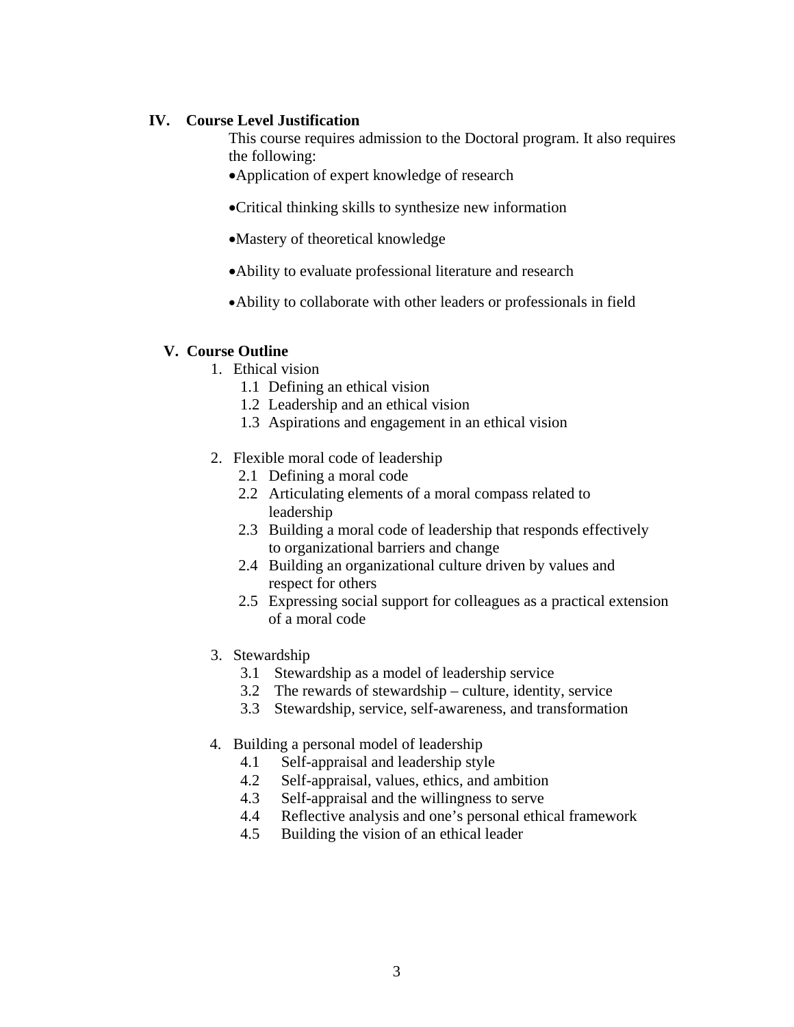## IV. Course Level Justification

This course requires admission to the Doctoral program. It also requires the following:

- Application of expert knowledge of research
- Critical thinking skills to synthesize new information
- Mastery of theoretical knowledge
- Ability to evaluate professional literature and research
- Ability to collaborate with other leaders or professionals in field

## V. Course Outline

1. Ethical vision
   - 1.1 Defining an ethical vision
   - 1.2 Leadership and an ethical vision
   - 1.3 Aspirations and engagement in an ethical vision

2. Flexible moral code of leadership
   - 2.1 Defining a moral code
   - 2.2 Articulating elements of a moral compass related to leadership
   - 2.3 Building a moral code of leadership that responds effectively to organizational barriers and change
   - 2.4 Building an organizational culture driven by values and respect for others
   - 2.5 Expressing social support for colleagues as a practical extension of a moral code

3. Stewardship
   - 3.1 Stewardship as a model of leadership service
   - 3.2 The rewards of stewardship – culture, identity, service
   - 3.3 Stewardship, service, self-awareness, and transformation

4. Building a personal model of leadership
   - 4.1 Self-appraisal and leadership style
   - 4.2 Self-appraisal, values, ethics, and ambition
   - 4.3 Self-appraisal and the willingness to serve
   - 4.4 Reflective analysis and one's personal ethical framework
   - 4.5 Building the vision of an ethical leader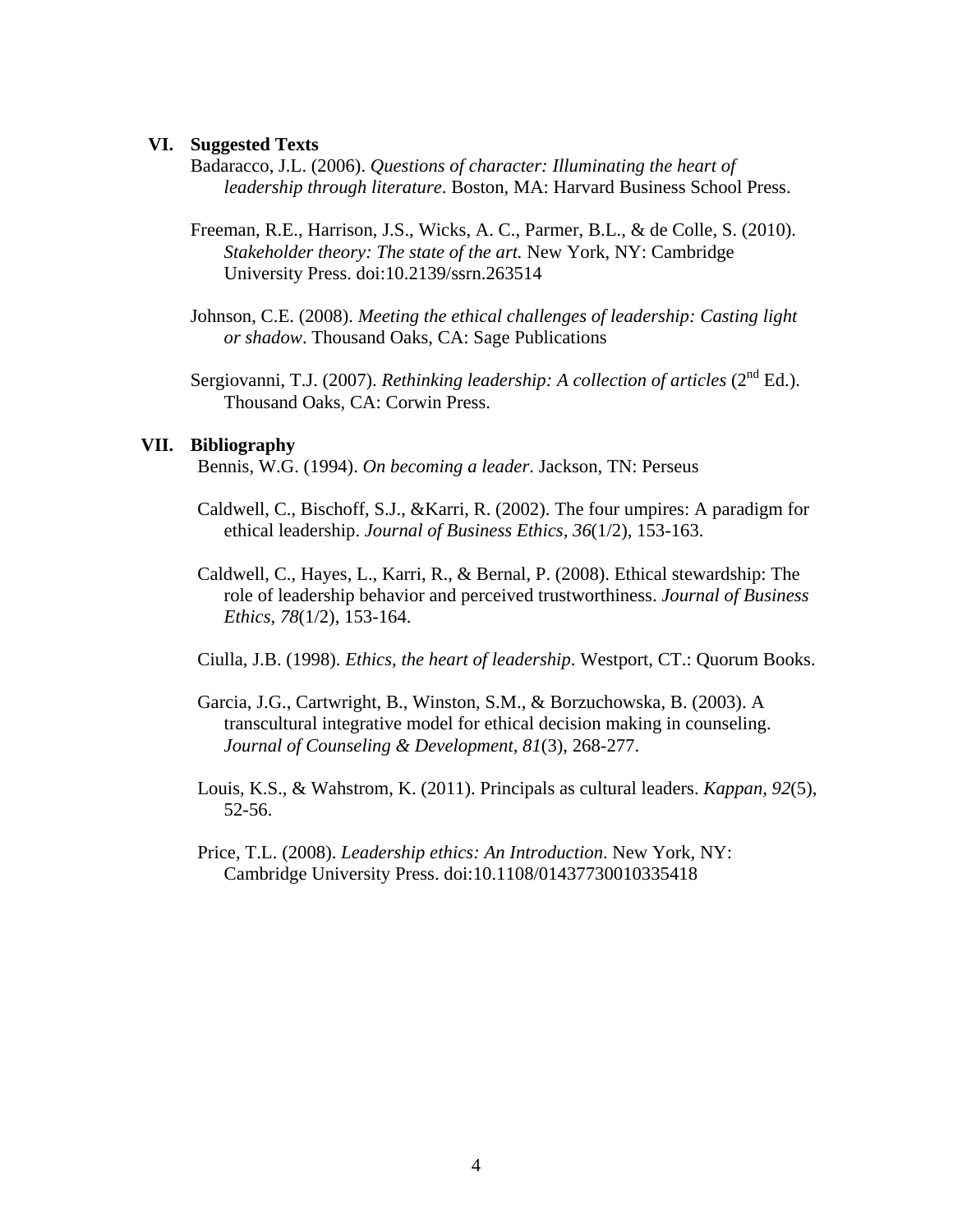## VI. Suggested Texts

Badaracco, J.L. (2006). *Questions of character: Illuminating the heart of leadership through literature*. Boston, MA: Harvard Business School Press.

Freeman, R.E., Harrison, J.S., Wicks, A. C., Parmer, B.L., & de Colle, S. (2010). *Stakeholder theory: The state of the art.* New York, NY: Cambridge University Press. doi:10.2139/ssrn.263514

Johnson, C.E. (2008). *Meeting the ethical challenges of leadership: Casting light or shadow*. Thousand Oaks, CA: Sage Publications

Sergiovanni, T.J. (2007). *Rethinking leadership: A collection of articles* (2nd Ed.). Thousand Oaks, CA: Corwin Press.

## VII. Bibliography

Bennis, W.G. (1994). *On becoming a leader*. Jackson, TN: Perseus

Caldwell, C., Bischoff, S.J., &Karri, R. (2002). The four umpires: A paradigm for ethical leadership. *Journal of Business Ethics, 36*(1/2), 153-163.

Caldwell, C., Hayes, L., Karri, R., & Bernal, P. (2008). Ethical stewardship: The role of leadership behavior and perceived trustworthiness. *Journal of Business Ethics*, *78*(1/2), 153-164.

Ciulla, J.B. (1998). *Ethics, the heart of leadership*. Westport, CT.: Quorum Books.

Garcia, J.G., Cartwright, B., Winston, S.M., & Borzuchowska, B. (2003). A transcultural integrative model for ethical decision making in counseling. *Journal of Counseling & Development, 81*(3), 268-277.

Louis, K.S., & Wahstrom, K. (2011). Principals as cultural leaders. *Kappan, 92*(5), 52-56.

Price, T.L. (2008). *Leadership ethics: An Introduction*. New York, NY: Cambridge University Press. doi:10.1108/01437730010335418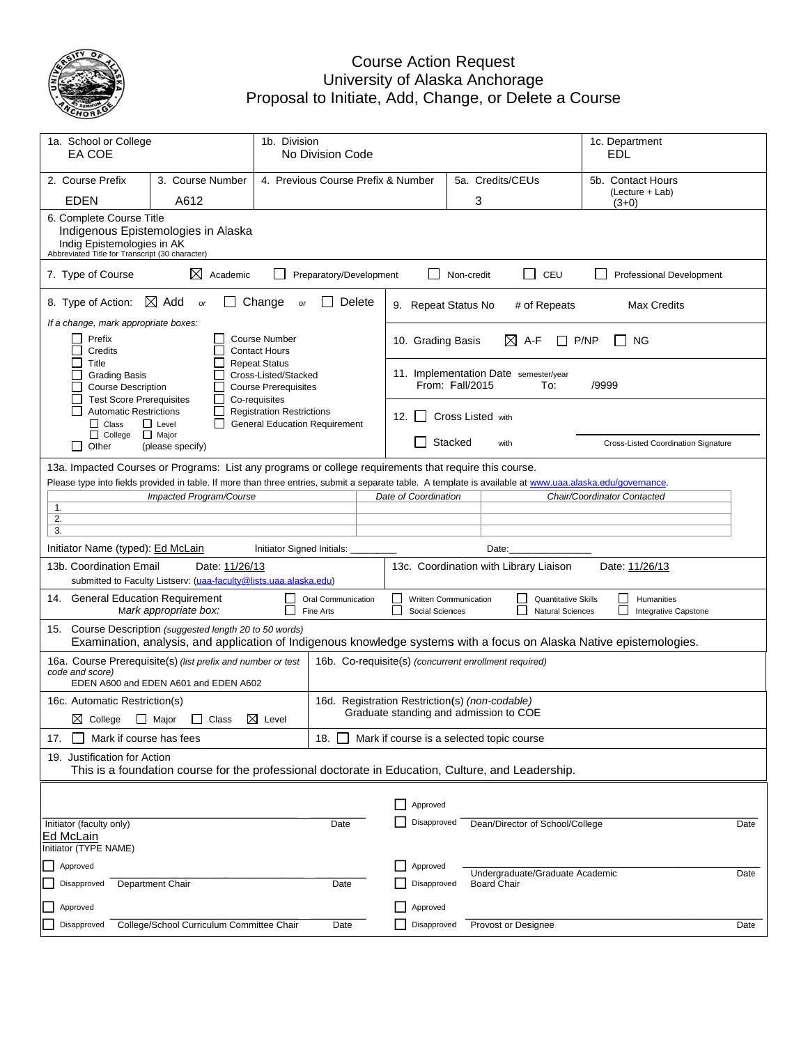# Course Action Request
## University of Alaska Anchorage
## Proposal to Initiate, Add, Change, or Delete a Course

| 1a. School or College | 1b. Division | 1c. Department |
|---|---|---|
| EA COE | No Division Code | EDL |

| 2. Course Prefix | 3. Course Number | 4. Previous Course Prefix & Number | 5a. Credits/CEUs | 5b. Contact Hours (Lecture + Lab) |
|---|---|---|---|---|
| EDEN | A612 | | 3 | (3+0) |

6. Complete Course Title
Indigenous Epistemologies in Alaska
Indig Epistemologies in AK
Abbreviated Title for Transcript (30 character)

7. Type of Course ☒ Academic ☐ Preparatory/Development ☐ Non-credit ☐ CEU ☐ Professional Development

8. Type of Action: ☒ Add or ☐ Change or ☐ Delete

*If a change, mark appropriate boxes:*
☐ Prefix ☐ Credits ☐ Title ☐ Grading Basis ☐ Course Description ☐ Test Score Prerequisites ☐ Automatic Restrictions (☐ Class ☐ Level ☐ College ☐ Major) ☐ Other (please specify)
☐ Course Number ☐ Contact Hours ☐ Repeat Status ☐ Cross-Listed/Stacked ☐ Course Prerequisites ☐ Co-requisites ☐ Registration Restrictions ☐ General Education Requirement

9. Repeat Status No # of Repeats Max Credits

10. Grading Basis ☒ A-F ☐ P/NP ☐ NG

11. Implementation Date semester/year
From: Fall/2015 To: /9999

12. ☐ Cross Listed with
☐ Stacked with
Cross-Listed Coordination Signature

13a. Impacted Courses or Programs: List any programs or college requirements that require this course.
Please type into fields provided in table. If more than three entries, submit a separate table. A template is available at www.uaa.alaska.edu/governance.

| *Impacted Program/Course* | *Date of Coordination* | *Chair/Coordinator Contacted* |
|---|---|---|
| 1. | | |
| 2. | | |
| 3. | | |

Initiator Name (typed): Ed McLain Initiator Signed Initials: ________ Date:________________

13b. Coordination Email Date: 11/26/13
submitted to Faculty Listserv: (uaa-faculty@lists.uaa.alaska.edu)

13c. Coordination with Library Liaison Date: 11/26/13

14. General Education Requirement *Mark appropriate box:*
☐ Oral Communication ☐ Written Communication ☐ Quantitative Skills ☐ Humanities ☐ Fine Arts ☐ Social Sciences ☐ Natural Sciences ☐ Integrative Capstone

15. Course Description *(suggested length 20 to 50 words)*
Examination, analysis, and application of Indigenous knowledge systems with a focus on Alaska Native epistemologies.

16a. Course Prerequisite(s) *(list prefix and number or test code and score)*
EDEN A600 and EDEN A601 and EDEN A602

16b. Co-requisite(s) *(concurrent enrollment required)*

16c. Automatic Restriction(s)
☒ College ☐ Major ☐ Class ☒ Level

16d. Registration Restriction(s) *(non-codable)*
Graduate standing and admission to COE

17. ☐ Mark if course has fees

18. ☐ Mark if course is a selected topic course

19. Justification for Action
This is a foundation course for the professional doctorate in Education, Culture, and Leadership.

| | |
|---|---|
| Initiator (faculty only) ________ Date | ☐ Approved ☐ Disapproved Dean/Director of School/College ________ Date |
| Ed McLain<br>Initiator (TYPE NAME) | |
| ☐ Approved ☐ Disapproved Department Chair ________ Date | ☐ Approved ☐ Disapproved Undergraduate/Graduate Academic Board Chair ________ Date |
| ☐ Approved ☐ Disapproved College/School Curriculum Committee Chair ________ Date | ☐ Approved ☐ Disapproved Provost or Designee ________ Date |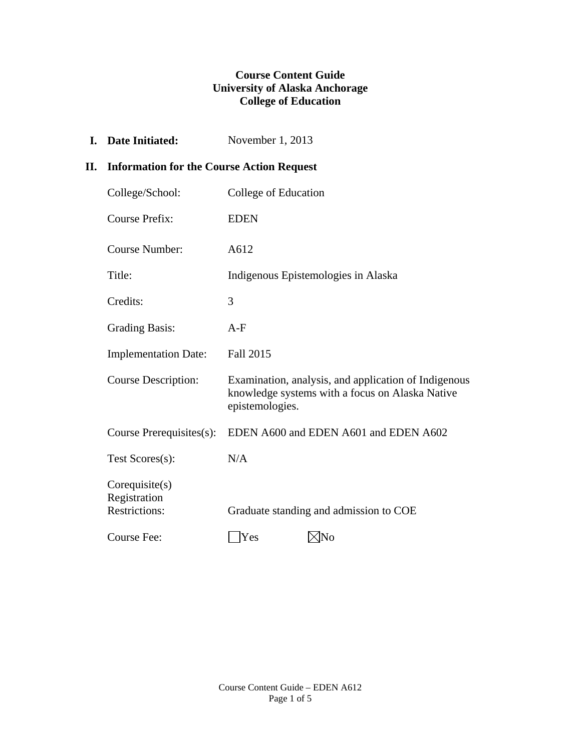**Course Content Guide**
**University of Alaska Anchorage**
**College of Education**

**I. Date Initiated:** November 1, 2013

**II. Information for the Course Action Request**

College/School: College of Education

Course Prefix: EDEN

Course Number: A612

Title: Indigenous Epistemologies in Alaska

Credits: 3

Grading Basis: A-F

Implementation Date: Fall 2015

Course Description: Examination, analysis, and application of Indigenous knowledge systems with a focus on Alaska Native epistemologies.

Course Prerequisites(s): EDEN A600 and EDEN A601 and EDEN A602

Test Scores(s): N/A

Corequisite(s)

Registration Restrictions: Graduate standing and admission to COE

Course Fee: ☐ Yes ☒ No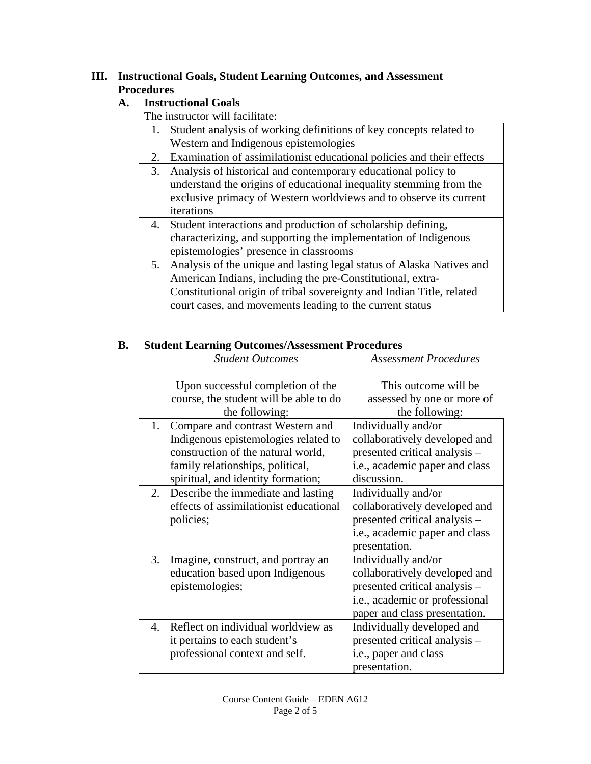## III. Instructional Goals, Student Learning Outcomes, and Assessment Procedures

### A. Instructional Goals

The instructor will facilitate:

| | |
|---|---|
| 1. | Student analysis of working definitions of key concepts related to Western and Indigenous epistemologies |
| 2. | Examination of assimilationist educational policies and their effects |
| 3. | Analysis of historical and contemporary educational policy to understand the origins of educational inequality stemming from the exclusive primacy of Western worldviews and to observe its current iterations |
| 4. | Student interactions and production of scholarship defining, characterizing, and supporting the implementation of Indigenous epistemologies' presence in classrooms |
| 5. | Analysis of the unique and lasting legal status of Alaska Natives and American Indians, including the pre-Constitutional, extra-Constitutional origin of tribal sovereignty and Indian Title, related court cases, and movements leading to the current status |

### B. Student Learning Outcomes/Assessment Procedures

| | *Student Outcomes*<br>Upon successful completion of the course, the student will be able to do the following: | *Assessment Procedures*<br>This outcome will be assessed by one or more of the following: |
|---|---|---|
| 1. | Compare and contrast Western and Indigenous epistemologies related to construction of the natural world, family relationships, political, spiritual, and identity formation; | Individually and/or collaboratively developed and presented critical analysis – i.e., academic paper and class discussion. |
| 2. | Describe the immediate and lasting effects of assimilationist educational policies; | Individually and/or collaboratively developed and presented critical analysis – i.e., academic paper and class presentation. |
| 3. | Imagine, construct, and portray an education based upon Indigenous epistemologies; | Individually and/or collaboratively developed and presented critical analysis – i.e., academic or professional paper and class presentation. |
| 4. | Reflect on individual worldview as it pertains to each student's professional context and self. | Individually developed and presented critical analysis – i.e., paper and class presentation. |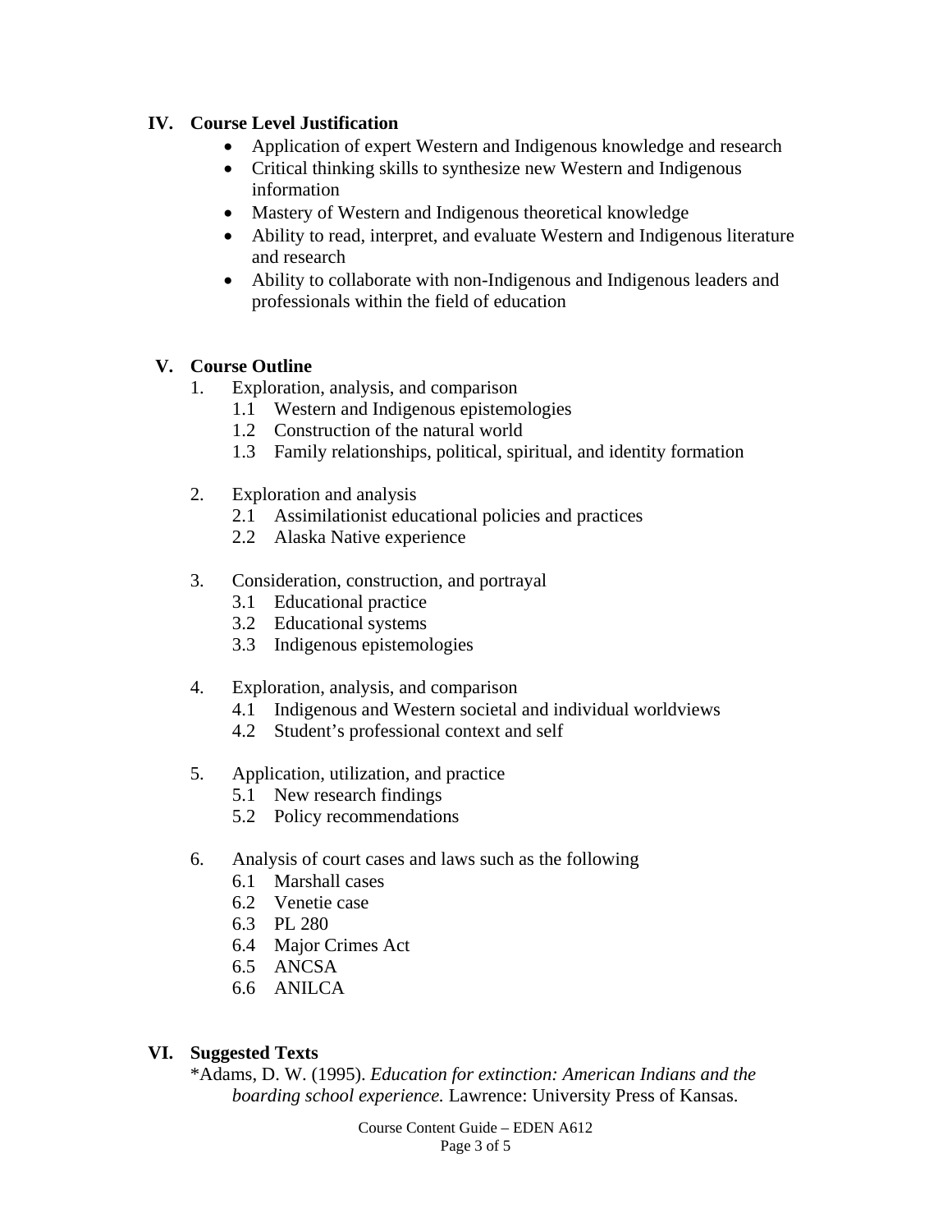## IV. Course Level Justification

- Application of expert Western and Indigenous knowledge and research
- Critical thinking skills to synthesize new Western and Indigenous information
- Mastery of Western and Indigenous theoretical knowledge
- Ability to read, interpret, and evaluate Western and Indigenous literature and research
- Ability to collaborate with non-Indigenous and Indigenous leaders and professionals within the field of education

## V. Course Outline

1. Exploration, analysis, and comparison
   - 1.1 Western and Indigenous epistemologies
   - 1.2 Construction of the natural world
   - 1.3 Family relationships, political, spiritual, and identity formation

2. Exploration and analysis
   - 2.1 Assimilationist educational policies and practices
   - 2.2 Alaska Native experience

3. Consideration, construction, and portrayal
   - 3.1 Educational practice
   - 3.2 Educational systems
   - 3.3 Indigenous epistemologies

4. Exploration, analysis, and comparison
   - 4.1 Indigenous and Western societal and individual worldviews
   - 4.2 Student's professional context and self

5. Application, utilization, and practice
   - 5.1 New research findings
   - 5.2 Policy recommendations

6. Analysis of court cases and laws such as the following
   - 6.1 Marshall cases
   - 6.2 Venetie case
   - 6.3 PL 280
   - 6.4 Major Crimes Act
   - 6.5 ANCSA
   - 6.6 ANILCA

## VI. Suggested Texts

*Adams, D. W. (1995). *Education for extinction: American Indians and the boarding school experience.* Lawrence: University Press of Kansas.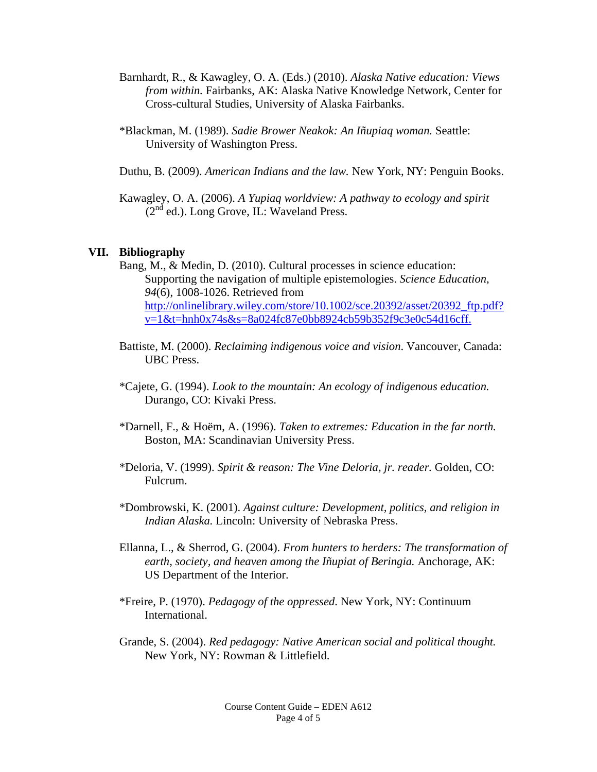Barnhardt, R., & Kawagley, O. A. (Eds.) (2010). *Alaska Native education: Views from within.* Fairbanks, AK: Alaska Native Knowledge Network, Center for Cross-cultural Studies, University of Alaska Fairbanks.

*Blackman, M. (1989). *Sadie Brower Neakok: An Iñupiaq woman.* Seattle: University of Washington Press.

Duthu, B. (2009). *American Indians and the law.* New York, NY: Penguin Books.

Kawagley, O. A. (2006). *A Yupiaq worldview: A pathway to ecology and spirit* (2nd ed.). Long Grove, IL: Waveland Press.

## VII. Bibliography

Bang, M., & Medin, D. (2010). Cultural processes in science education: Supporting the navigation of multiple epistemologies. *Science Education, 94*(6), 1008-1026. Retrieved from http://onlinelibrary.wiley.com/store/10.1002/sce.20392/asset/20392_ftp.pdf?v=1&t=hnh0x74s&s=8a024fc87e0bb8924cb59b352f9c3e0c54d16cff.

Battiste, M. (2000). *Reclaiming indigenous voice and vision*. Vancouver, Canada: UBC Press.

*Cajete, G. (1994). *Look to the mountain: An ecology of indigenous education.* Durango, CO: Kivaki Press.

*Darnell, F., & Hoëm, A. (1996). *Taken to extremes: Education in the far north.* Boston, MA: Scandinavian University Press.

*Deloria, V. (1999). *Spirit & reason: The Vine Deloria, jr. reader.* Golden, CO: Fulcrum.

*Dombrowski, K. (2001). *Against culture: Development, politics, and religion in Indian Alaska.* Lincoln: University of Nebraska Press.

Ellanna, L., & Sherrod, G. (2004). *From hunters to herders: The transformation of earth, society, and heaven among the Iñupiat of Beringia.* Anchorage, AK: US Department of the Interior.

*Freire, P. (1970). *Pedagogy of the oppressed*. New York, NY: Continuum International.

Grande, S. (2004). *Red pedagogy: Native American social and political thought.* New York, NY: Rowman & Littlefield.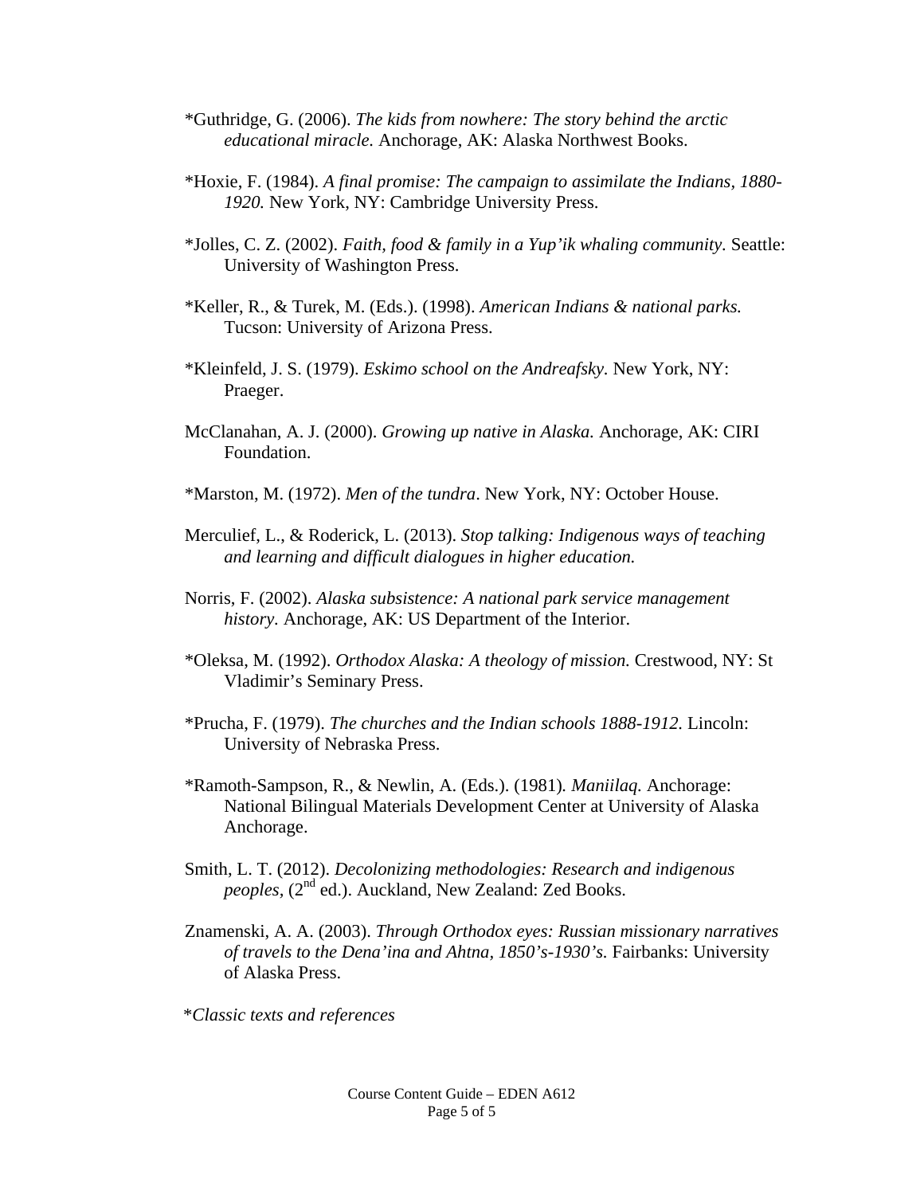*Guthridge, G. (2006). *The kids from nowhere: The story behind the arctic educational miracle.* Anchorage, AK: Alaska Northwest Books.

*Hoxie, F. (1984). *A final promise: The campaign to assimilate the Indians, 1880-1920.* New York, NY: Cambridge University Press.

*Jolles, C. Z. (2002). *Faith, food & family in a Yup'ik whaling community.* Seattle: University of Washington Press.

*Keller, R., & Turek, M. (Eds.). (1998). *American Indians & national parks.* Tucson: University of Arizona Press.

*Kleinfeld, J. S. (1979). *Eskimo school on the Andreafsky.* New York, NY: Praeger.

McClanahan, A. J. (2000). *Growing up native in Alaska.* Anchorage, AK: CIRI Foundation.

*Marston, M. (1972). *Men of the tundra*. New York, NY: October House.

Merculief, L., & Roderick, L. (2013). *Stop talking: Indigenous ways of teaching and learning and difficult dialogues in higher education.*

Norris, F. (2002). *Alaska subsistence: A national park service management history.* Anchorage, AK: US Department of the Interior.

*Oleksa, M. (1992). *Orthodox Alaska: A theology of mission.* Crestwood, NY: St Vladimir's Seminary Press.

*Prucha, F. (1979). *The churches and the Indian schools 1888-1912.* Lincoln: University of Nebraska Press.

*Ramoth-Sampson, R., & Newlin, A. (Eds.). (1981). *Maniilaq.* Anchorage: National Bilingual Materials Development Center at University of Alaska Anchorage.

Smith, L. T. (2012). *Decolonizing methodologies: Research and indigenous peoples,* (2nd ed.). Auckland, New Zealand: Zed Books.

Znamenski, A. A. (2003). *Through Orthodox eyes: Russian missionary narratives of travels to the Dena'ina and Ahtna, 1850's-1930's.* Fairbanks: University of Alaska Press.

**Classic texts and references*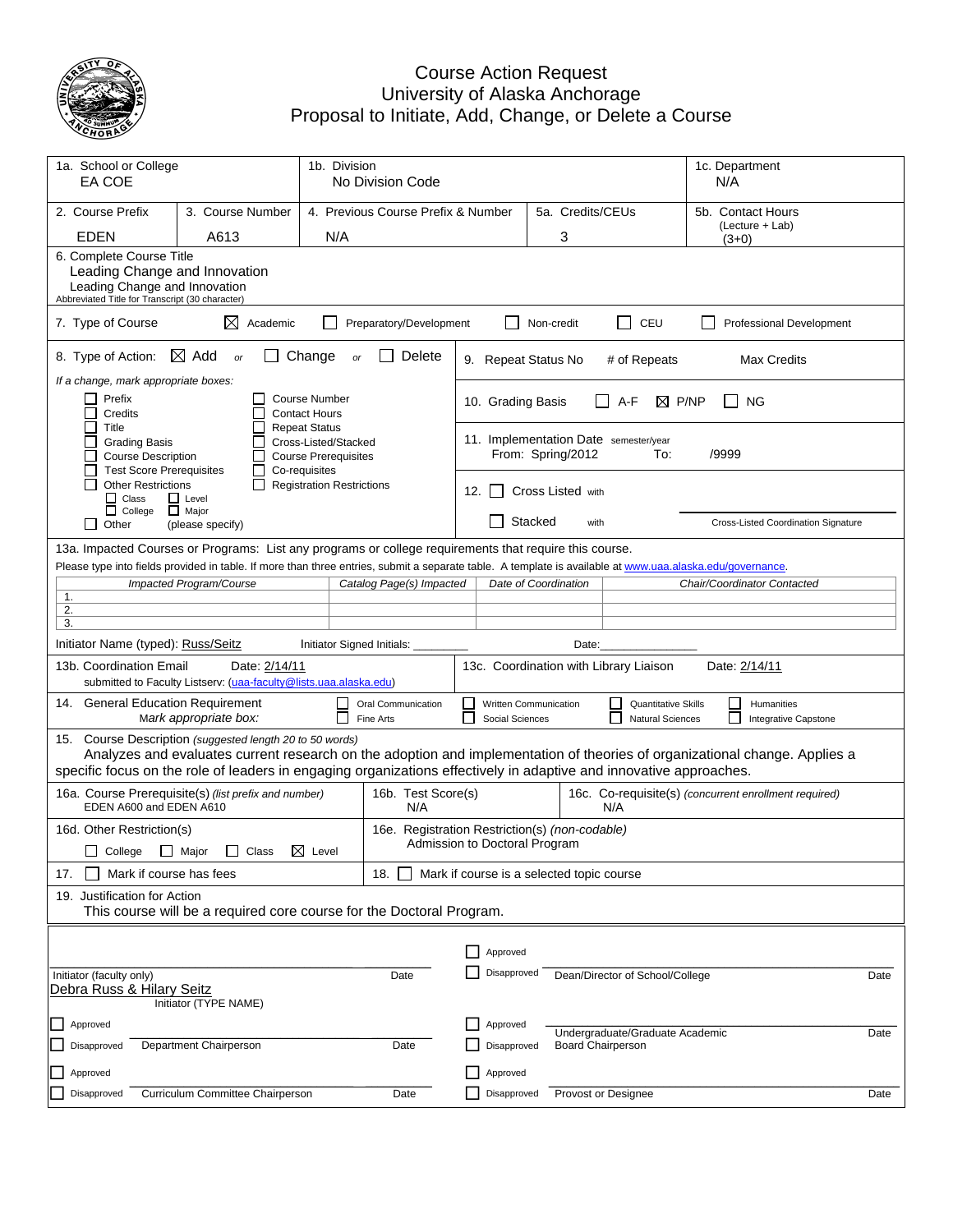# Course Action Request
## University of Alaska Anchorage
## Proposal to Initiate, Add, Change, or Delete a Course

| 1a. School or College | 1b. Division | 1c. Department |
|---|---|---|
| EA COE | No Division Code | N/A |

| 2. Course Prefix | 3. Course Number | 4. Previous Course Prefix & Number | 5a. Credits/CEUs | 5b. Contact Hours (Lecture + Lab) |
|---|---|---|---|---|
| EDEN | A613 | N/A | 3 | (3+0) |

6. Complete Course Title
Leading Change and Innovation
Leading Change and Innovation
Abbreviated Title for Transcript (30 character)

7. Type of Course ☒ Academic ☐ Preparatory/Development ☐ Non-credit ☐ CEU ☐ Professional Development

8. Type of Action: ☒ Add or ☐ Change or ☐ Delete

*If a change, mark appropriate boxes:*

- ☐ Prefix
- ☐ Credits
- ☐ Title
- ☐ Grading Basis
- ☐ Course Description
- ☐ Test Score Prerequisites
- ☐ Other Restrictions
  - ☐ Class ☐ Level
  - ☐ College ☐ Major
- ☐ Other (please specify)
- ☐ Course Number
- ☐ Contact Hours
- ☐ Repeat Status
- ☐ Cross-Listed/Stacked
- ☐ Course Prerequisites
- ☐ Co-requisites
- ☐ Registration Restrictions

9. Repeat Status No # of Repeats Max Credits

10. Grading Basis ☐ A-F ☒ P/NP ☐ NG

11. Implementation Date semester/year
From: Spring/2012 To: /9999

12. ☐ Cross Listed with
☐ Stacked with
Cross-Listed Coordination Signature

13a. Impacted Courses or Programs: List any programs or college requirements that require this course.
Please type into fields provided in table. If more than three entries, submit a separate table. A template is available at www.uaa.alaska.edu/governance.

| Impacted Program/Course | Catalog Page(s) Impacted | Date of Coordination | Chair/Coordinator Contacted |
|---|---|---|---|
| 1. | | | |
| 2. | | | |
| 3. | | | |

Initiator Name (typed): Russ/Seitz Initiator Signed Initials: ________ Date:______________

13b. Coordination Email Date: 2/14/11
submitted to Faculty Listserv: (uaa-faculty@lists.uaa.alaska.edu)

13c. Coordination with Library Liaison Date: 2/14/11

14. General Education Requirement
*Mark appropriate box:*
☐ Oral Communication ☐ Written Communication ☐ Quantitative Skills ☐ Humanities
☐ Fine Arts ☐ Social Sciences ☐ Natural Sciences ☐ Integrative Capstone

15. Course Description *(suggested length 20 to 50 words)*
Analyzes and evaluates current research on the adoption and implementation of theories of organizational change. Applies a specific focus on the role of leaders in engaging organizations effectively in adaptive and innovative approaches.

| 16a. Course Prerequisite(s) *(list prefix and number)* | 16b. Test Score(s) | 16c. Co-requisite(s) *(concurrent enrollment required)* |
|---|---|---|
| EDEN A600 and EDEN A610 | N/A | N/A |

16d. Other Restriction(s)
☐ College ☐ Major ☐ Class ☒ Level

16e. Registration Restriction(s) *(non-codable)*
Admission to Doctoral Program

17. ☐ Mark if course has fees

18. ☐ Mark if course is a selected topic course

19. Justification for Action
This course will be a required core course for the Doctoral Program.

Initiator (faculty only) ______ Date
Debra Russ & Hilary Seitz
Initiator (TYPE NAME)

☐ Approved ☐ Disapproved Dean/Director of School/College ______ Date

☐ Approved ☐ Disapproved Department Chairperson ______ Date

☐ Approved ☐ Disapproved Undergraduate/Graduate Academic Board Chairperson ______ Date

☐ Approved ☐ Disapproved Curriculum Committee Chairperson ______ Date

☐ Approved ☐ Disapproved Provost or Designee ______ Date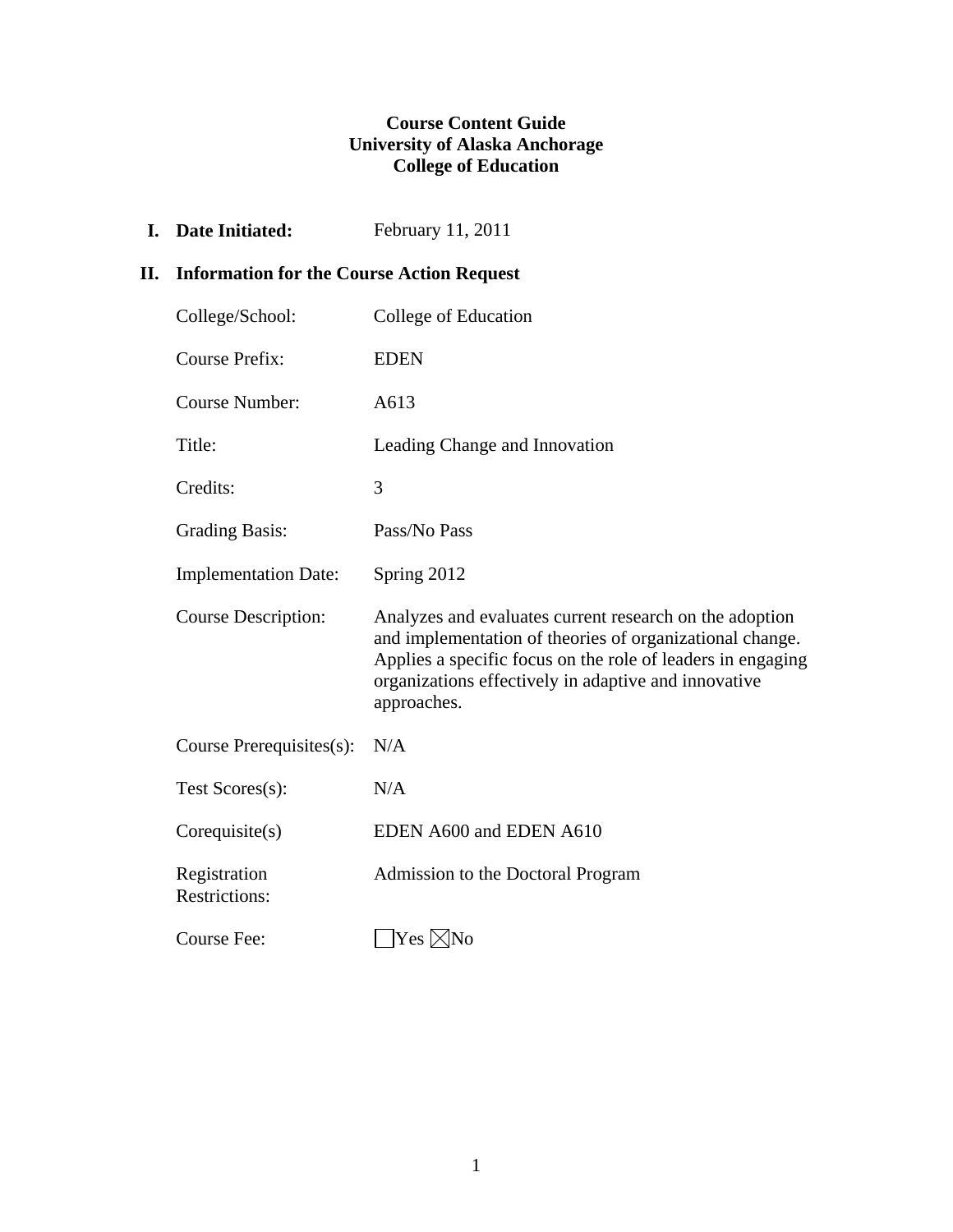**Course Content Guide**
**University of Alaska Anchorage**
**College of Education**

**I. Date Initiated:** February 11, 2011

## II. Information for the Course Action Request

| | |
|---|---|
| College/School: | College of Education |
| Course Prefix: | EDEN |
| Course Number: | A613 |
| Title: | Leading Change and Innovation |
| Credits: | 3 |
| Grading Basis: | Pass/No Pass |
| Implementation Date: | Spring 2012 |
| Course Description: | Analyzes and evaluates current research on the adoption and implementation of theories of organizational change. Applies a specific focus on the role of leaders in engaging organizations effectively in adaptive and innovative approaches. |
| Course Prerequisites(s): | N/A |
| Test Scores(s): | N/A |
| Corequisite(s) | EDEN A600 and EDEN A610 |
| Registration Restrictions: | Admission to the Doctoral Program |
| Course Fee: | ☐Yes ☒No |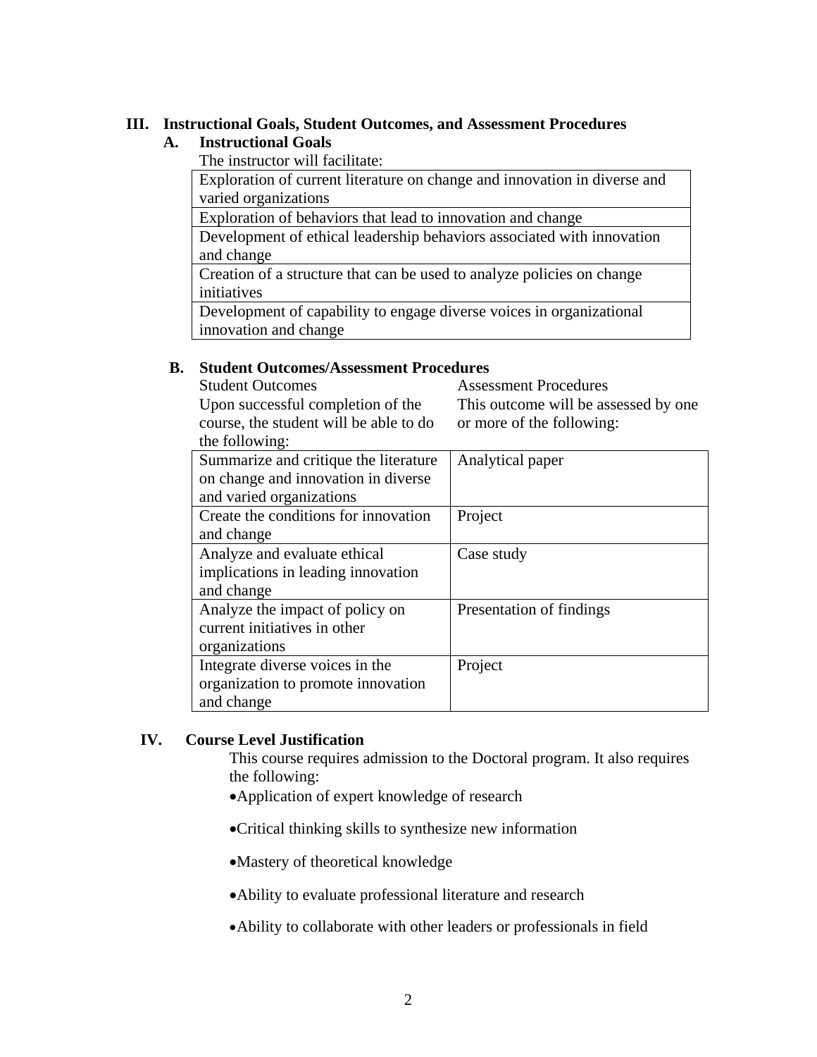## III. Instructional Goals, Student Outcomes, and Assessment Procedures

### A. Instructional Goals

The instructor will facilitate:

| |
|---|
| Exploration of current literature on change and innovation in diverse and varied organizations |
| Exploration of behaviors that lead to innovation and change |
| Development of ethical leadership behaviors associated with innovation and change |
| Creation of a structure that can be used to analyze policies on change initiatives |
| Development of capability to engage diverse voices in organizational innovation and change |

### B. Student Outcomes/Assessment Procedures

| Student Outcomes<br>Upon successful completion of the course, the student will be able to do the following: | Assessment Procedures<br>This outcome will be assessed by one or more of the following: |
|---|---|
| Summarize and critique the literature on change and innovation in diverse and varied organizations | Analytical paper |
| Create the conditions for innovation and change | Project |
| Analyze and evaluate ethical implications in leading innovation and change | Case study |
| Analyze the impact of policy on current initiatives in other organizations | Presentation of findings |
| Integrate diverse voices in the organization to promote innovation and change | Project |

## IV. Course Level Justification

This course requires admission to the Doctoral program. It also requires the following:

- Application of expert knowledge of research
- Critical thinking skills to synthesize new information
- Mastery of theoretical knowledge
- Ability to evaluate professional literature and research
- Ability to collaborate with other leaders or professionals in field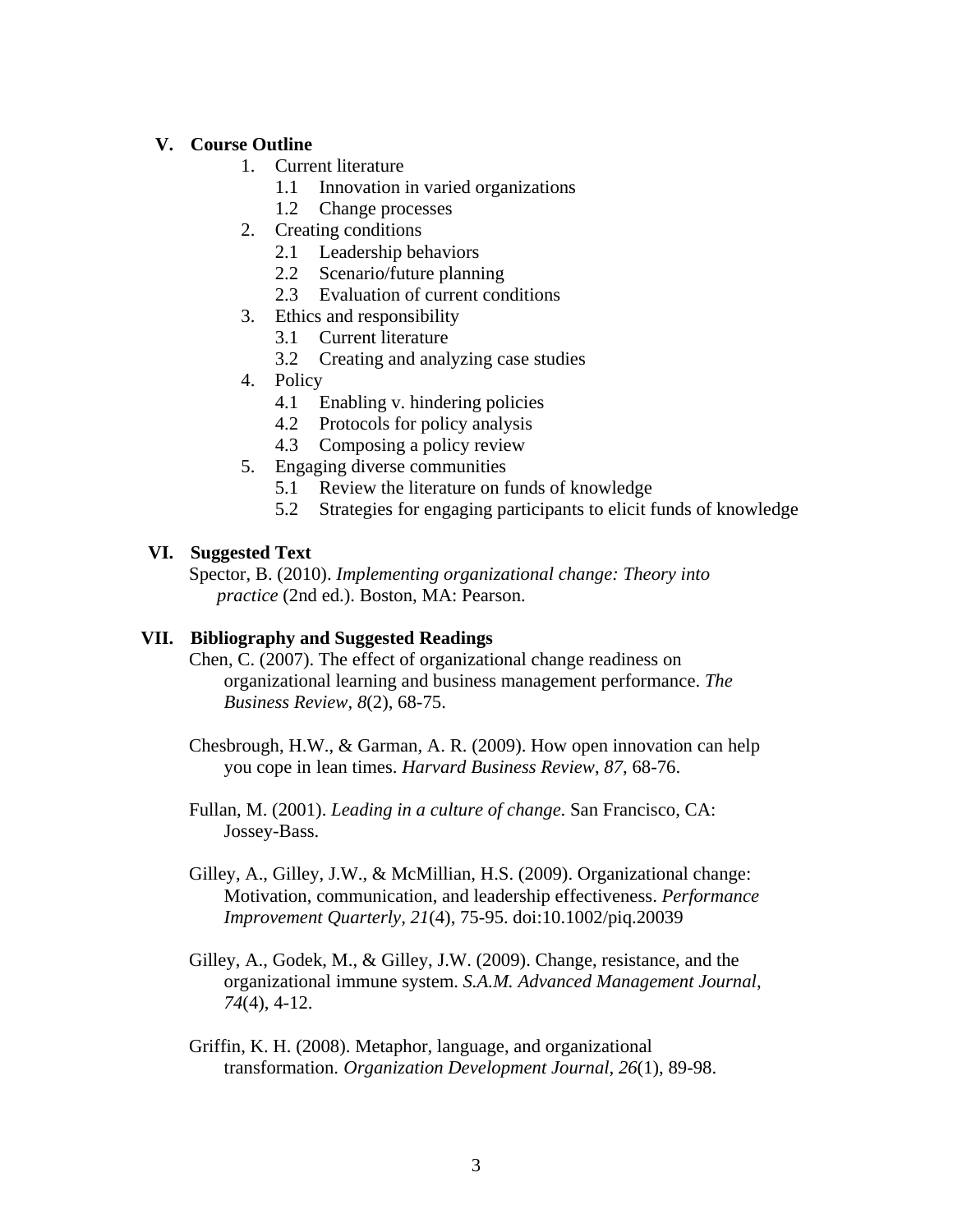## V. Course Outline

1. Current literature
   - 1.1 Innovation in varied organizations
   - 1.2 Change processes
2. Creating conditions
   - 2.1 Leadership behaviors
   - 2.2 Scenario/future planning
   - 2.3 Evaluation of current conditions
3. Ethics and responsibility
   - 3.1 Current literature
   - 3.2 Creating and analyzing case studies
4. Policy
   - 4.1 Enabling v. hindering policies
   - 4.2 Protocols for policy analysis
   - 4.3 Composing a policy review
5. Engaging diverse communities
   - 5.1 Review the literature on funds of knowledge
   - 5.2 Strategies for engaging participants to elicit funds of knowledge

## VI. Suggested Text

Spector, B. (2010). *Implementing organizational change: Theory into practice* (2nd ed.). Boston, MA: Pearson.

## VII. Bibliography and Suggested Readings

Chen, C. (2007). The effect of organizational change readiness on organizational learning and business management performance. *The Business Review*, *8*(2), 68-75.

Chesbrough, H.W., & Garman, A. R. (2009). How open innovation can help you cope in lean times. *Harvard Business Review*, *87*, 68-76.

Fullan, M. (2001). *Leading in a culture of change*. San Francisco, CA: Jossey-Bass.

Gilley, A., Gilley, J.W., & McMillian, H.S. (2009). Organizational change: Motivation, communication, and leadership effectiveness. *Performance Improvement Quarterly*, *21*(4), 75-95. doi:10.1002/piq.20039

Gilley, A., Godek, M., & Gilley, J.W. (2009). Change, resistance, and the organizational immune system. *S.A.M. Advanced Management Journal*, *74*(4), 4-12.

Griffin, K. H. (2008). Metaphor, language, and organizational transformation. *Organization Development Journal*, *26*(1), 89-98.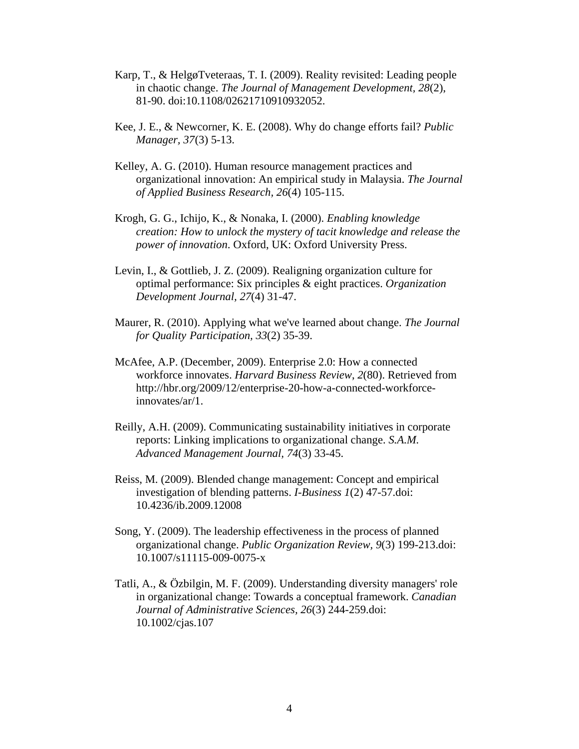Karp, T., & HelgøTveteraas, T. I. (2009). Reality revisited: Leading people in chaotic change. *The Journal of Management Development, 28*(2), 81-90. doi:10.1108/02621710910932052.

Kee, J. E., & Newcorner, K. E. (2008). Why do change efforts fail? *Public Manager, 37*(3) 5-13.

Kelley, A. G. (2010). Human resource management practices and organizational innovation: An empirical study in Malaysia. *The Journal of Applied Business Research, 26*(4) 105-115.

Krogh, G. G., Ichijo, K., & Nonaka, I. (2000). *Enabling knowledge creation: How to unlock the mystery of tacit knowledge and release the power of innovation*. Oxford, UK: Oxford University Press.

Levin, I., & Gottlieb, J. Z. (2009). Realigning organization culture for optimal performance: Six principles & eight practices. *Organization Development Journal, 27*(4) 31-47.

Maurer, R. (2010). Applying what we've learned about change. *The Journal for Quality Participation, 33*(2) 35-39.

McAfee, A.P. (December, 2009). Enterprise 2.0: How a connected workforce innovates. *Harvard Business Review, 2*(80). Retrieved from http://hbr.org/2009/12/enterprise-20-how-a-connected-workforce-innovates/ar/1.

Reilly, A.H. (2009). Communicating sustainability initiatives in corporate reports: Linking implications to organizational change. *S.A.M. Advanced Management Journal, 74*(3) 33-45.

Reiss, M. (2009). Blended change management: Concept and empirical investigation of blending patterns. *I-Business 1*(2) 47-57.doi: 10.4236/ib.2009.12008

Song, Y. (2009). The leadership effectiveness in the process of planned organizational change. *Public Organization Review, 9*(3) 199-213.doi: 10.1007/s11115-009-0075-x

Tatli, A., & Özbilgin, M. F. (2009). Understanding diversity managers' role in organizational change: Towards a conceptual framework. *Canadian Journal of Administrative Sciences, 26*(3) 244-259.doi: 10.1002/cjas.107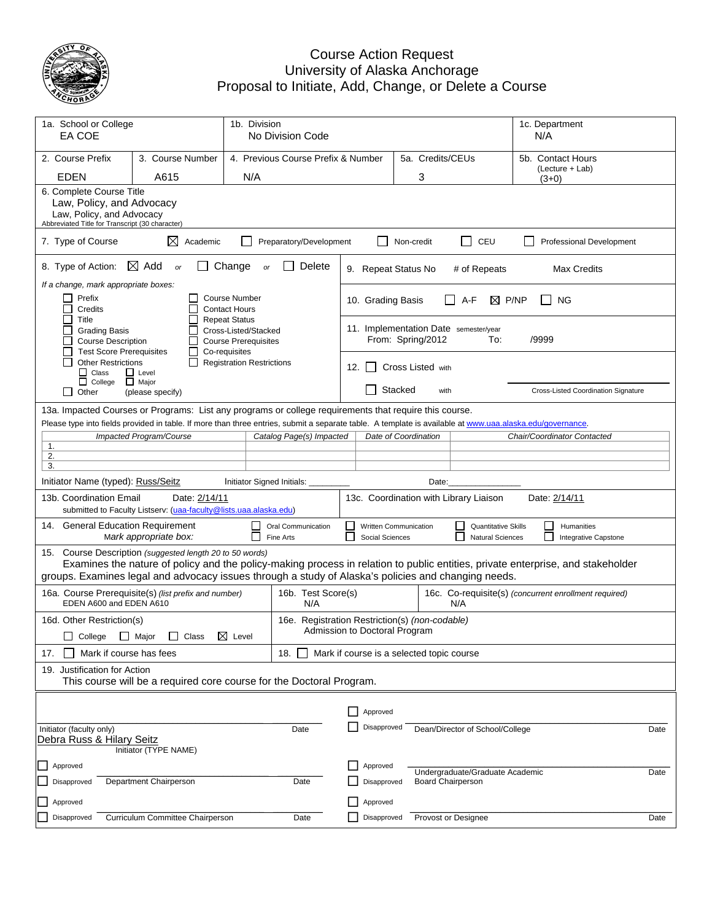# Course Action Request
## University of Alaska Anchorage
## Proposal to Initiate, Add, Change, or Delete a Course

| 1a. School or College | 1b. Division | 1c. Department |
|---|---|---|
| EA COE | No Division Code | N/A |

| 2. Course Prefix | 3. Course Number | 4. Previous Course Prefix & Number | 5a. Credits/CEUs | 5b. Contact Hours (Lecture + Lab) |
|---|---|---|---|---|
| EDEN | A615 | N/A | 3 | (3+0) |

6. Complete Course Title
Law, Policy, and Advocacy
Law, Policy, and Advocacy
Abbreviated Title for Transcript (30 character)

7. Type of Course: ☒ Academic ☐ Preparatory/Development ☐ Non-credit ☐ CEU ☐ Professional Development

8. Type of Action: ☒ Add *or* ☐ Change *or* ☐ Delete

*If a change, mark appropriate boxes:*

- ☐ Prefix
- ☐ Credits
- ☐ Title
- ☐ Grading Basis
- ☐ Course Description
- ☐ Test Score Prerequisites
- ☐ Other Restrictions
  - ☐ Class ☐ Level
  - ☐ College ☐ Major
- ☐ Other (please specify)
- ☐ Course Number
- ☐ Contact Hours
- ☐ Repeat Status
- ☐ Cross-Listed/Stacked
- ☐ Course Prerequisites
- ☐ Co-requisites
- ☐ Registration Restrictions

9. Repeat Status No # of Repeats Max Credits

10. Grading Basis ☐ A-F ☒ P/NP ☐ NG

11. Implementation Date semester/year
From: Spring/2012 To: /9999

12. ☐ Cross Listed with
☐ Stacked with
Cross-Listed Coordination Signature

13a. Impacted Courses or Programs: List any programs or college requirements that require this course.
Please type into fields provided in table. If more than three entries, submit a separate table. A template is available at www.uaa.alaska.edu/governance.

| *Impacted Program/Course* | *Catalog Page(s) Impacted* | *Date of Coordination* | *Chair/Coordinator Contacted* |
|---|---|---|---|
| 1. | | | |
| 2. | | | |
| 3. | | | |

Initiator Name (typed): Russ/Seitz Initiator Signed Initials: ________ Date:______________

13b. Coordination Email Date: 2/14/11
submitted to Faculty Listserv: (uaa-faculty@lists.uaa.alaska.edu)

13c. Coordination with Library Liaison Date: 2/14/11

14. General Education Requirement
*Mark appropriate box:*
☐ Oral Communication ☐ Written Communication ☐ Quantitative Skills ☐ Humanities ☐ Fine Arts ☐ Social Sciences ☐ Natural Sciences ☐ Integrative Capstone

15. Course Description *(suggested length 20 to 50 words)*
Examines the nature of policy and the policy-making process in relation to public entities, private enterprise, and stakeholder groups. Examines legal and advocacy issues through a study of Alaska's policies and changing needs.

16a. Course Prerequisite(s) *(list prefix and number)*
EDEN A600 and EDEN A610

16b. Test Score(s)
N/A

16c. Co-requisite(s) *(concurrent enrollment required)*
N/A

16d. Other Restriction(s)
☐ College ☐ Major ☐ Class ☒ Level

16e. Registration Restriction(s) *(non-codable)*
Admission to Doctoral Program

17. ☐ Mark if course has fees

18. ☐ Mark if course is a selected topic course

19. Justification for Action
This course will be a required core course for the Doctoral Program.

Initiator (faculty only) ______ Date
Debra Russ & Hilary Seitz
Initiator (TYPE NAME)

☐ Approved ☐ Disapproved Dean/Director of School/College ______ Date

☐ Approved ☐ Disapproved Department Chairperson ______ Date

☐ Approved ☐ Disapproved Undergraduate/Graduate Academic Board Chairperson ______ Date

☐ Approved ☐ Disapproved Curriculum Committee Chairperson ______ Date

☐ Approved ☐ Disapproved Provost or Designee ______ Date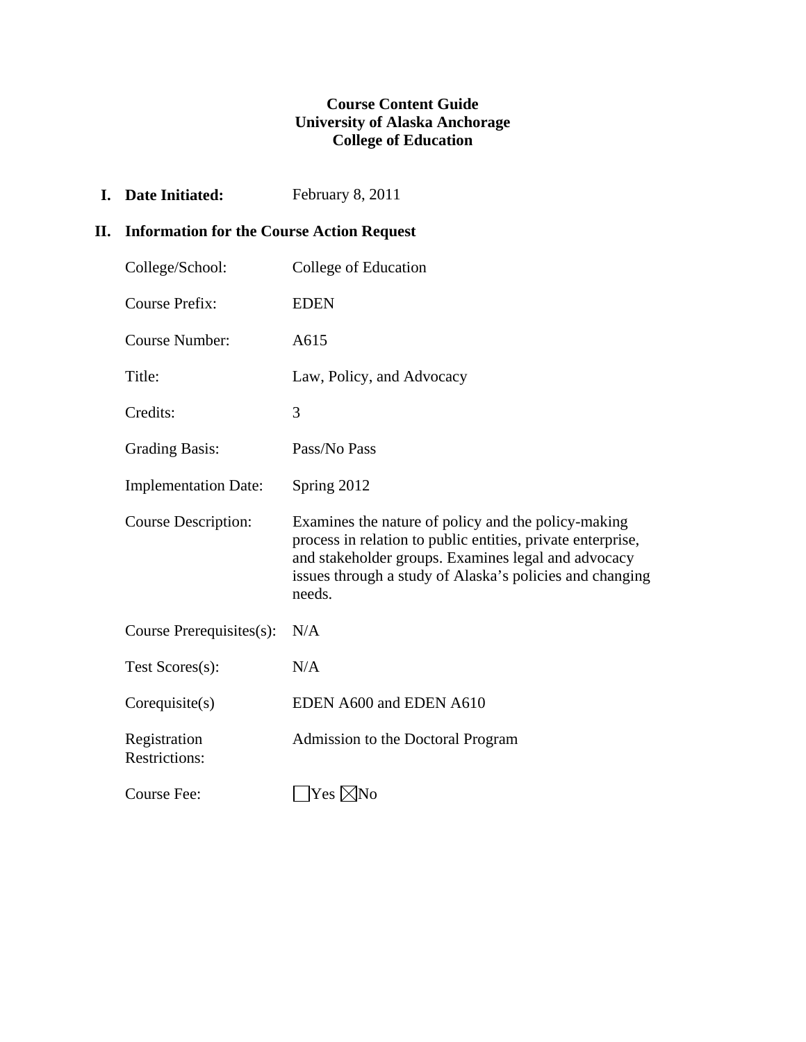**Course Content Guide**
**University of Alaska Anchorage**
**College of Education**

**I. Date Initiated:** February 8, 2011

## II. Information for the Course Action Request

| | |
|---|---|
| College/School: | College of Education |
| Course Prefix: | EDEN |
| Course Number: | A615 |
| Title: | Law, Policy, and Advocacy |
| Credits: | 3 |
| Grading Basis: | Pass/No Pass |
| Implementation Date: | Spring 2012 |
| Course Description: | Examines the nature of policy and the policy-making process in relation to public entities, private enterprise, and stakeholder groups. Examines legal and advocacy issues through a study of Alaska's policies and changing needs. |
| Course Prerequisites(s): | N/A |
| Test Scores(s): | N/A |
| Corequisite(s) | EDEN A600 and EDEN A610 |
| Registration Restrictions: | Admission to the Doctoral Program |
| Course Fee: | ☐ Yes ☒ No |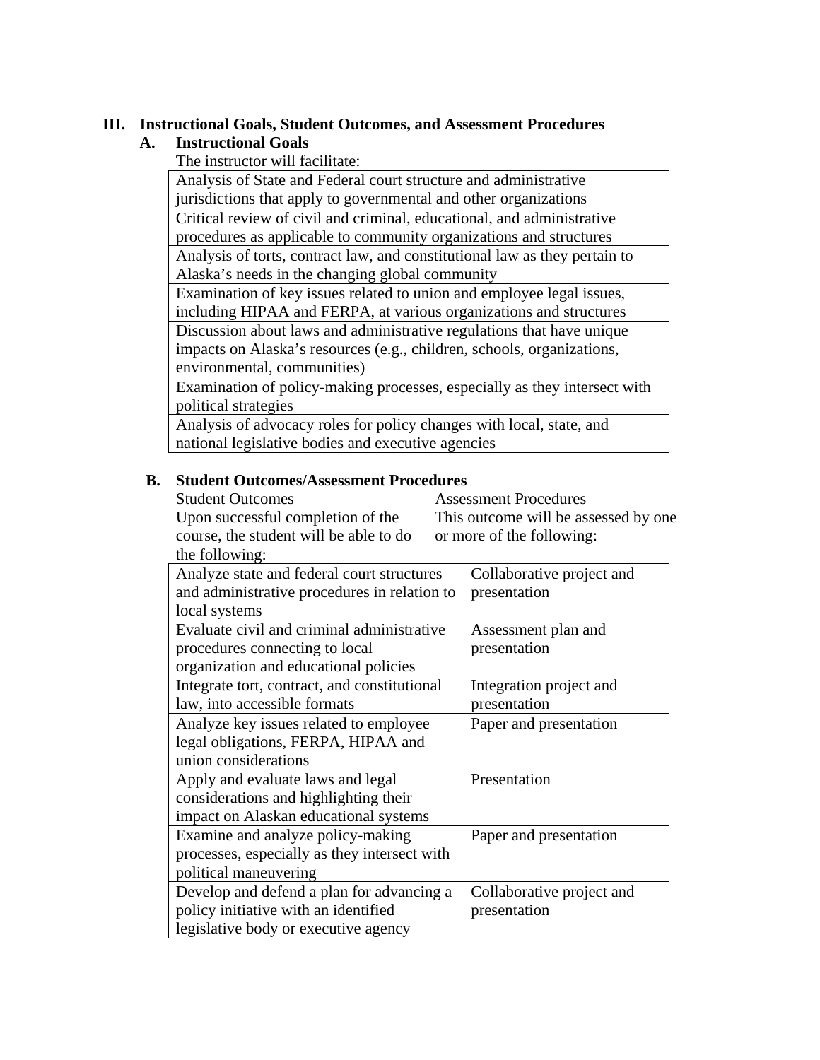## III. Instructional Goals, Student Outcomes, and Assessment Procedures

### A. Instructional Goals

The instructor will facilitate:

| |
|---|
| Analysis of State and Federal court structure and administrative jurisdictions that apply to governmental and other organizations |
| Critical review of civil and criminal, educational, and administrative procedures as applicable to community organizations and structures |
| Analysis of torts, contract law, and constitutional law as they pertain to Alaska's needs in the changing global community |
| Examination of key issues related to union and employee legal issues, including HIPAA and FERPA, at various organizations and structures |
| Discussion about laws and administrative regulations that have unique impacts on Alaska's resources (e.g., children, schools, organizations, environmental, communities) |
| Examination of policy-making processes, especially as they intersect with political strategies |
| Analysis of advocacy roles for policy changes with local, state, and national legislative bodies and executive agencies |

### B. Student Outcomes/Assessment Procedures

| Student Outcomes<br>Upon successful completion of the course, the student will be able to do the following: | Assessment Procedures<br>This outcome will be assessed by one or more of the following: |
|---|---|
| Analyze state and federal court structures and administrative procedures in relation to local systems | Collaborative project and presentation |
| Evaluate civil and criminal administrative procedures connecting to local organization and educational policies | Assessment plan and presentation |
| Integrate tort, contract, and constitutional law, into accessible formats | Integration project and presentation |
| Analyze key issues related to employee legal obligations, FERPA, HIPAA and union considerations | Paper and presentation |
| Apply and evaluate laws and legal considerations and highlighting their impact on Alaskan educational systems | Presentation |
| Examine and analyze policy-making processes, especially as they intersect with political maneuvering | Paper and presentation |
| Develop and defend a plan for advancing a policy initiative with an identified legislative body or executive agency | Collaborative project and presentation |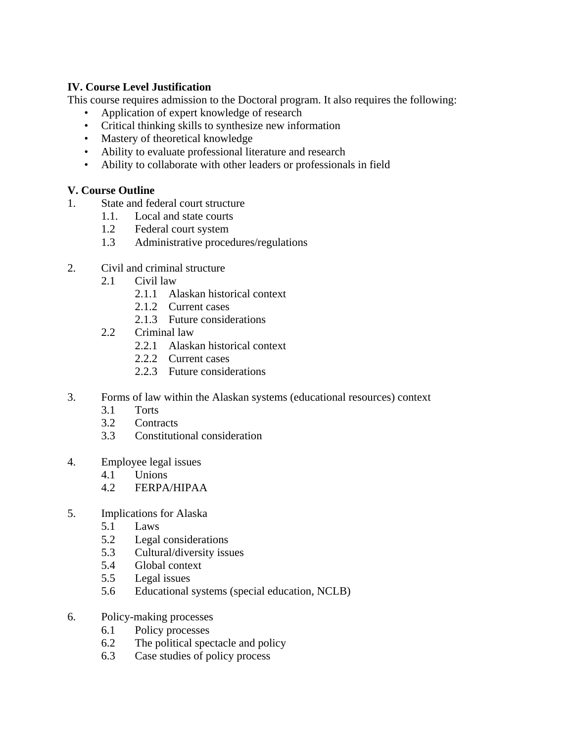**IV. Course Level Justification**

This course requires admission to the Doctoral program. It also requires the following:

- Application of expert knowledge of research
- Critical thinking skills to synthesize new information
- Mastery of theoretical knowledge
- Ability to evaluate professional literature and research
- Ability to collaborate with other leaders or professionals in field

**V. Course Outline**

1. State and federal court structure
   - 1.1. Local and state courts
   - 1.2 Federal court system
   - 1.3 Administrative procedures/regulations

2. Civil and criminal structure
   - 2.1 Civil law
     - 2.1.1 Alaskan historical context
     - 2.1.2 Current cases
     - 2.1.3 Future considerations
   - 2.2 Criminal law
     - 2.2.1 Alaskan historical context
     - 2.2.2 Current cases
     - 2.2.3 Future considerations

3. Forms of law within the Alaskan systems (educational resources) context
   - 3.1 Torts
   - 3.2 Contracts
   - 3.3 Constitutional consideration

4. Employee legal issues
   - 4.1 Unions
   - 4.2 FERPA/HIPAA

5. Implications for Alaska
   - 5.1 Laws
   - 5.2 Legal considerations
   - 5.3 Cultural/diversity issues
   - 5.4 Global context
   - 5.5 Legal issues
   - 5.6 Educational systems (special education, NCLB)

6. Policy-making processes
   - 6.1 Policy processes
   - 6.2 The political spectacle and policy
   - 6.3 Case studies of policy process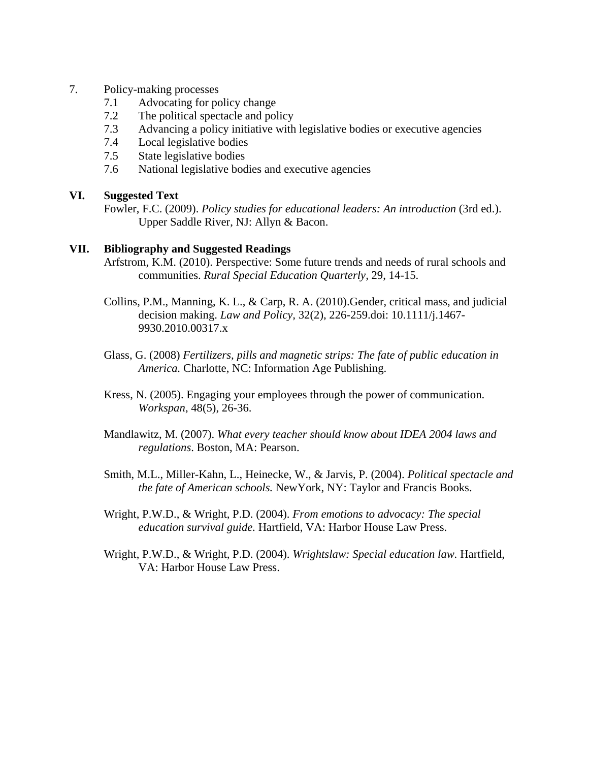7. Policy-making processes
   - 7.1 Advocating for policy change
   - 7.2 The political spectacle and policy
   - 7.3 Advancing a policy initiative with legislative bodies or executive agencies
   - 7.4 Local legislative bodies
   - 7.5 State legislative bodies
   - 7.6 National legislative bodies and executive agencies

## VI. Suggested Text

Fowler, F.C. (2009). *Policy studies for educational leaders: An introduction* (3rd ed.). Upper Saddle River, NJ: Allyn & Bacon.

## VII. Bibliography and Suggested Readings

Arfstrom, K.M. (2010). Perspective: Some future trends and needs of rural schools and communities. *Rural Special Education Quarterly*, 29, 14-15.

Collins, P.M., Manning, K. L., & Carp, R. A. (2010).Gender, critical mass, and judicial decision making. *Law and Policy*, 32(2), 226-259.doi: 10.1111/j.1467-9930.2010.00317.x

Glass, G. (2008) *Fertilizers, pills and magnetic strips: The fate of public education in America.* Charlotte, NC: Information Age Publishing.

Kress, N. (2005). Engaging your employees through the power of communication. *Workspan*, 48(5), 26-36.

Mandlawitz, M. (2007). *What every teacher should know about IDEA 2004 laws and regulations*. Boston, MA: Pearson.

Smith, M.L., Miller-Kahn, L., Heinecke, W., & Jarvis, P. (2004). *Political spectacle and the fate of American schools.* NewYork, NY: Taylor and Francis Books.

Wright, P.W.D., & Wright, P.D. (2004). *From emotions to advocacy: The special education survival guide.* Hartfield, VA: Harbor House Law Press.

Wright, P.W.D., & Wright, P.D. (2004). *Wrightslaw: Special education law.* Hartfield, VA: Harbor House Law Press.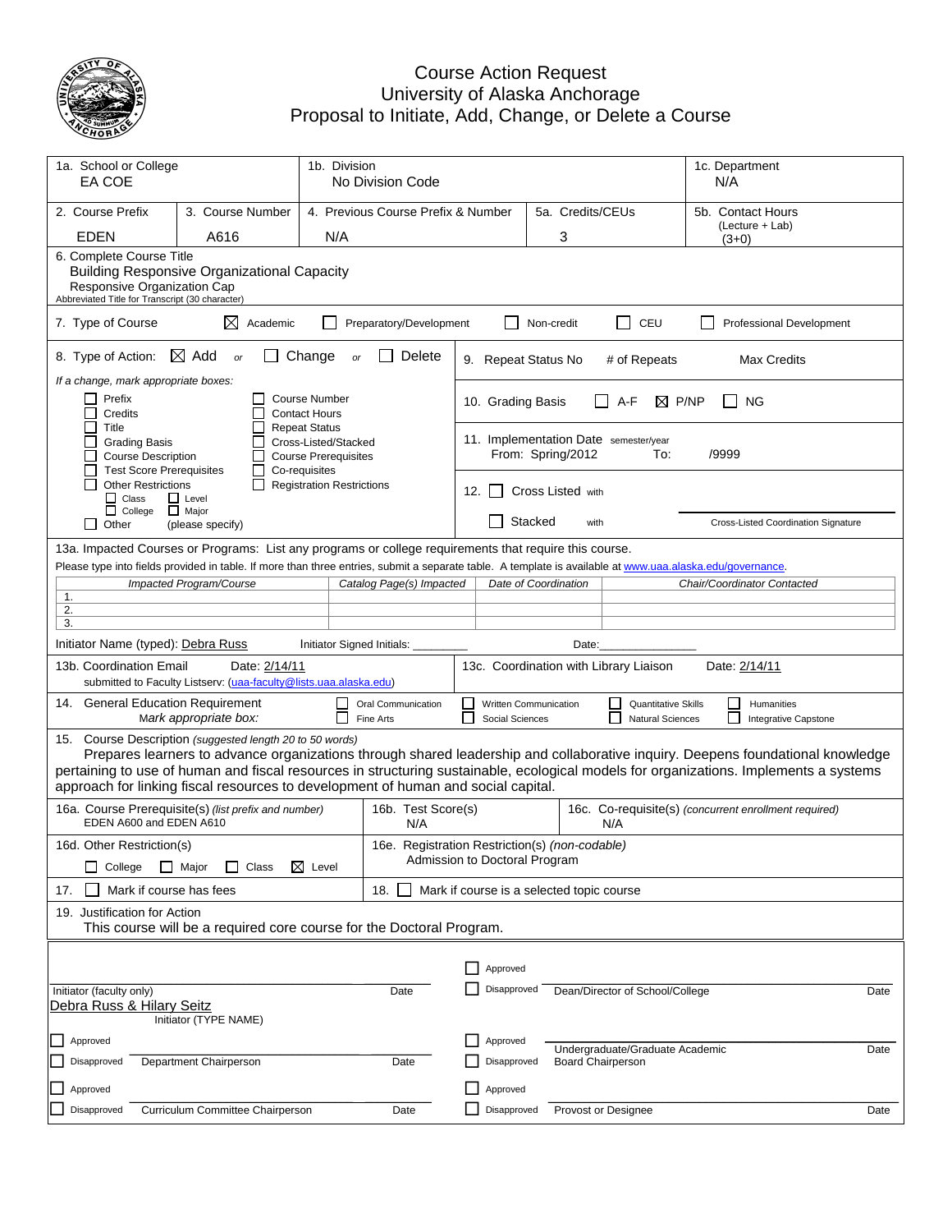# Course Action Request
## University of Alaska Anchorage
## Proposal to Initiate, Add, Change, or Delete a Course

| 1a. School or College | 1b. Division | 1c. Department |
|---|---|---|
| EA COE | No Division Code | N/A |

| 2. Course Prefix | 3. Course Number | 4. Previous Course Prefix & Number | 5a. Credits/CEUs | 5b. Contact Hours (Lecture + Lab) |
|---|---|---|---|---|
| EDEN | A616 | N/A | 3 | (3+0) |

6. Complete Course Title
Building Responsive Organizational Capacity
Responsive Organization Cap
Abbreviated Title for Transcript (30 character)

7. Type of Course ☒ Academic ☐ Preparatory/Development ☐ Non-credit ☐ CEU ☐ Professional Development

8. Type of Action: ☒ Add or ☐ Change or ☐ Delete

*If a change, mark appropriate boxes:*

☐ Prefix ☐ Course Number
☐ Credits ☐ Contact Hours
☐ Title ☐ Repeat Status
☐ Grading Basis ☐ Cross-Listed/Stacked
☐ Course Description ☐ Course Prerequisites
☐ Test Score Prerequisites ☐ Co-requisites
☐ Other Restrictions ☐ Registration Restrictions
  ☐ Class ☐ Level
  ☐ College ☐ Major
☐ Other (please specify)

9. Repeat Status No # of Repeats Max Credits

10. Grading Basis ☐ A-F ☒ P/NP ☐ NG

11. Implementation Date semester/year
From: Spring/2012 To: /9999

12. ☐ Cross Listed with
☐ Stacked with
Cross-Listed Coordination Signature

13a. Impacted Courses or Programs: List any programs or college requirements that require this course.
Please type into fields provided in table. If more than three entries, submit a separate table. A template is available at www.uaa.alaska.edu/governance.

| | *Impacted Program/Course* | *Catalog Page(s) Impacted* | *Date of Coordination* | *Chair/Coordinator Contacted* |
|---|---|---|---|---|
| 1. | | | | |
| 2. | | | | |
| 3. | | | | |

Initiator Name (typed): Debra Russ Initiator Signed Initials: ________ Date:______________

13b. Coordination Email Date: 2/14/11
submitted to Faculty Listserv: (uaa-faculty@lists.uaa.alaska.edu)

13c. Coordination with Library Liaison Date: 2/14/11

14. General Education Requirement
*Mark appropriate box:*
☐ Oral Communication ☐ Written Communication ☐ Quantitative Skills ☐ Humanities
☐ Fine Arts ☐ Social Sciences ☐ Natural Sciences ☐ Integrative Capstone

15. Course Description *(suggested length 20 to 50 words)*
Prepares learners to advance organizations through shared leadership and collaborative inquiry. Deepens foundational knowledge pertaining to use of human and fiscal resources in structuring sustainable, ecological models for organizations. Implements a systems approach for linking fiscal resources to development of human and social capital.

| 16a. Course Prerequisite(s) *(list prefix and number)* | 16b. Test Score(s) | 16c. Co-requisite(s) *(concurrent enrollment required)* |
|---|---|---|
| EDEN A600 and EDEN A610 | N/A | N/A |

16d. Other Restriction(s)
☐ College ☐ Major ☐ Class ☒ Level

16e. Registration Restriction(s) *(non-codable)*
Admission to Doctoral Program

17. ☐ Mark if course has fees

18. ☐ Mark if course is a selected topic course

19. Justification for Action
This course will be a required core course for the Doctoral Program.

Initiator (faculty only) ____________ Date
Debra Russ & Hilary Seitz
Initiator (TYPE NAME)

☐ Approved ☐ Disapproved Dean/Director of School/College ____________ Date

☐ Approved ☐ Disapproved Department Chairperson ____________ Date

☐ Approved ☐ Disapproved Undergraduate/Graduate Academic Board Chairperson ____________ Date

☐ Approved ☐ Disapproved Curriculum Committee Chairperson ____________ Date

☐ Approved ☐ Disapproved Provost or Designee ____________ Date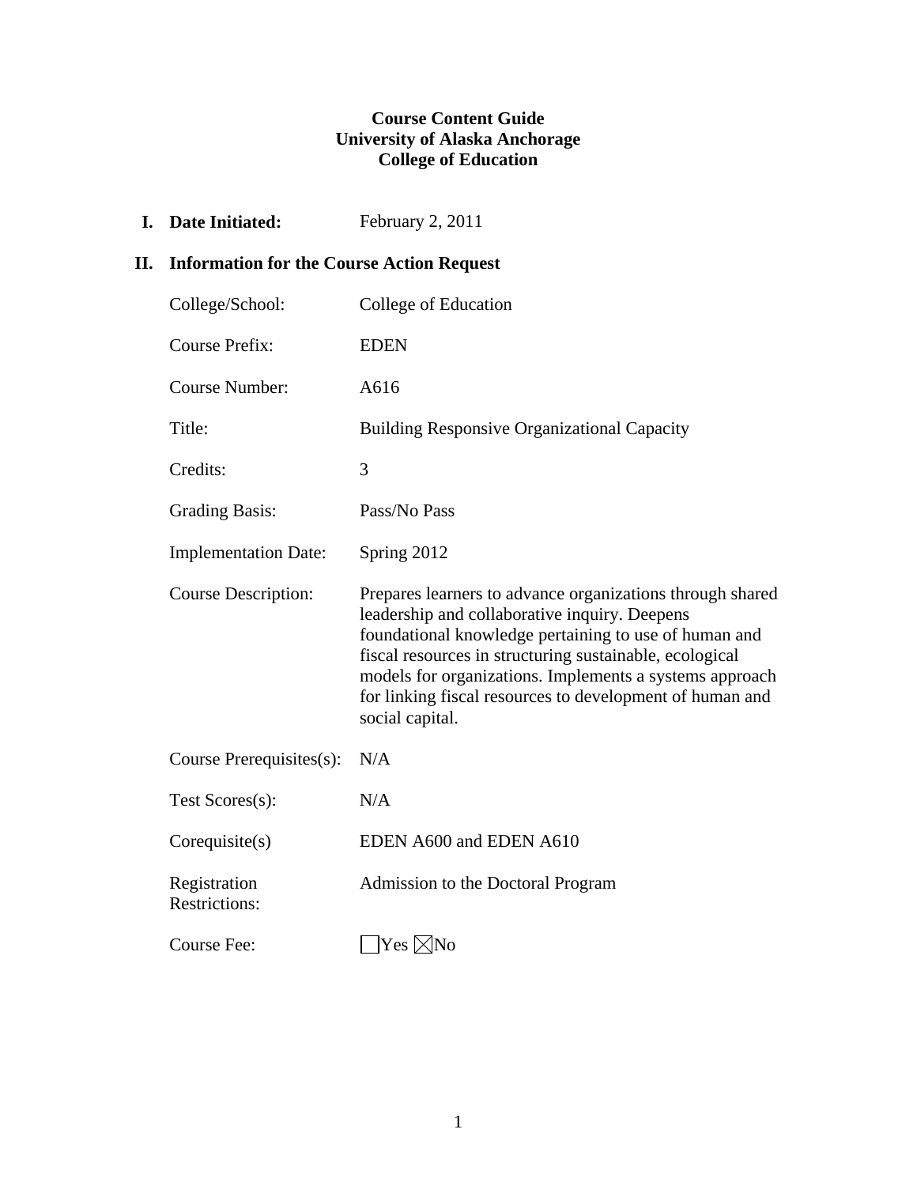**Course Content Guide**
**University of Alaska Anchorage**
**College of Education**

**I. Date Initiated:** February 2, 2011

**II. Information for the Course Action Request**

| | |
|---|---|
| College/School: | College of Education |
| Course Prefix: | EDEN |
| Course Number: | A616 |
| Title: | Building Responsive Organizational Capacity |
| Credits: | 3 |
| Grading Basis: | Pass/No Pass |
| Implementation Date: | Spring 2012 |
| Course Description: | Prepares learners to advance organizations through shared leadership and collaborative inquiry. Deepens foundational knowledge pertaining to use of human and fiscal resources in structuring sustainable, ecological models for organizations. Implements a systems approach for linking fiscal resources to development of human and social capital. |
| Course Prerequisites(s): | N/A |
| Test Scores(s): | N/A |
| Corequisite(s) | EDEN A600 and EDEN A610 |
| Registration Restrictions: | Admission to the Doctoral Program |
| Course Fee: | ☐ Yes ☒ No |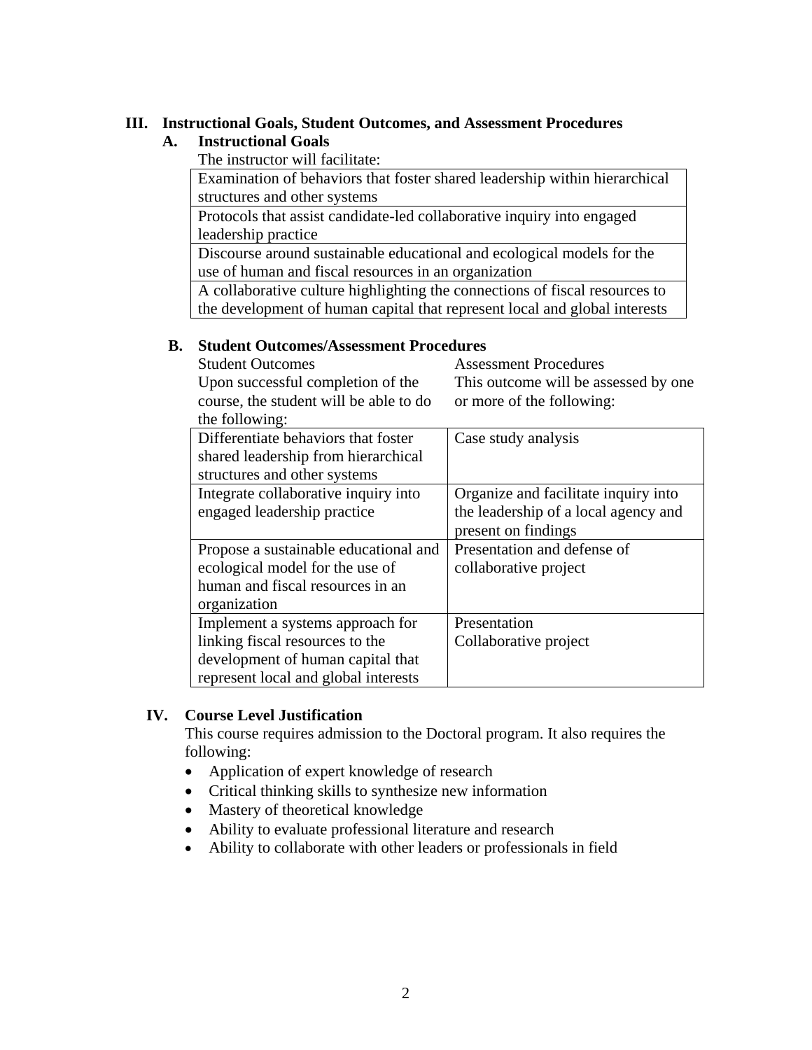## III. Instructional Goals, Student Outcomes, and Assessment Procedures

### A. Instructional Goals

The instructor will facilitate:

| |
|---|
| Examination of behaviors that foster shared leadership within hierarchical structures and other systems |
| Protocols that assist candidate-led collaborative inquiry into engaged leadership practice |
| Discourse around sustainable educational and ecological models for the use of human and fiscal resources in an organization |
| A collaborative culture highlighting the connections of fiscal resources to the development of human capital that represent local and global interests |

### B. Student Outcomes/Assessment Procedures

| Student Outcomes<br>Upon successful completion of the course, the student will be able to do the following: | Assessment Procedures<br>This outcome will be assessed by one or more of the following: |
|---|---|
| Differentiate behaviors that foster shared leadership from hierarchical structures and other systems | Case study analysis |
| Integrate collaborative inquiry into engaged leadership practice | Organize and facilitate inquiry into the leadership of a local agency and present on findings |
| Propose a sustainable educational and ecological model for the use of human and fiscal resources in an organization | Presentation and defense of collaborative project |
| Implement a systems approach for linking fiscal resources to the development of human capital that represent local and global interests | Presentation<br>Collaborative project |

## IV. Course Level Justification

This course requires admission to the Doctoral program. It also requires the following:

- Application of expert knowledge of research
- Critical thinking skills to synthesize new information
- Mastery of theoretical knowledge
- Ability to evaluate professional literature and research
- Ability to collaborate with other leaders or professionals in field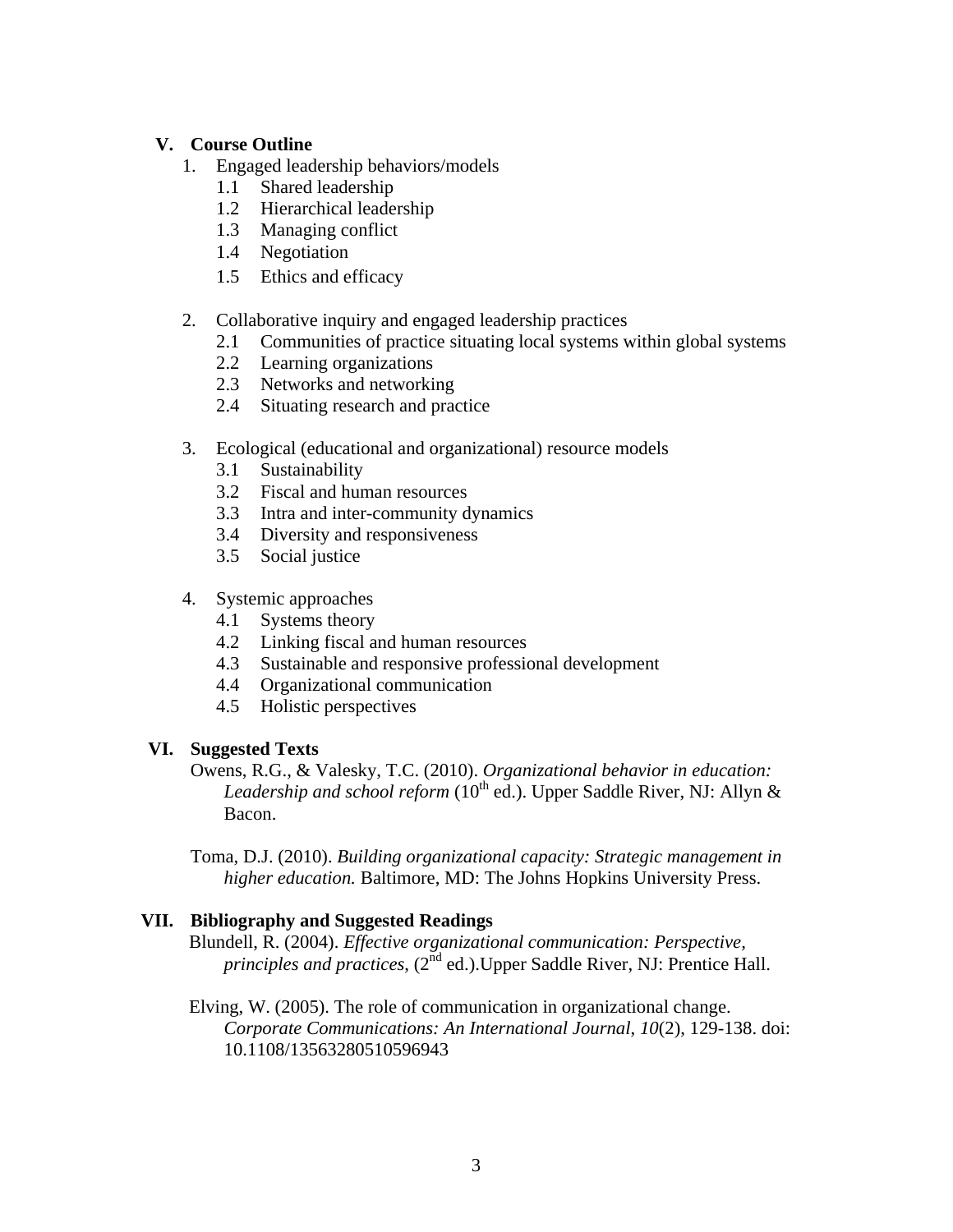## V. Course Outline

1. Engaged leadership behaviors/models
   - 1.1 Shared leadership
   - 1.2 Hierarchical leadership
   - 1.3 Managing conflict
   - 1.4 Negotiation
   - 1.5 Ethics and efficacy

2. Collaborative inquiry and engaged leadership practices
   - 2.1 Communities of practice situating local systems within global systems
   - 2.2 Learning organizations
   - 2.3 Networks and networking
   - 2.4 Situating research and practice

3. Ecological (educational and organizational) resource models
   - 3.1 Sustainability
   - 3.2 Fiscal and human resources
   - 3.3 Intra and inter-community dynamics
   - 3.4 Diversity and responsiveness
   - 3.5 Social justice

4. Systemic approaches
   - 4.1 Systems theory
   - 4.2 Linking fiscal and human resources
   - 4.3 Sustainable and responsive professional development
   - 4.4 Organizational communication
   - 4.5 Holistic perspectives

## VI. Suggested Texts

Owens, R.G., & Valesky, T.C. (2010). *Organizational behavior in education: Leadership and school reform* (10th ed.). Upper Saddle River, NJ: Allyn & Bacon.

Toma, D.J. (2010). *Building organizational capacity: Strategic management in higher education.* Baltimore, MD: The Johns Hopkins University Press.

## VII. Bibliography and Suggested Readings

Blundell, R. (2004). *Effective organizational communication: Perspective, principles and practices*, (2nd ed.).Upper Saddle River, NJ: Prentice Hall.

Elving, W. (2005). The role of communication in organizational change. *Corporate Communications: An International Journal*, *10*(2), 129-138. doi: 10.1108/13563280510596943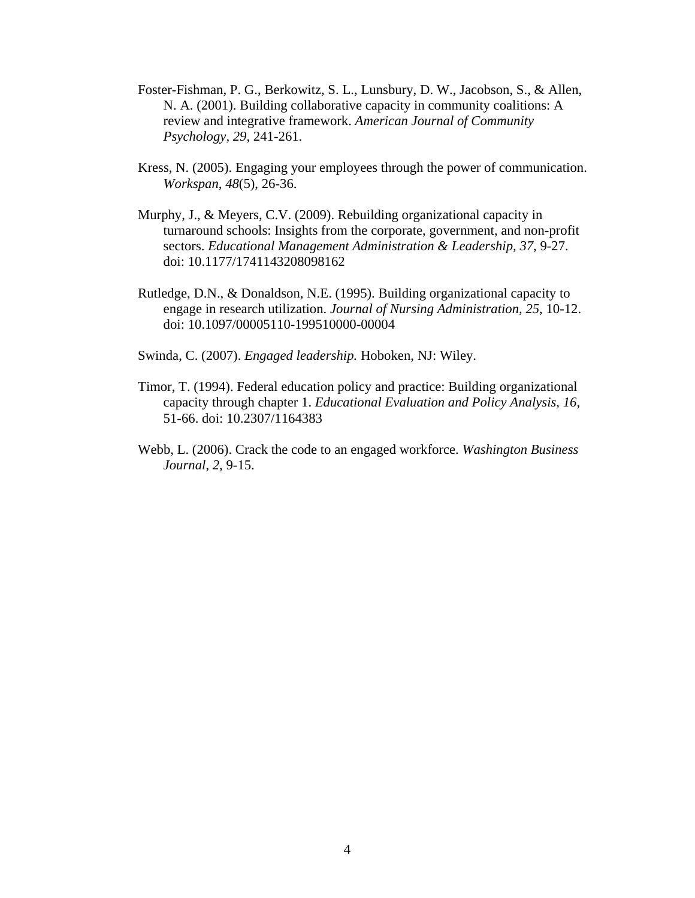Foster-Fishman, P. G., Berkowitz, S. L., Lunsbury, D. W., Jacobson, S., & Allen, N. A. (2001). Building collaborative capacity in community coalitions: A review and integrative framework. *American Journal of Community Psychology*, *29*, 241-261.

Kress, N. (2005). Engaging your employees through the power of communication. *Workspan*, *48*(5), 26-36.

Murphy, J., & Meyers, C.V. (2009). Rebuilding organizational capacity in turnaround schools: Insights from the corporate, government, and non-profit sectors. *Educational Management Administration & Leadership, 37*, 9-27. doi: 10.1177/1741143208098162

Rutledge, D.N., & Donaldson, N.E. (1995). Building organizational capacity to engage in research utilization. *Journal of Nursing Administration, 25*, 10-12. doi: 10.1097/00005110-199510000-00004

Swinda, C. (2007). *Engaged leadership.* Hoboken, NJ: Wiley.

Timor, T. (1994). Federal education policy and practice: Building organizational capacity through chapter 1. *Educational Evaluation and Policy Analysis, 16*, 51-66. doi: 10.2307/1164383

Webb, L. (2006). Crack the code to an engaged workforce. *Washington Business Journal, 2*, 9-15.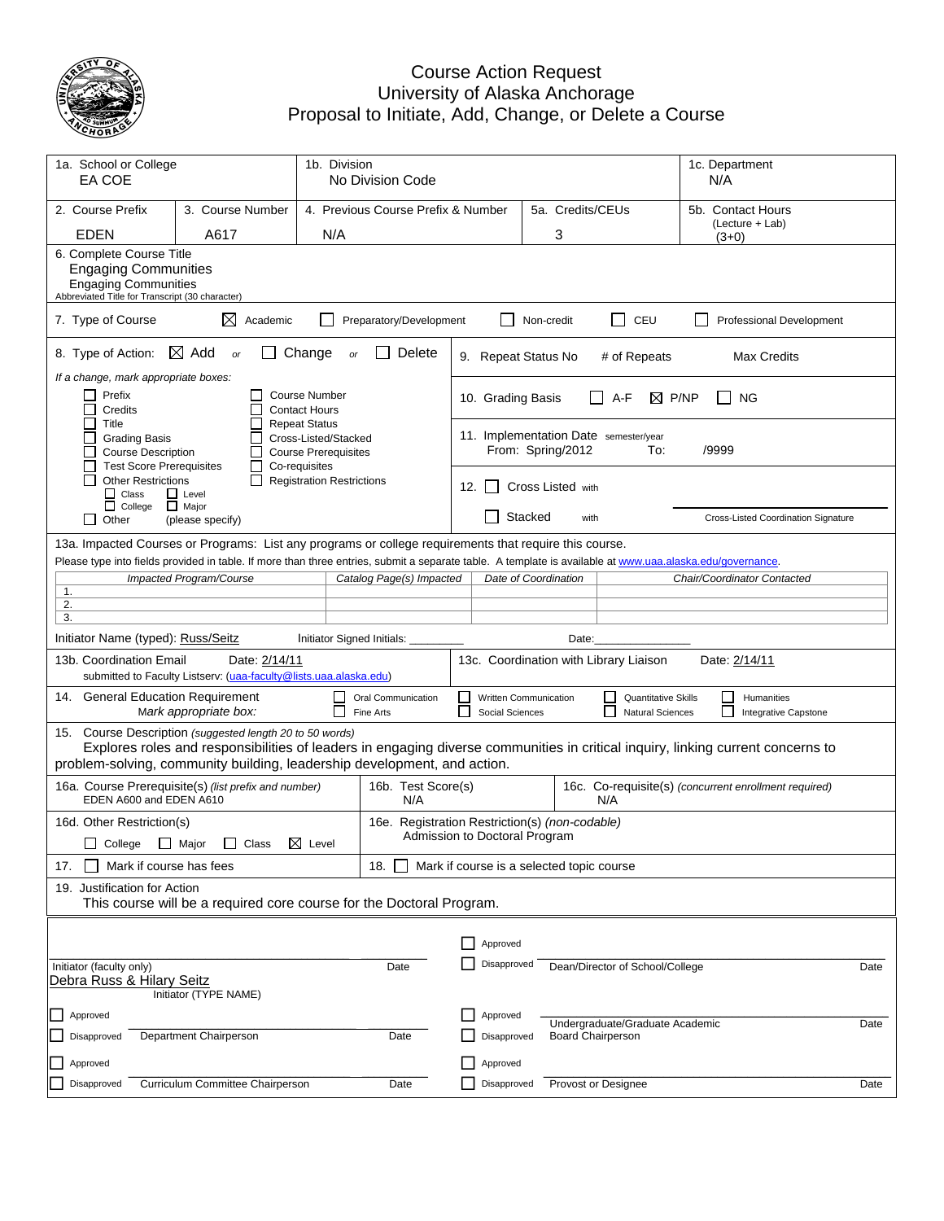# Course Action Request
## University of Alaska Anchorage
## Proposal to Initiate, Add, Change, or Delete a Course

| 1a. School or College | 1b. Division | 1c. Department |
|---|---|---|
| EA COE | No Division Code | N/A |

| 2. Course Prefix | 3. Course Number | 4. Previous Course Prefix & Number | 5a. Credits/CEUs | 5b. Contact Hours (Lecture + Lab) |
|---|---|---|---|---|
| EDEN | A617 | N/A | 3 | (3+0) |

6. Complete Course Title
Engaging Communities
Engaging Communities
Abbreviated Title for Transcript (30 character)

7. Type of Course ☒ Academic ☐ Preparatory/Development ☐ Non-credit ☐ CEU ☐ Professional Development

8. Type of Action: ☒ Add or ☐ Change or ☐ Delete

*If a change, mark appropriate boxes:*

☐ Prefix ☐ Course Number
☐ Credits ☐ Contact Hours
☐ Title ☐ Repeat Status
☐ Grading Basis ☐ Cross-Listed/Stacked
☐ Course Description ☐ Course Prerequisites
☐ Test Score Prerequisites ☐ Co-requisites
☐ Other Restrictions ☐ Registration Restrictions
☐ Class ☐ Level
☐ College ☐ Major
☐ Other (please specify)

9. Repeat Status No # of Repeats Max Credits

10. Grading Basis ☐ A-F ☒ P/NP ☐ NG

11. Implementation Date semester/year
From: Spring/2012 To: /9999

12. ☐ Cross Listed with
☐ Stacked with
Cross-Listed Coordination Signature

13a. Impacted Courses or Programs: List any programs or college requirements that require this course.
Please type into fields provided in table. If more than three entries, submit a separate table. A template is available at www.uaa.alaska.edu/governance.

| | *Impacted Program/Course* | *Catalog Page(s) Impacted* | *Date of Coordination* | *Chair/Coordinator Contacted* |
|---|---|---|---|---|
| 1. | | | | |
| 2. | | | | |
| 3. | | | | |

Initiator Name (typed): Russ/Seitz Initiator Signed Initials: ________ Date:______________

13b. Coordination Email Date: 2/14/11
submitted to Faculty Listserv: (uaa-faculty@lists.uaa.alaska.edu)

13c. Coordination with Library Liaison Date: 2/14/11

14. General Education Requirement
*Mark appropriate box:*
☐ Oral Communication ☐ Written Communication ☐ Quantitative Skills ☐ Humanities
☐ Fine Arts ☐ Social Sciences ☐ Natural Sciences ☐ Integrative Capstone

15. Course Description *(suggested length 20 to 50 words)*
Explores roles and responsibilities of leaders in engaging diverse communities in critical inquiry, linking current concerns to problem-solving, community building, leadership development, and action.

| 16a. Course Prerequisite(s) *(list prefix and number)* | 16b. Test Score(s) | 16c. Co-requisite(s) *(concurrent enrollment required)* |
|---|---|---|
| EDEN A600 and EDEN A610 | N/A | N/A |

16d. Other Restriction(s)
☐ College ☐ Major ☐ Class ☒ Level

16e. Registration Restriction(s) *(non-codable)*
Admission to Doctoral Program

17. ☐ Mark if course has fees

18. ☐ Mark if course is a selected topic course

19. Justification for Action
This course will be a required core course for the Doctoral Program.

Initiator (faculty only) Date
Debra Russ & Hilary Seitz
Initiator (TYPE NAME)

☐ Approved
☐ Disapproved Dean/Director of School/College Date

☐ Approved
☐ Disapproved Department Chairperson Date

☐ Approved
☐ Disapproved Undergraduate/Graduate Academic Board Chairperson Date

☐ Approved
☐ Disapproved Curriculum Committee Chairperson Date

☐ Approved
☐ Disapproved Provost or Designee Date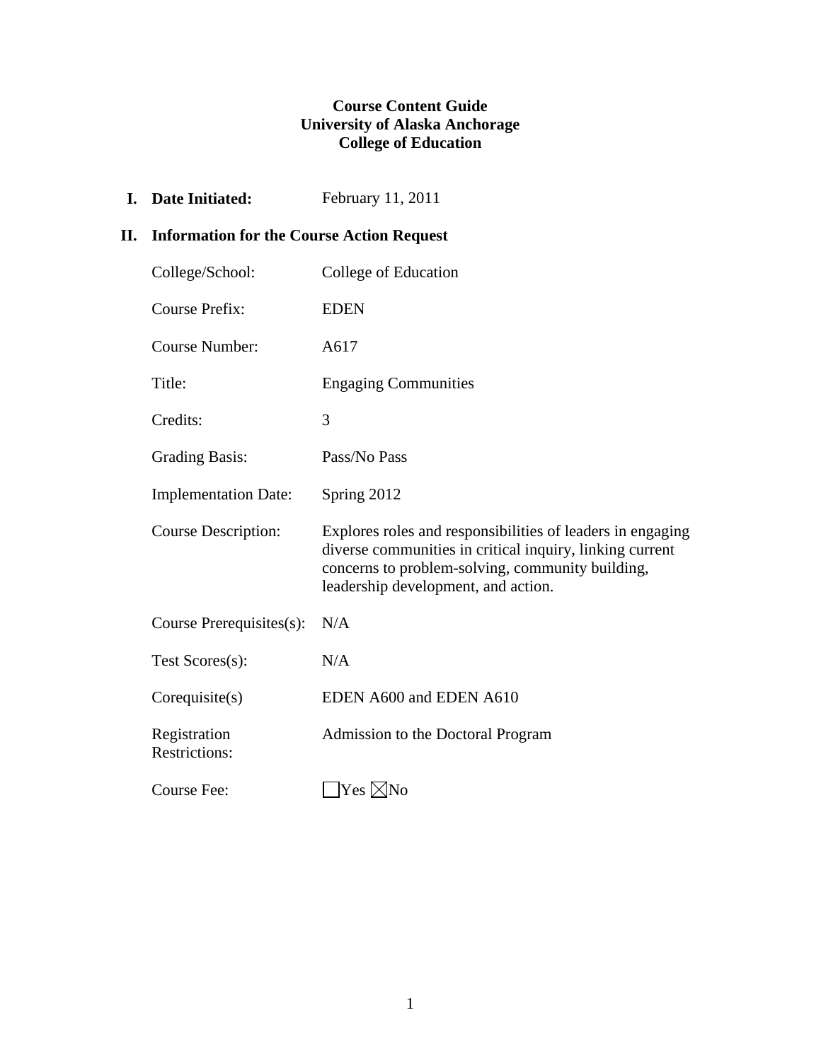**Course Content Guide**
**University of Alaska Anchorage**
**College of Education**

**I. Date Initiated:** February 11, 2011

## II. Information for the Course Action Request

| | |
|---|---|
| College/School: | College of Education |
| Course Prefix: | EDEN |
| Course Number: | A617 |
| Title: | Engaging Communities |
| Credits: | 3 |
| Grading Basis: | Pass/No Pass |
| Implementation Date: | Spring 2012 |
| Course Description: | Explores roles and responsibilities of leaders in engaging diverse communities in critical inquiry, linking current concerns to problem-solving, community building, leadership development, and action. |
| Course Prerequisites(s): | N/A |
| Test Scores(s): | N/A |
| Corequisite(s) | EDEN A600 and EDEN A610 |
| Registration Restrictions: | Admission to the Doctoral Program |
| Course Fee: | ☐Yes ☒No |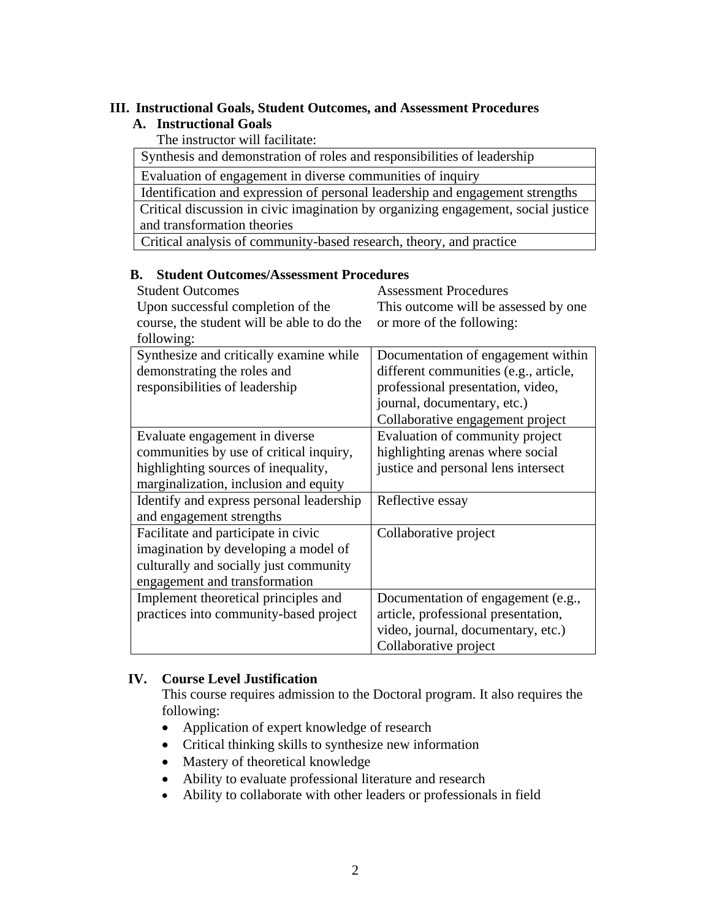## III. Instructional Goals, Student Outcomes, and Assessment Procedures

### A. Instructional Goals

The instructor will facilitate:

| |
|---|
| Synthesis and demonstration of roles and responsibilities of leadership |
| Evaluation of engagement in diverse communities of inquiry |
| Identification and expression of personal leadership and engagement strengths |
| Critical discussion in civic imagination by organizing engagement, social justice and transformation theories |
| Critical analysis of community-based research, theory, and practice |

### B. Student Outcomes/Assessment Procedures

| Student Outcomes<br>Upon successful completion of the course, the student will be able to do the following: | Assessment Procedures<br>This outcome will be assessed by one or more of the following: |
|---|---|
| Synthesize and critically examine while demonstrating the roles and responsibilities of leadership | Documentation of engagement within different communities (e.g., article, professional presentation, video, journal, documentary, etc.)<br>Collaborative engagement project |
| Evaluate engagement in diverse communities by use of critical inquiry, highlighting sources of inequality, marginalization, inclusion and equity | Evaluation of community project highlighting arenas where social justice and personal lens intersect |
| Identify and express personal leadership and engagement strengths | Reflective essay |
| Facilitate and participate in civic imagination by developing a model of culturally and socially just community engagement and transformation | Collaborative project |
| Implement theoretical principles and practices into community-based project | Documentation of engagement (e.g., article, professional presentation, video, journal, documentary, etc.)<br>Collaborative project |

## IV. Course Level Justification

This course requires admission to the Doctoral program. It also requires the following:

- Application of expert knowledge of research
- Critical thinking skills to synthesize new information
- Mastery of theoretical knowledge
- Ability to evaluate professional literature and research
- Ability to collaborate with other leaders or professionals in field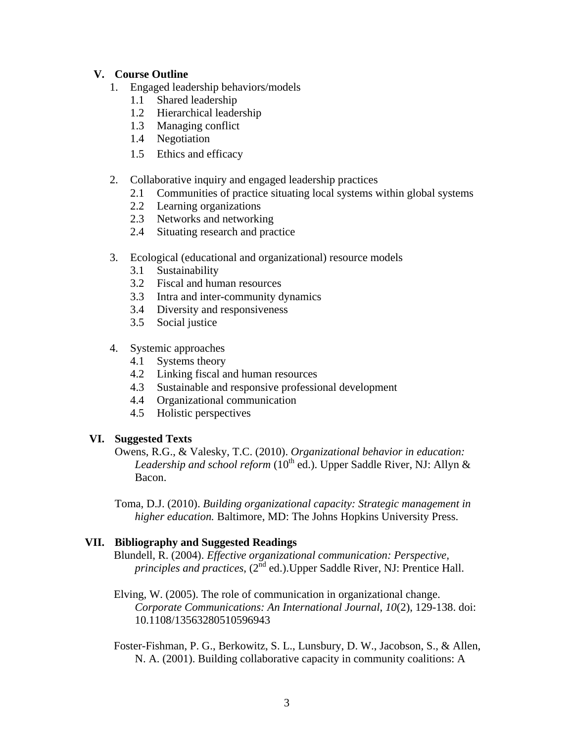## V. Course Outline

1. Engaged leadership behaviors/models
   - 1.1 Shared leadership
   - 1.2 Hierarchical leadership
   - 1.3 Managing conflict
   - 1.4 Negotiation
   - 1.5 Ethics and efficacy

2. Collaborative inquiry and engaged leadership practices
   - 2.1 Communities of practice situating local systems within global systems
   - 2.2 Learning organizations
   - 2.3 Networks and networking
   - 2.4 Situating research and practice

3. Ecological (educational and organizational) resource models
   - 3.1 Sustainability
   - 3.2 Fiscal and human resources
   - 3.3 Intra and inter-community dynamics
   - 3.4 Diversity and responsiveness
   - 3.5 Social justice

4. Systemic approaches
   - 4.1 Systems theory
   - 4.2 Linking fiscal and human resources
   - 4.3 Sustainable and responsive professional development
   - 4.4 Organizational communication
   - 4.5 Holistic perspectives

## VI. Suggested Texts

Owens, R.G., & Valesky, T.C. (2010). *Organizational behavior in education: Leadership and school reform* (10th ed.). Upper Saddle River, NJ: Allyn & Bacon.

Toma, D.J. (2010). *Building organizational capacity: Strategic management in higher education.* Baltimore, MD: The Johns Hopkins University Press.

## VII. Bibliography and Suggested Readings

Blundell, R. (2004). *Effective organizational communication: Perspective, principles and practices*, (2nd ed.).Upper Saddle River, NJ: Prentice Hall.

Elving, W. (2005). The role of communication in organizational change. *Corporate Communications: An International Journal*, *10*(2), 129-138. doi: 10.1108/13563280510596943

Foster-Fishman, P. G., Berkowitz, S. L., Lunsbury, D. W., Jacobson, S., & Allen, N. A. (2001). Building collaborative capacity in community coalitions: A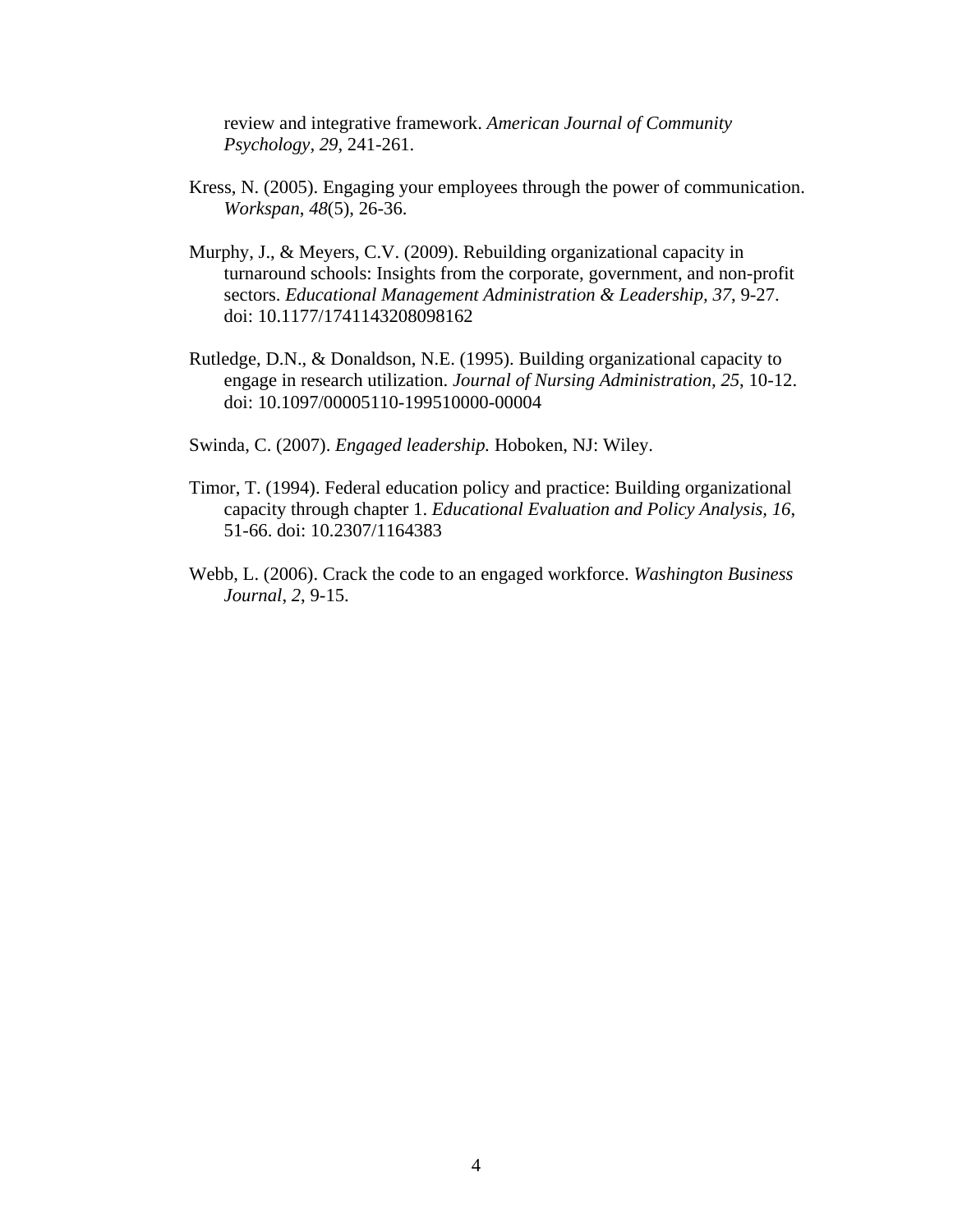review and integrative framework. *American Journal of Community Psychology*, *29*, 241-261.

Kress, N. (2005). Engaging your employees through the power of communication. *Workspan*, *48*(5), 26-36.

Murphy, J., & Meyers, C.V. (2009). Rebuilding organizational capacity in turnaround schools: Insights from the corporate, government, and non-profit sectors. *Educational Management Administration & Leadership, 37*, 9-27. doi: 10.1177/1741143208098162

Rutledge, D.N., & Donaldson, N.E. (1995). Building organizational capacity to engage in research utilization. *Journal of Nursing Administration, 25*, 10-12. doi: 10.1097/00005110-199510000-00004

Swinda, C. (2007). *Engaged leadership.* Hoboken, NJ: Wiley.

Timor, T. (1994). Federal education policy and practice: Building organizational capacity through chapter 1. *Educational Evaluation and Policy Analysis, 16*, 51-66. doi: 10.2307/1164383

Webb, L. (2006). Crack the code to an engaged workforce. *Washington Business Journal*, *2*, 9-15.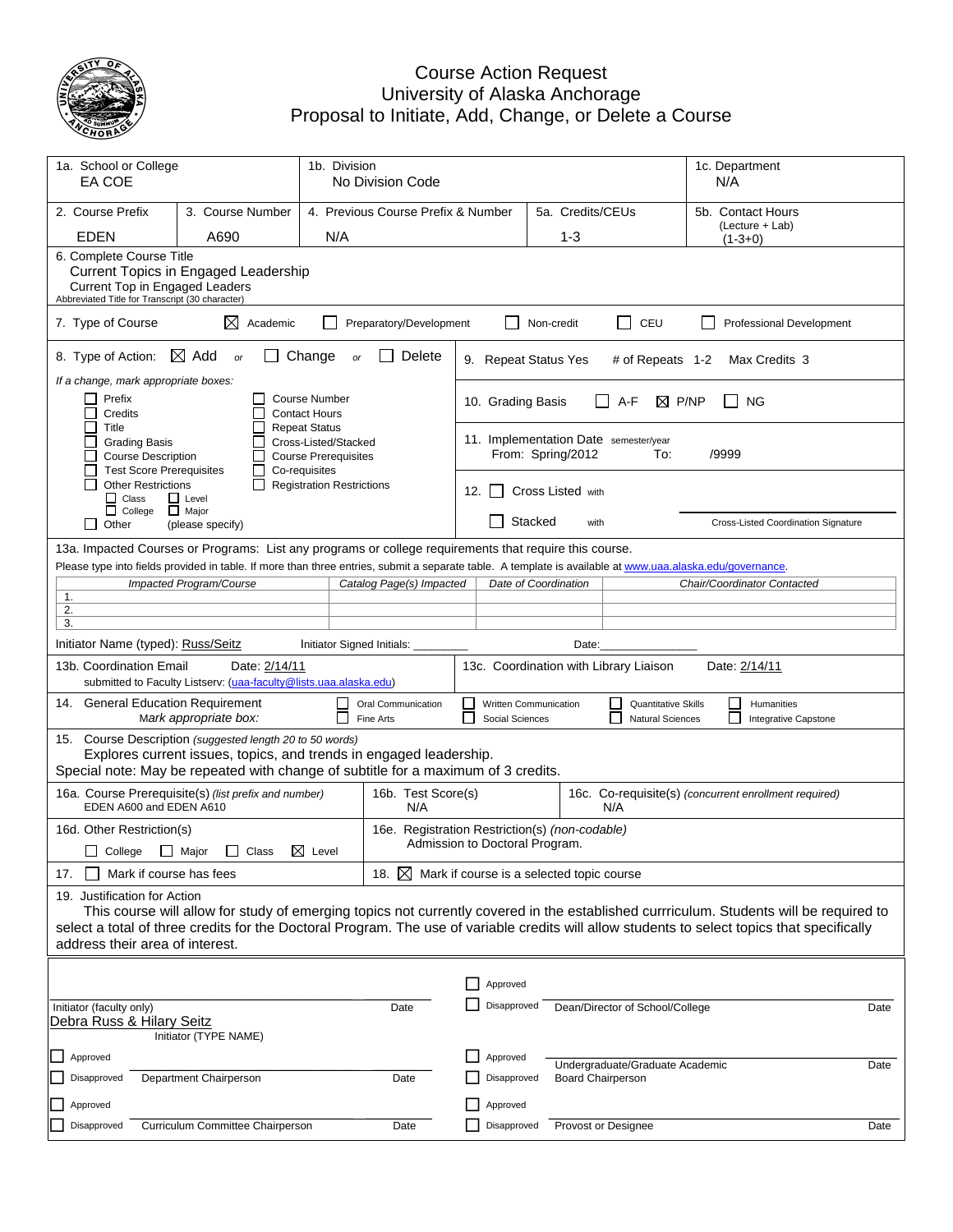# Course Action Request
## University of Alaska Anchorage
## Proposal to Initiate, Add, Change, or Delete a Course

| 1a. School or College | 1b. Division | 1c. Department |
|---|---|---|
| EA COE | No Division Code | N/A |

| 2. Course Prefix | 3. Course Number | 4. Previous Course Prefix & Number | 5a. Credits/CEUs | 5b. Contact Hours (Lecture + Lab) |
|---|---|---|---|---|
| EDEN | A690 | N/A | 1-3 | (1-3+0) |

6. Complete Course Title
Current Topics in Engaged Leadership
Current Top in Engaged Leaders
Abbreviated Title for Transcript (30 character)

7. Type of Course ☒ Academic ☐ Preparatory/Development ☐ Non-credit ☐ CEU ☐ Professional Development

8. Type of Action: ☒ Add *or* ☐ Change *or* ☐ Delete

*If a change, mark appropriate boxes:*

- ☐ Prefix
- ☐ Credits
- ☐ Title
- ☐ Grading Basis
- ☐ Course Description
- ☐ Test Score Prerequisites
- ☐ Other Restrictions
  - ☐ Class ☐ Level
  - ☐ College ☐ Major
- ☐ Other (please specify)
- ☐ Course Number
- ☐ Contact Hours
- ☐ Repeat Status
- ☐ Cross-Listed/Stacked
- ☐ Course Prerequisites
- ☐ Co-requisites
- ☐ Registration Restrictions

9. Repeat Status Yes # of Repeats 1-2 Max Credits 3

10. Grading Basis ☐ A-F ☒ P/NP ☐ NG

11. Implementation Date semester/year From: Spring/2012 To: /9999

12. ☐ Cross Listed with
☐ Stacked with
Cross-Listed Coordination Signature

13a. Impacted Courses or Programs: List any programs or college requirements that require this course.
Please type into fields provided in table. If more than three entries, submit a separate table. A template is available at www.uaa.alaska.edu/governance.

| Impacted Program/Course | Catalog Page(s) Impacted | Date of Coordination | Chair/Coordinator Contacted |
|---|---|---|---|
| 1. | | | |
| 2. | | | |
| 3. | | | |

Initiator Name (typed): Russ/Seitz Initiator Signed Initials: ________ Date:_______________

13b. Coordination Email Date: 2/14/11
submitted to Faculty Listserv: (uaa-faculty@lists.uaa.alaska.edu)

13c. Coordination with Library Liaison Date: 2/14/11

14. General Education Requirement
*Mark appropriate box:*
☐ Oral Communication ☐ Written Communication ☐ Quantitative Skills ☐ Humanities
☐ Fine Arts ☐ Social Sciences ☐ Natural Sciences ☐ Integrative Capstone

15. Course Description *(suggested length 20 to 50 words)*
Explores current issues, topics, and trends in engaged leadership.
Special note: May be repeated with change of subtitle for a maximum of 3 credits.

16a. Course Prerequisite(s) *(list prefix and number)*
EDEN A600 and EDEN A610

16b. Test Score(s)
N/A

16c. Co-requisite(s) *(concurrent enrollment required)*
N/A

16d. Other Restriction(s)
☐ College ☐ Major ☐ Class ☒ Level

16e. Registration Restriction(s) *(non-codable)*
Admission to Doctoral Program.

17. ☐ Mark if course has fees

18. ☒ Mark if course is a selected topic course

19. Justification for Action
This course will allow for study of emerging topics not currently covered in the established currriculum. Students will be required to select a total of three credits for the Doctoral Program. The use of variable credits will allow students to select topics that specifically address their area of interest.

| | | | |
|---|---|---|---|
| Initiator (faculty only) | Date | ☐ Approved ☐ Disapproved Dean/Director of School/College | Date |
| Debra Russ & Hilary Seitz<br>Initiator (TYPE NAME) | | | |
| ☐ Approved ☐ Disapproved Department Chairperson | Date | ☐ Approved ☐ Disapproved Undergraduate/Graduate Academic Board Chairperson | Date |
| ☐ Approved ☐ Disapproved Curriculum Committee Chairperson | Date | ☐ Approved ☐ Disapproved Provost or Designee | Date |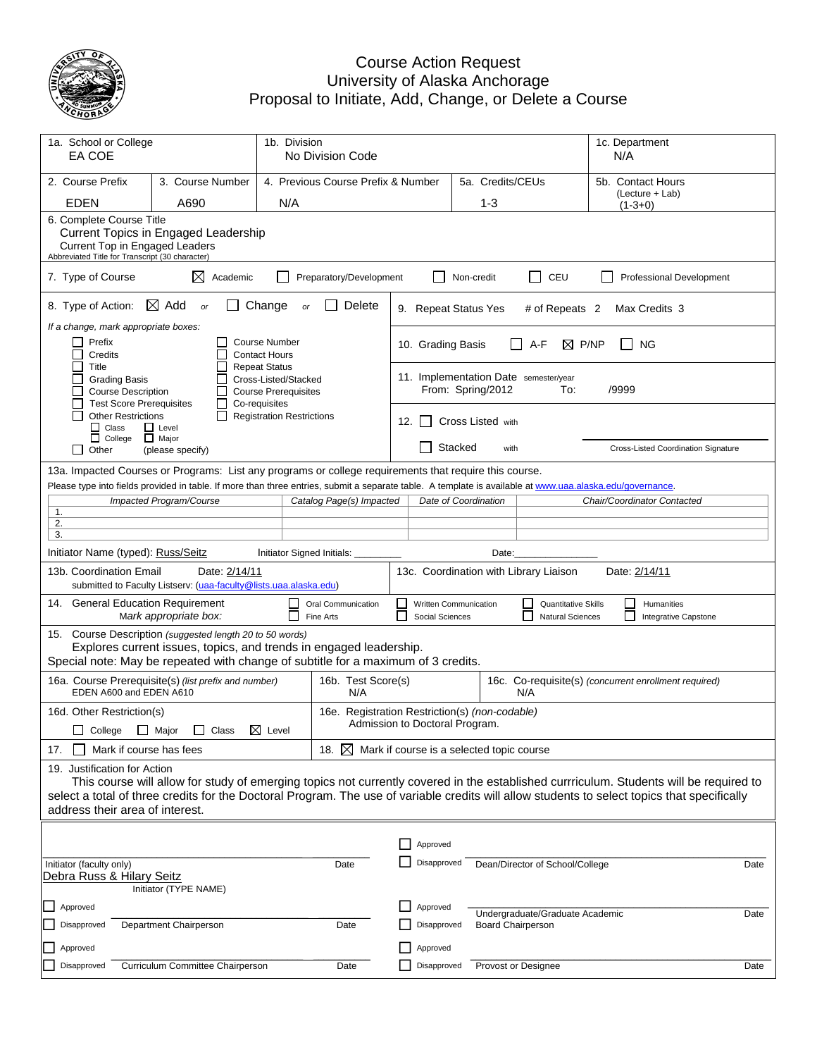# Course Action Request
## University of Alaska Anchorage
## Proposal to Initiate, Add, Change, or Delete a Course

| | | | | |
|---|---|---|---|---|
| 1a. School or College<br>EA COE | 1b. Division<br>No Division Code | | | 1c. Department<br>N/A |
| 2. Course Prefix<br>EDEN | 3. Course Number<br>A690 | 4. Previous Course Prefix & Number<br>N/A | 5a. Credits/CEUs<br>1-3 | 5b. Contact Hours (Lecture + Lab)<br>(1-3+0) |

6. Complete Course Title
Current Topics in Engaged Leadership
Current Top in Engaged Leaders
Abbreviated Title for Transcript (30 character)

7. Type of Course ☒ Academic ☐ Preparatory/Development ☐ Non-credit ☐ CEU ☐ Professional Development

8. Type of Action: ☒ Add or ☐ Change or ☐ Delete

*If a change, mark appropriate boxes:*

- ☐ Prefix
- ☐ Credits
- ☐ Title
- ☐ Grading Basis
- ☐ Course Description
- ☐ Test Score Prerequisites
- ☐ Other Restrictions
  - ☐ Class ☐ Level
  - ☐ College ☐ Major
- ☐ Other (please specify)
- ☐ Course Number
- ☐ Contact Hours
- ☐ Repeat Status
- ☐ Cross-Listed/Stacked
- ☐ Course Prerequisites
- ☐ Co-requisites
- ☐ Registration Restrictions

9. Repeat Status Yes # of Repeats 2 Max Credits 3

10. Grading Basis ☐ A-F ☒ P/NP ☐ NG

11. Implementation Date semester/year
From: Spring/2012 To: /9999

12. ☐ Cross Listed with
☐ Stacked with
Cross-Listed Coordination Signature

13a. Impacted Courses or Programs: List any programs or college requirements that require this course.
Please type into fields provided in table. If more than three entries, submit a separate table. A template is available at www.uaa.alaska.edu/governance.

| *Impacted Program/Course* | *Catalog Page(s) Impacted* | *Date of Coordination* | *Chair/Coordinator Contacted* |
|---|---|---|---|
| 1. | | | |
| 2. | | | |
| 3. | | | |

Initiator Name (typed): Russ/Seitz Initiator Signed Initials: ________ Date:______________

13b. Coordination Email Date: 2/14/11
submitted to Faculty Listserv: (uaa-faculty@lists.uaa.alaska.edu)

13c. Coordination with Library Liaison Date: 2/14/11

14. General Education Requirement
*Mark appropriate box:*
☐ Oral Communication ☐ Written Communication ☐ Quantitative Skills ☐ Humanities
☐ Fine Arts ☐ Social Sciences ☐ Natural Sciences ☐ Integrative Capstone

15. Course Description *(suggested length 20 to 50 words)*
Explores current issues, topics, and trends in engaged leadership.
Special note: May be repeated with change of subtitle for a maximum of 3 credits.

16a. Course Prerequisite(s) *(list prefix and number)*
EDEN A600 and EDEN A610

16b. Test Score(s)
N/A

16c. Co-requisite(s) *(concurrent enrollment required)*
N/A

16d. Other Restriction(s)
☐ College ☐ Major ☐ Class ☒ Level

16e. Registration Restriction(s) *(non-codable)*
Admission to Doctoral Program.

17. ☐ Mark if course has fees

18. ☒ Mark if course is a selected topic course

19. Justification for Action
This course will allow for study of emerging topics not currently covered in the established currriculum. Students will be required to select a total of three credits for the Doctoral Program. The use of variable credits will allow students to select topics that specifically address their area of interest.

| | |
|---|---|
| Initiator (faculty only) ______ Date<br>Debra Russ & Hilary Seitz<br>Initiator (TYPE NAME) | ☐ Approved<br>☐ Disapproved Dean/Director of School/College ______ Date |
| ☐ Approved<br>☐ Disapproved Department Chairperson ______ Date | ☐ Approved<br>☐ Disapproved Undergraduate/Graduate Academic Board Chairperson ______ Date |
| ☐ Approved<br>☐ Disapproved Curriculum Committee Chairperson ______ Date | ☐ Approved<br>☐ Disapproved Provost or Designee ______ Date |